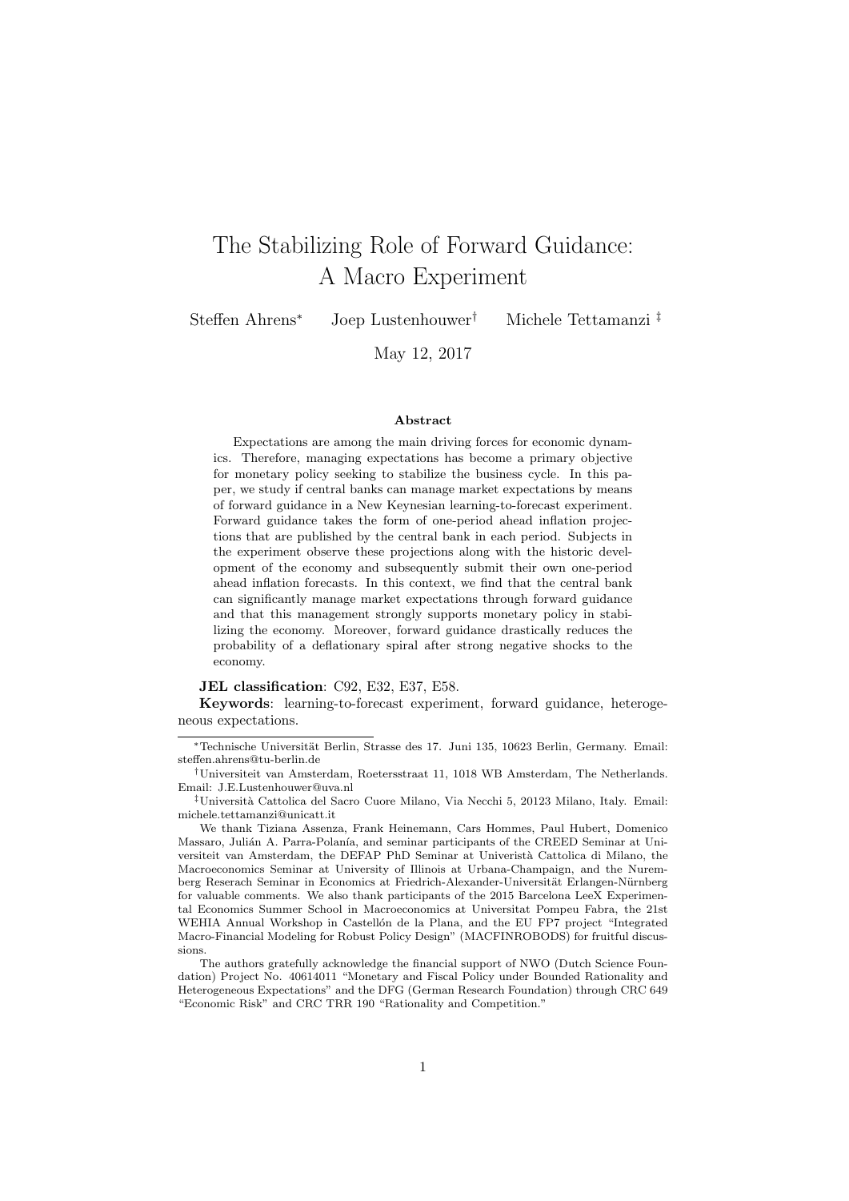# The Stabilizing Role of Forward Guidance: A Macro Experiment

Steffen Ahrens[*] Joep Lustenhouwer[†] Michele Tettamanzi[‡]

May 12, 2017

### Abstract

Expectations are among the main driving forces for economic dynamics. Therefore, managing expectations has become a primary objective for monetary policy seeking to stabilize the business cycle. In this paper, we study if central banks can manage market expectations by means of forward guidance in a New Keynesian learning-to-forecast experiment. Forward guidance takes the form of one-period ahead inflation projections that are published by the central bank in each period. Subjects in the experiment observe these projections along with the historic development of the economy and subsequently submit their own one-period ahead inflation forecasts. In this context, we find that the central bank can significantly manage market expectations through forward guidance and that this management strongly supports monetary policy in stabilizing the economy. Moreover, forward guidance drastically reduces the probability of a deflationary spiral after strong negative shocks to the economy.

**JEL classification**: C92, E32, E37, E58.

**Keywords**: learning-to-forecast experiment, forward guidance, heterogeneous expectations.

---

[*]Technische Universität Berlin, Strasse des 17. Juni 135, 10623 Berlin, Germany. Email: steffen.ahrens@tu-berlin.de

[†]Universiteit van Amsterdam, Roetersstraat 11, 1018 WB Amsterdam, The Netherlands. Email: J.E.Lustenhouwer@uva.nl

[‡]Università Cattolica del Sacro Cuore Milano, Via Necchi 5, 20123 Milano, Italy. Email: michele.tettamanzi@unicatt.it

We thank Tiziana Assenza, Frank Heinemann, Cars Hommes, Paul Hubert, Domenico Massaro, Julián A. Parra-Polanía, and seminar participants of the CREED Seminar at Universiteit van Amsterdam, the DEFAP PhD Seminar at Univeristà Cattolica di Milano, the Macroeconomics Seminar at University of Illinois at Urbana-Champaign, and the Nuremberg Reserach Seminar in Economics at Friedrich-Alexander-Universität Erlangen-Nürnberg for valuable comments. We also thank participants of the 2015 Barcelona LeeX Experimental Economics Summer School in Macroeconomics at Universitat Pompeu Fabra, the 21st WEHIA Annual Workshop in Castellón de la Plana, and the EU FP7 project "Integrated Macro-Financial Modeling for Robust Policy Design" (MACFINROBODS) for fruitful discussions.

The authors gratefully acknowledge the financial support of NWO (Dutch Science Foundation) Project No. 40614011 "Monetary and Fiscal Policy under Bounded Rationality and Heterogeneous Expectations" and the DFG (German Research Foundation) through CRC 649 "Economic Risk" and CRC TRR 190 "Rationality and Competition."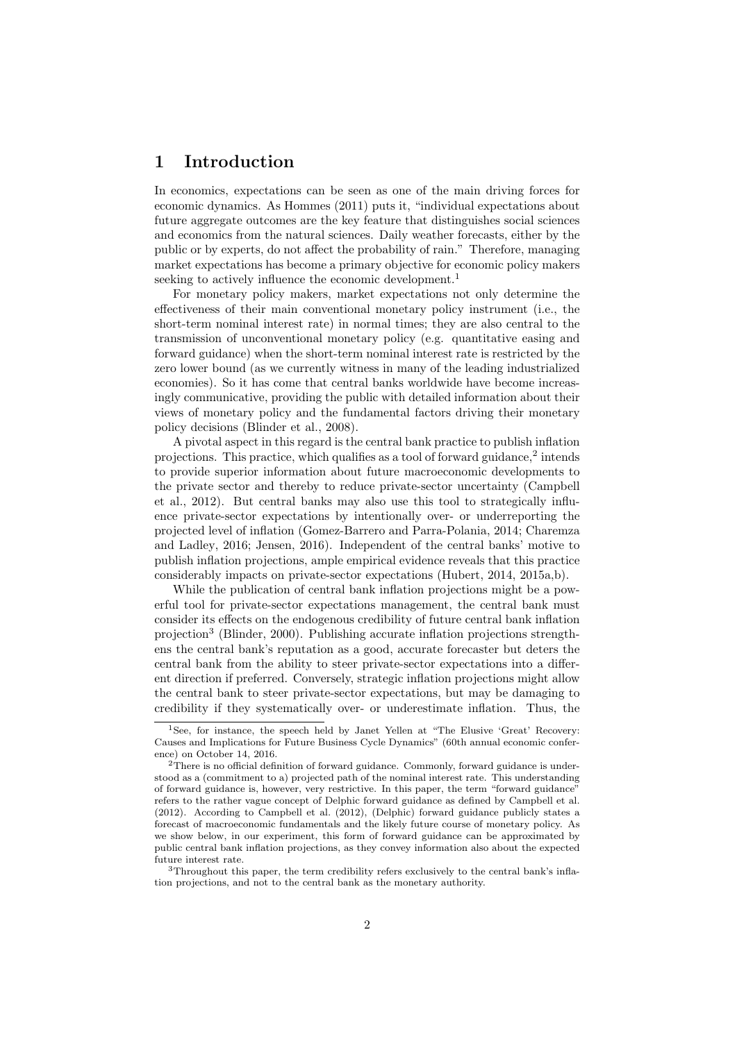# 1 Introduction

In economics, expectations can be seen as one of the main driving forces for economic dynamics. As Hommes (2011) puts it, "individual expectations about future aggregate outcomes are the key feature that distinguishes social sciences and economics from the natural sciences. Daily weather forecasts, either by the public or by experts, do not affect the probability of rain." Therefore, managing market expectations has become a primary objective for economic policy makers seeking to actively influence the economic development.[1]

For monetary policy makers, market expectations not only determine the effectiveness of their main conventional monetary policy instrument (i.e., the short-term nominal interest rate) in normal times; they are also central to the transmission of unconventional monetary policy (e.g. quantitative easing and forward guidance) when the short-term nominal interest rate is restricted by the zero lower bound (as we currently witness in many of the leading industrialized economies). So it has come that central banks worldwide have become increasingly communicative, providing the public with detailed information about their views of monetary policy and the fundamental factors driving their monetary policy decisions (Blinder et al., 2008).

A pivotal aspect in this regard is the central bank practice to publish inflation projections. This practice, which qualifies as a tool of forward guidance,[2] intends to provide superior information about future macroeconomic developments to the private sector and thereby to reduce private-sector uncertainty (Campbell et al., 2012). But central banks may also use this tool to strategically influence private-sector expectations by intentionally over- or underreporting the projected level of inflation (Gomez-Barrero and Parra-Polania, 2014; Charemza and Ladley, 2016; Jensen, 2016). Independent of the central banks' motive to publish inflation projections, ample empirical evidence reveals that this practice considerably impacts on private-sector expectations (Hubert, 2014, 2015a,b).

While the publication of central bank inflation projections might be a powerful tool for private-sector expectations management, the central bank must consider its effects on the endogenous credibility of future central bank inflation projection[3] (Blinder, 2000). Publishing accurate inflation projections strengthens the central bank's reputation as a good, accurate forecaster but deters the central bank from the ability to steer private-sector expectations into a different direction if preferred. Conversely, strategic inflation projections might allow the central bank to steer private-sector expectations, but may be damaging to credibility if they systematically over- or underestimate inflation. Thus, the

[1] See, for instance, the speech held by Janet Yellen at "The Elusive 'Great' Recovery: Causes and Implications for Future Business Cycle Dynamics" (60th annual economic conference) on October 14, 2016.

[2] There is no official definition of forward guidance. Commonly, forward guidance is understood as a (commitment to a) projected path of the nominal interest rate. This understanding of forward guidance is, however, very restrictive. In this paper, the term "forward guidance" refers to the rather vague concept of Delphic forward guidance as defined by Campbell et al. (2012). According to Campbell et al. (2012), (Delphic) forward guidance publicly states a forecast of macroeconomic fundamentals and the likely future course of monetary policy. As we show below, in our experiment, this form of forward guidance can be approximated by public central bank inflation projections, as they convey information also about the expected future interest rate.

[3] Throughout this paper, the term credibility refers exclusively to the central bank's inflation projections, and not to the central bank as the monetary authority.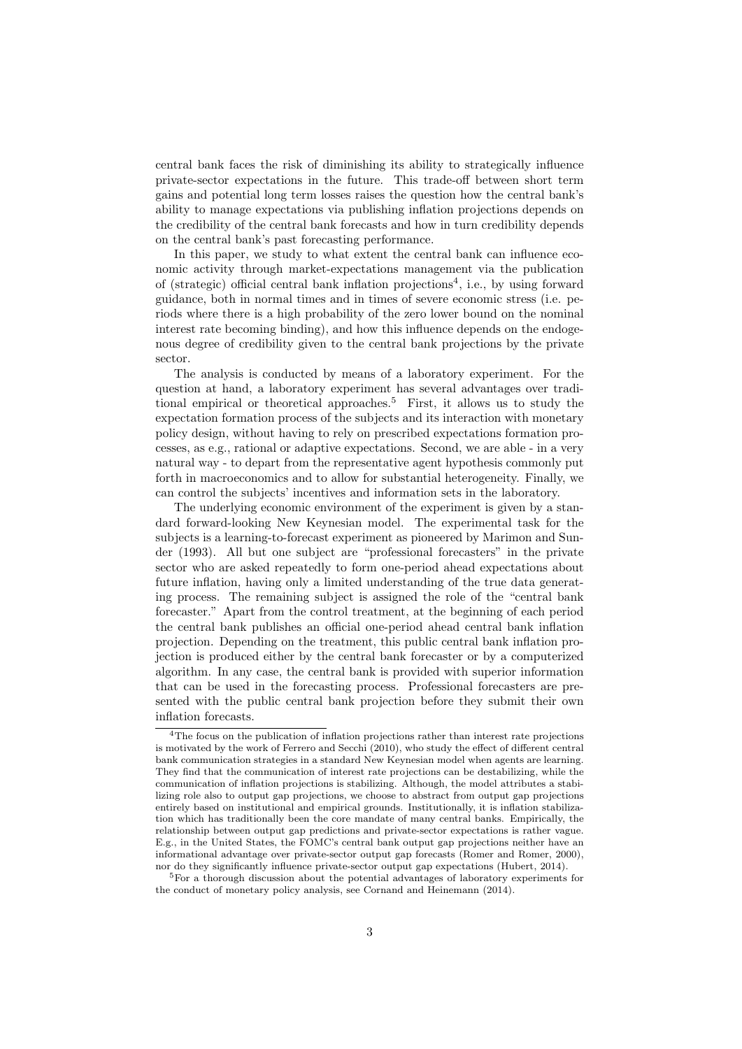central bank faces the risk of diminishing its ability to strategically influence private-sector expectations in the future. This trade-off between short term gains and potential long term losses raises the question how the central bank's ability to manage expectations via publishing inflation projections depends on the credibility of the central bank forecasts and how in turn credibility depends on the central bank's past forecasting performance.

In this paper, we study to what extent the central bank can influence economic activity through market-expectations management via the publication of (strategic) official central bank inflation projections[4], i.e., by using forward guidance, both in normal times and in times of severe economic stress (i.e. periods where there is a high probability of the zero lower bound on the nominal interest rate becoming binding), and how this influence depends on the endogenous degree of credibility given to the central bank projections by the private sector.

The analysis is conducted by means of a laboratory experiment. For the question at hand, a laboratory experiment has several advantages over traditional empirical or theoretical approaches.[5] First, it allows us to study the expectation formation process of the subjects and its interaction with monetary policy design, without having to rely on prescribed expectations formation processes, as e.g., rational or adaptive expectations. Second, we are able - in a very natural way - to depart from the representative agent hypothesis commonly put forth in macroeconomics and to allow for substantial heterogeneity. Finally, we can control the subjects' incentives and information sets in the laboratory.

The underlying economic environment of the experiment is given by a standard forward-looking New Keynesian model. The experimental task for the subjects is a learning-to-forecast experiment as pioneered by Marimon and Sunder (1993). All but one subject are "professional forecasters" in the private sector who are asked repeatedly to form one-period ahead expectations about future inflation, having only a limited understanding of the true data generating process. The remaining subject is assigned the role of the "central bank forecaster." Apart from the control treatment, at the beginning of each period the central bank publishes an official one-period ahead central bank inflation projection. Depending on the treatment, this public central bank inflation projection is produced either by the central bank forecaster or by a computerized algorithm. In any case, the central bank is provided with superior information that can be used in the forecasting process. Professional forecasters are presented with the public central bank projection before they submit their own inflation forecasts.

[4]The focus on the publication of inflation projections rather than interest rate projections is motivated by the work of Ferrero and Secchi (2010), who study the effect of different central bank communication strategies in a standard New Keynesian model when agents are learning. They find that the communication of interest rate projections can be destabilizing, while the communication of inflation projections is stabilizing. Although, the model attributes a stabilizing role also to output gap projections, we choose to abstract from output gap projections entirely based on institutional and empirical grounds. Institutionally, it is inflation stabilization which has traditionally been the core mandate of many central banks. Empirically, the relationship between output gap predictions and private-sector expectations is rather vague. E.g., in the United States, the FOMC's central bank output gap projections neither have an informational advantage over private-sector output gap forecasts (Romer and Romer, 2000), nor do they significantly influence private-sector output gap expectations (Hubert, 2014).

[5]For a thorough discussion about the potential advantages of laboratory experiments for the conduct of monetary policy analysis, see Cornand and Heinemann (2014).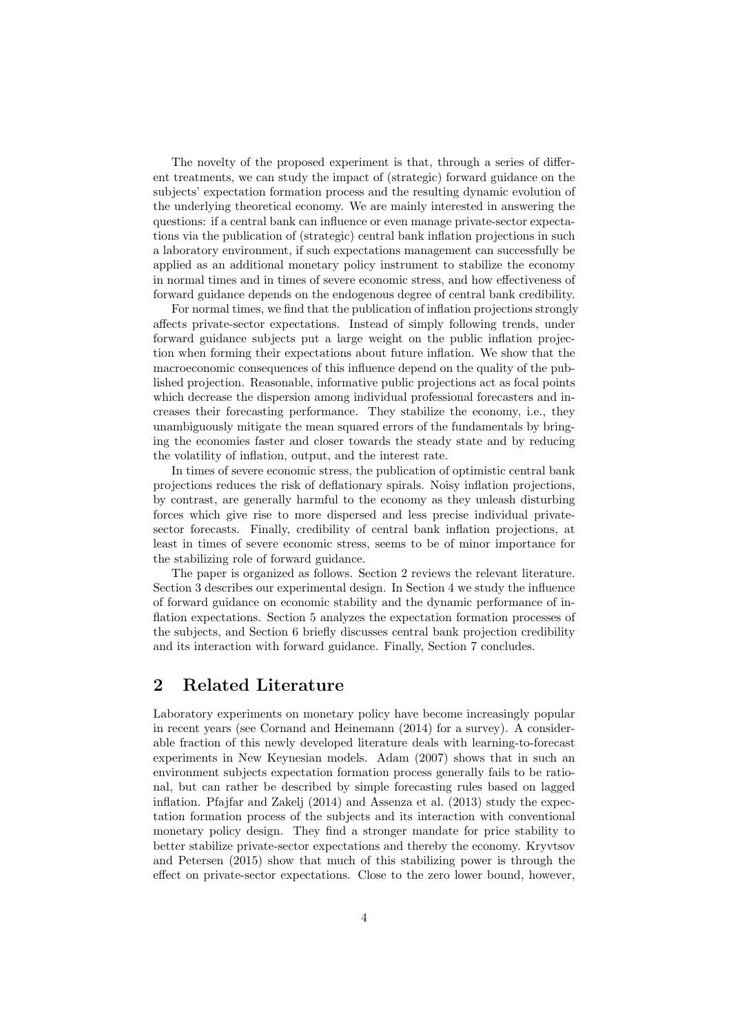The novelty of the proposed experiment is that, through a series of different treatments, we can study the impact of (strategic) forward guidance on the subjects' expectation formation process and the resulting dynamic evolution of the underlying theoretical economy. We are mainly interested in answering the questions: if a central bank can influence or even manage private-sector expectations via the publication of (strategic) central bank inflation projections in such a laboratory environment, if such expectations management can successfully be applied as an additional monetary policy instrument to stabilize the economy in normal times and in times of severe economic stress, and how effectiveness of forward guidance depends on the endogenous degree of central bank credibility.

For normal times, we find that the publication of inflation projections strongly affects private-sector expectations. Instead of simply following trends, under forward guidance subjects put a large weight on the public inflation projection when forming their expectations about future inflation. We show that the macroeconomic consequences of this influence depend on the quality of the published projection. Reasonable, informative public projections act as focal points which decrease the dispersion among individual professional forecasters and increases their forecasting performance. They stabilize the economy, i.e., they unambiguously mitigate the mean squared errors of the fundamentals by bringing the economies faster and closer towards the steady state and by reducing the volatility of inflation, output, and the interest rate.

In times of severe economic stress, the publication of optimistic central bank projections reduces the risk of deflationary spirals. Noisy inflation projections, by contrast, are generally harmful to the economy as they unleash disturbing forces which give rise to more dispersed and less precise individual private-sector forecasts. Finally, credibility of central bank inflation projections, at least in times of severe economic stress, seems to be of minor importance for the stabilizing role of forward guidance.

The paper is organized as follows. Section 2 reviews the relevant literature. Section 3 describes our experimental design. In Section 4 we study the influence of forward guidance on economic stability and the dynamic performance of inflation expectations. Section 5 analyzes the expectation formation processes of the subjects, and Section 6 briefly discusses central bank projection credibility and its interaction with forward guidance. Finally, Section 7 concludes.

## 2 Related Literature

Laboratory experiments on monetary policy have become increasingly popular in recent years (see Cornand and Heinemann (2014) for a survey). A considerable fraction of this newly developed literature deals with learning-to-forecast experiments in New Keynesian models. Adam (2007) shows that in such an environment subjects expectation formation process generally fails to be rational, but can rather be described by simple forecasting rules based on lagged inflation. Pfajfar and Zakelj (2014) and Assenza et al. (2013) study the expectation formation process of the subjects and its interaction with conventional monetary policy design. They find a stronger mandate for price stability to better stabilize private-sector expectations and thereby the economy. Kryvtsov and Petersen (2015) show that much of this stabilizing power is through the effect on private-sector expectations. Close to the zero lower bound, however,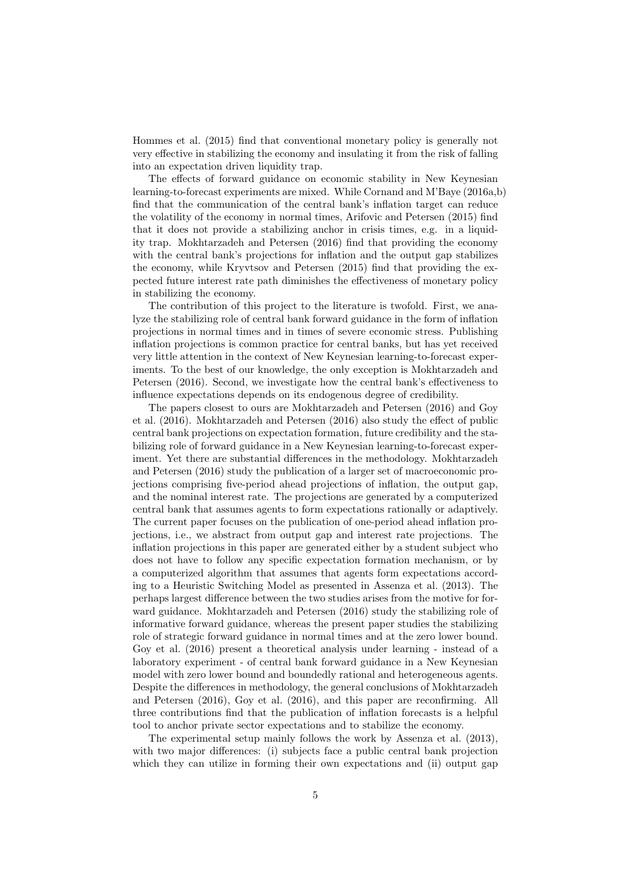Hommes et al. (2015) find that conventional monetary policy is generally not very effective in stabilizing the economy and insulating it from the risk of falling into an expectation driven liquidity trap.

The effects of forward guidance on economic stability in New Keynesian learning-to-forecast experiments are mixed. While Cornand and M'Baye (2016a,b) find that the communication of the central bank's inflation target can reduce the volatility of the economy in normal times, Arifovic and Petersen (2015) find that it does not provide a stabilizing anchor in crisis times, e.g. in a liquidity trap. Mokhtarzadeh and Petersen (2016) find that providing the economy with the central bank's projections for inflation and the output gap stabilizes the economy, while Kryvtsov and Petersen (2015) find that providing the expected future interest rate path diminishes the effectiveness of monetary policy in stabilizing the economy.

The contribution of this project to the literature is twofold. First, we analyze the stabilizing role of central bank forward guidance in the form of inflation projections in normal times and in times of severe economic stress. Publishing inflation projections is common practice for central banks, but has yet received very little attention in the context of New Keynesian learning-to-forecast experiments. To the best of our knowledge, the only exception is Mokhtarzadeh and Petersen (2016). Second, we investigate how the central bank's effectiveness to influence expectations depends on its endogenous degree of credibility.

The papers closest to ours are Mokhtarzadeh and Petersen (2016) and Goy et al. (2016). Mokhtarzadeh and Petersen (2016) also study the effect of public central bank projections on expectation formation, future credibility and the stabilizing role of forward guidance in a New Keynesian learning-to-forecast experiment. Yet there are substantial differences in the methodology. Mokhtarzadeh and Petersen (2016) study the publication of a larger set of macroeconomic projections comprising five-period ahead projections of inflation, the output gap, and the nominal interest rate. The projections are generated by a computerized central bank that assumes agents to form expectations rationally or adaptively. The current paper focuses on the publication of one-period ahead inflation projections, i.e., we abstract from output gap and interest rate projections. The inflation projections in this paper are generated either by a student subject who does not have to follow any specific expectation formation mechanism, or by a computerized algorithm that assumes that agents form expectations according to a Heuristic Switching Model as presented in Assenza et al. (2013). The perhaps largest difference between the two studies arises from the motive for forward guidance. Mokhtarzadeh and Petersen (2016) study the stabilizing role of informative forward guidance, whereas the present paper studies the stabilizing role of strategic forward guidance in normal times and at the zero lower bound. Goy et al. (2016) present a theoretical analysis under learning - instead of a laboratory experiment - of central bank forward guidance in a New Keynesian model with zero lower bound and boundedly rational and heterogeneous agents. Despite the differences in methodology, the general conclusions of Mokhtarzadeh and Petersen (2016), Goy et al. (2016), and this paper are reconfirming. All three contributions find that the publication of inflation forecasts is a helpful tool to anchor private sector expectations and to stabilize the economy.

The experimental setup mainly follows the work by Assenza et al. (2013), with two major differences: (i) subjects face a public central bank projection which they can utilize in forming their own expectations and (ii) output gap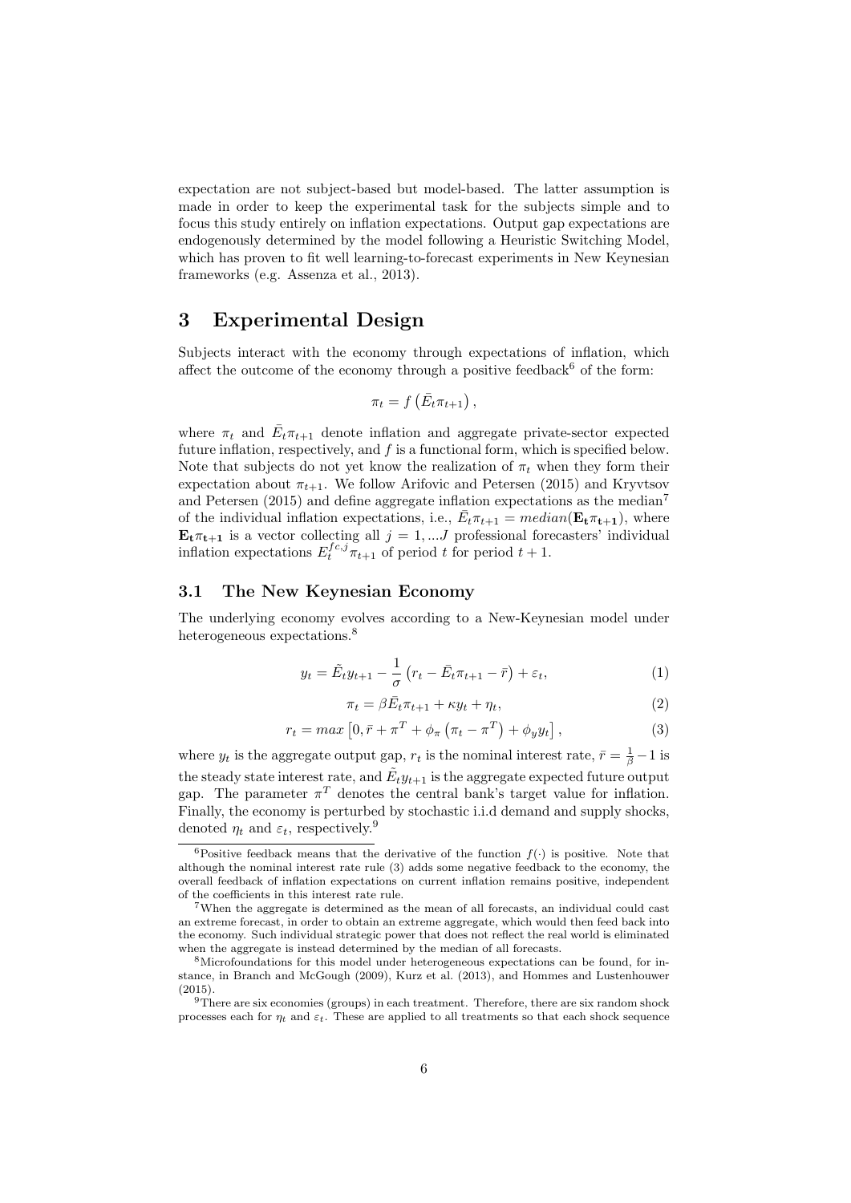expectation are not subject-based but model-based. The latter assumption is made in order to keep the experimental task for the subjects simple and to focus this study entirely on inflation expectations. Output gap expectations are endogenously determined by the model following a Heuristic Switching Model, which has proven to fit well learning-to-forecast experiments in New Keynesian frameworks (e.g. Assenza et al., 2013).

# 3 Experimental Design

Subjects interact with the economy through expectations of inflation, which affect the outcome of the economy through a positive feedback[6] of the form:

$$\pi_t = f\left(\bar{E}_t \pi_{t+1}\right),$$

where $\pi_t$ and $\bar{E}_t \pi_{t+1}$ denote inflation and aggregate private-sector expected future inflation, respectively, and $f$ is a functional form, which is specified below. Note that subjects do not yet know the realization of $\pi_t$ when they form their expectation about $\pi_{t+1}$. We follow Arifovic and Petersen (2015) and Kryvtsov and Petersen (2015) and define aggregate inflation expectations as the median[7] of the individual inflation expectations, i.e., $\bar{E}_t \pi_{t+1} = median(\mathbf{E_t \pi_{t+1}})$, where $\mathbf{E_t \pi_{t+1}}$ is a vector collecting all $j = 1, ...J$ professional forecasters' individual inflation expectations $E_t^{fc,j} \pi_{t+1}$ of period $t$ for period $t+1$.

## 3.1 The New Keynesian Economy

The underlying economy evolves according to a New-Keynesian model under heterogeneous expectations.[8]

$$y_t = \tilde{E}_t y_{t+1} - \frac{1}{\sigma}\left(r_t - \bar{E}_t \pi_{t+1} - \bar{r}\right) + \varepsilon_t, \tag{1}$$

$$\pi_t = \beta \bar{E}_t \pi_{t+1} + \kappa y_t + \eta_t, \tag{2}$$

$$r_t = max\left[0, \bar{r} + \pi^T + \phi_\pi\left(\pi_t - \pi^T\right) + \phi_y y_t\right], \tag{3}$$

where $y_t$ is the aggregate output gap, $r_t$ is the nominal interest rate, $\bar{r} = \frac{1}{\beta} - 1$ is the steady state interest rate, and $\tilde{E}_t y_{t+1}$ is the aggregate expected future output gap. The parameter $\pi^T$ denotes the central bank's target value for inflation. Finally, the economy is perturbed by stochastic i.i.d demand and supply shocks, denoted $\eta_t$ and $\varepsilon_t$, respectively.[9]

[6] Positive feedback means that the derivative of the function $f(\cdot)$ is positive. Note that although the nominal interest rate rule (3) adds some negative feedback to the economy, the overall feedback of inflation expectations on current inflation remains positive, independent of the coefficients in this interest rate rule.

[7] When the aggregate is determined as the mean of all forecasts, an individual could cast an extreme forecast, in order to obtain an extreme aggregate, which would then feed back into the economy. Such individual strategic power that does not reflect the real world is eliminated when the aggregate is instead determined by the median of all forecasts.

[8] Microfoundations for this model under heterogeneous expectations can be found, for instance, in Branch and McGough (2009), Kurz et al. (2013), and Hommes and Lustenhouwer (2015).

[9] There are six economies (groups) in each treatment. Therefore, there are six random shock processes each for $\eta_t$ and $\varepsilon_t$. These are applied to all treatments so that each shock sequence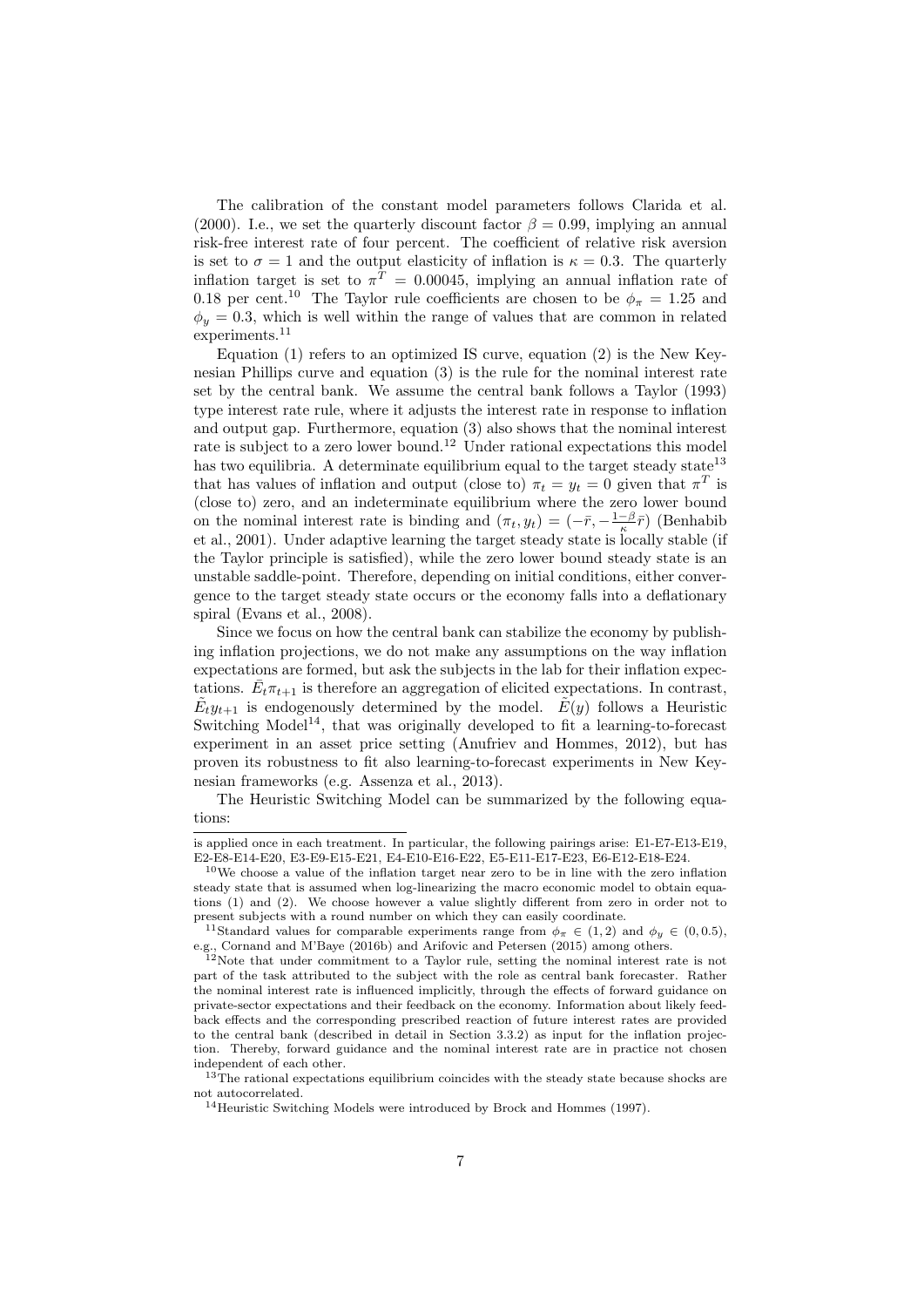The calibration of the constant model parameters follows Clarida et al. (2000). I.e., we set the quarterly discount factor $\beta = 0.99$, implying an annual risk-free interest rate of four percent. The coefficient of relative risk aversion is set to $\sigma = 1$ and the output elasticity of inflation is $\kappa = 0.3$. The quarterly inflation target is set to $\pi^T = 0.00045$, implying an annual inflation rate of 0.18 per cent.[10] The Taylor rule coefficients are chosen to be $\phi_\pi = 1.25$ and $\phi_y = 0.3$, which is well within the range of values that are common in related experiments.[11]

Equation (1) refers to an optimized IS curve, equation (2) is the New Keynesian Phillips curve and equation (3) is the rule for the nominal interest rate set by the central bank. We assume the central bank follows a Taylor (1993) type interest rate rule, where it adjusts the interest rate in response to inflation and output gap. Furthermore, equation (3) also shows that the nominal interest rate is subject to a zero lower bound.[12] Under rational expectations this model has two equilibria. A determinate equilibrium equal to the target steady state[13] that has values of inflation and output (close to) $\pi_t = y_t = 0$ given that $\pi^T$ is (close to) zero, and an indeterminate equilibrium where the zero lower bound on the nominal interest rate is binding and $(\pi_t, y_t) = (-\bar{r}, -\frac{1-\beta}{\kappa}\bar{r})$ (Benhabib et al., 2001). Under adaptive learning the target steady state is locally stable (if the Taylor principle is satisfied), while the zero lower bound steady state is an unstable saddle-point. Therefore, depending on initial conditions, either convergence to the target steady state occurs or the economy falls into a deflationary spiral (Evans et al., 2008).

Since we focus on how the central bank can stabilize the economy by publishing inflation projections, we do not make any assumptions on the way inflation expectations are formed, but ask the subjects in the lab for their inflation expectations. $\bar{E}_t\pi_{t+1}$ is therefore an aggregation of elicited expectations. In contrast, $\tilde{E}_t y_{t+1}$ is endogenously determined by the model. $\tilde{E}(y)$ follows a Heuristic Switching Model[14], that was originally developed to fit a learning-to-forecast experiment in an asset price setting (Anufriev and Hommes, 2012), but has proven its robustness to fit also learning-to-forecast experiments in New Keynesian frameworks (e.g. Assenza et al., 2013).

The Heuristic Switching Model can be summarized by the following equations:

---

is applied once in each treatment. In particular, the following pairings arise: E1-E7-E13-E19, E2-E8-E14-E20, E3-E9-E15-E21, E4-E10-E16-E22, E5-E11-E17-E23, E6-E12-E18-E24.

[10] We choose a value of the inflation target near zero to be in line with the zero inflation steady state that is assumed when log-linearizing the macro economic model to obtain equations (1) and (2). We choose however a value slightly different from zero in order not to present subjects with a round number on which they can easily coordinate.

[11] Standard values for comparable experiments range from $\phi_\pi \in (1, 2)$ and $\phi_y \in (0, 0.5)$, e.g., Cornand and M'Baye (2016b) and Arifovic and Petersen (2015) among others.

[12] Note that under commitment to a Taylor rule, setting the nominal interest rate is not part of the task attributed to the subject with the role as central bank forecaster. Rather the nominal interest rate is influenced implicitly, through the effects of forward guidance on private-sector expectations and their feedback on the economy. Information about likely feedback effects and the corresponding prescribed reaction of future interest rates are provided to the central bank (described in detail in Section 3.3.2) as input for the inflation projection. Thereby, forward guidance and the nominal interest rate are in practice not chosen independent of each other.

[13] The rational expectations equilibrium coincides with the steady state because shocks are not autocorrelated.

[14] Heuristic Switching Models were introduced by Brock and Hommes (1997).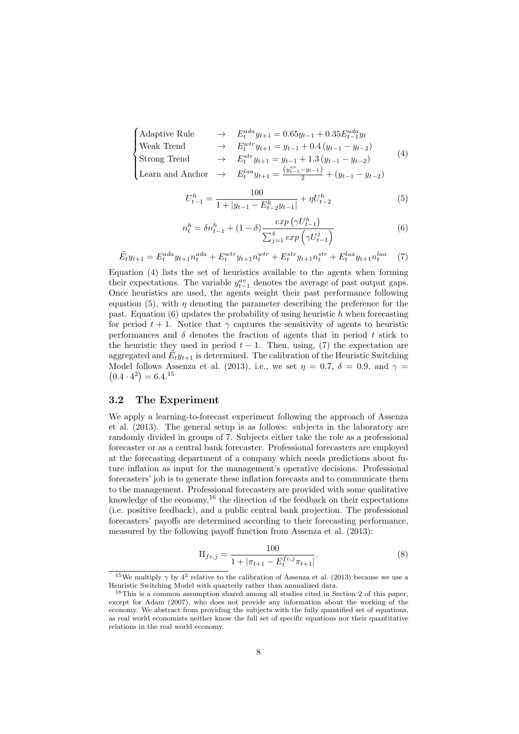$$
\begin{cases}
\text{Adaptive Rule} & \rightarrow \quad E_t^{ada} y_{t+1} = 0.65 y_{t-1} + 0.35 E_{t-1}^{ada} y_t \\
\text{Weak Trend} & \rightarrow \quad E_t^{wtr} y_{t+1} = y_{t-1} + 0.4 \left( y_{t-1} - y_{t-2} \right) \\
\text{Strong Trend} & \rightarrow \quad E_t^{str} y_{t+1} = y_{t-1} + 1.3 \left( y_{t-1} - y_{t-2} \right) \\
\text{Learn and Anchor} & \rightarrow \quad E_t^{laa} y_{t+1} = \frac{\left( y_{t-1}^{av} - y_{t-1} \right)}{2} + \left( y_{t-1} - y_{t-2} \right)
\end{cases} \tag{4}
$$

$$
U_{t-1}^h = \frac{100}{1 + |y_{t-1} - E_{t-2}^h y_{t-1}|} + \eta U_{t-2}^h \tag{5}
$$

$$
n_t^h = \delta n_{t-1}^h + (1 - \delta) \frac{exp\left( \gamma U_{t-1}^h \right)}{\sum_{j=1}^4 exp\left( \gamma U_{t-1}^j \right)} \tag{6}
$$

$$
\tilde{E}_t y_{t+1} = E_t^{ada} y_{t+1} n_t^{ada} + E_t^{wtr} y_{t+1} n_t^{wtr} + E_t^{str} y_{t+1} n_t^{str} + E_t^{laa} y_{t+1} n_t^{laa} \tag{7}
$$

Equation (4) lists the set of heuristics available to the agents when forming their expectations. The variable $y_{t-1}^{av}$ denotes the average of past output gaps. Once heuristics are used, the agents weight their past performance following equation (5), with $\eta$ denoting the parameter describing the preference for the past. Equation (6) updates the probability of using heuristic $h$ when forecasting for period $t+1$. Notice that $\gamma$ captures the sensitivity of agents to heuristic performances and $\delta$ denotes the fraction of agents that in period $t$ stick to the heuristic they used in period $t-1$. Then, using, (7) the expectation are aggregated and $\tilde{E}_t y_{t+1}$ is determined. The calibration of the Heuristic Switching Model follows Assenza et al. (2013), i.e., we set $\eta = 0.7$, $\delta = 0.9$, and $\gamma = \left(0.4 \cdot 4^2\right) = 6.4$.[15]

## 3.2 The Experiment

We apply a learning-to-forecast experiment following the approach of Assenza et al. (2013). The general setup is as follows: subjects in the laboratory are randomly divided in groups of 7. Subjects either take the role as a professional forecaster or as a central bank forecaster. Professional forecasters are employed at the forecasting department of a company which needs predictions about future inflation as input for the management's operative decisions. Professional forecasters' job is to generate these inflation forecasts and to communicate them to the management. Professional forecasters are provided with some qualitative knowledge of the economy,[16] the direction of the feedback on their expectations (i.e. positive feedback), and a public central bank projection. The professional forecasters' payoffs are determined according to their forecasting performance, measured by the following payoff function from Assenza et al. (2013):

$$
\Pi_{fc,j} = \frac{100}{1 + |\pi_{t+1} - E_t^{fc,j} \pi_{t+1}|}. \tag{8}
$$

[15] We multiply $\gamma$ by $4^2$ relative to the calibration of Assenza et al. (2013) because we use a Heuristic Switching Model with quarterly rather than annualized data.

[16] This is a common assumption shared among all studies cited in Section 2 of this paper, except for Adam (2007), who does not provide any information about the working of the economy. We abstract from providing the subjects with the fully quantified set of equations, as real world economists neither know the full set of specific equations nor their quantitative relations in the real world economy.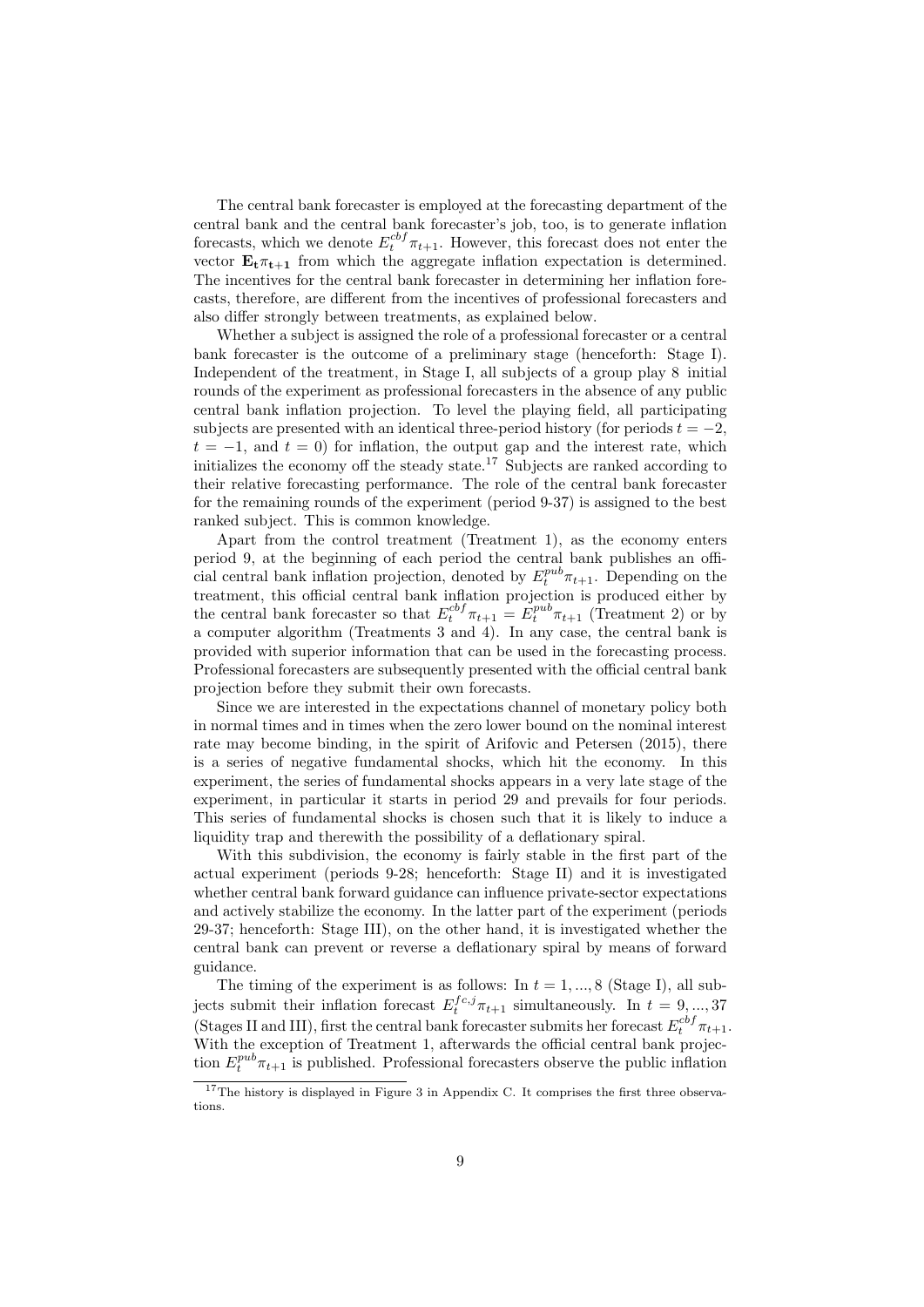The central bank forecaster is employed at the forecasting department of the central bank and the central bank forecaster's job, too, is to generate inflation forecasts, which we denote $E_t^{cbf}\pi_{t+1}$. However, this forecast does not enter the vector $\mathbf{E_t}\pi_{\mathbf{t+1}}$ from which the aggregate inflation expectation is determined. The incentives for the central bank forecaster in determining her inflation forecasts, therefore, are different from the incentives of professional forecasters and also differ strongly between treatments, as explained below.

Whether a subject is assigned the role of a professional forecaster or a central bank forecaster is the outcome of a preliminary stage (henceforth: Stage I). Independent of the treatment, in Stage I, all subjects of a group play 8 initial rounds of the experiment as professional forecasters in the absence of any public central bank inflation projection. To level the playing field, all participating subjects are presented with an identical three-period history (for periods $t = -2$, $t = -1$, and $t = 0$) for inflation, the output gap and the interest rate, which initializes the economy off the steady state.[17] Subjects are ranked according to their relative forecasting performance. The role of the central bank forecaster for the remaining rounds of the experiment (period 9-37) is assigned to the best ranked subject. This is common knowledge.

Apart from the control treatment (Treatment 1), as the economy enters period 9, at the beginning of each period the central bank publishes an official central bank inflation projection, denoted by $E_t^{pub}\pi_{t+1}$. Depending on the treatment, this official central bank inflation projection is produced either by the central bank forecaster so that $E_t^{cbf}\pi_{t+1} = E_t^{pub}\pi_{t+1}$ (Treatment 2) or by a computer algorithm (Treatments 3 and 4). In any case, the central bank is provided with superior information that can be used in the forecasting process. Professional forecasters are subsequently presented with the official central bank projection before they submit their own forecasts.

Since we are interested in the expectations channel of monetary policy both in normal times and in times when the zero lower bound on the nominal interest rate may become binding, in the spirit of Arifovic and Petersen (2015), there is a series of negative fundamental shocks, which hit the economy. In this experiment, the series of fundamental shocks appears in a very late stage of the experiment, in particular it starts in period 29 and prevails for four periods. This series of fundamental shocks is chosen such that it is likely to induce a liquidity trap and therewith the possibility of a deflationary spiral.

With this subdivision, the economy is fairly stable in the first part of the actual experiment (periods 9-28; henceforth: Stage II) and it is investigated whether central bank forward guidance can influence private-sector expectations and actively stabilize the economy. In the latter part of the experiment (periods 29-37; henceforth: Stage III), on the other hand, it is investigated whether the central bank can prevent or reverse a deflationary spiral by means of forward guidance.

The timing of the experiment is as follows: In $t = 1, ..., 8$ (Stage I), all subjects submit their inflation forecast $E_t^{fc,j}\pi_{t+1}$ simultaneously. In $t = 9, ..., 37$ (Stages II and III), first the central bank forecaster submits her forecast $E_t^{cbf}\pi_{t+1}$. With the exception of Treatment 1, afterwards the official central bank projection $E_t^{pub}\pi_{t+1}$ is published. Professional forecasters observe the public inflation

[17] The history is displayed in Figure 3 in Appendix C. It comprises the first three observations.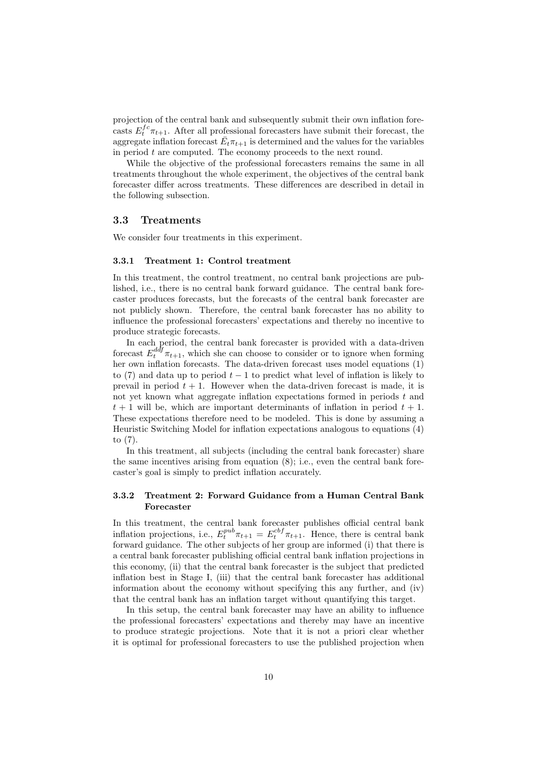projection of the central bank and subsequently submit their own inflation forecasts $E_t^{fc}\pi_{t+1}$. After all professional forecasters have submit their forecast, the aggregate inflation forecast $\bar{E}_t\pi_{t+1}$ is determined and the values for the variables in period $t$ are computed. The economy proceeds to the next round.

While the objective of the professional forecasters remains the same in all treatments throughout the whole experiment, the objectives of the central bank forecaster differ across treatments. These differences are described in detail in the following subsection.

## 3.3 Treatments

We consider four treatments in this experiment.

### 3.3.1 Treatment 1: Control treatment

In this treatment, the control treatment, no central bank projections are published, i.e., there is no central bank forward guidance. The central bank forecaster produces forecasts, but the forecasts of the central bank forecaster are not publicly shown. Therefore, the central bank forecaster has no ability to influence the professional forecasters' expectations and thereby no incentive to produce strategic forecasts.

In each period, the central bank forecaster is provided with a data-driven forecast $E_t^{ddf}\pi_{t+1}$, which she can choose to consider or to ignore when forming her own inflation forecasts. The data-driven forecast uses model equations (1) to (7) and data up to period $t-1$ to predict what level of inflation is likely to prevail in period $t+1$. However when the data-driven forecast is made, it is not yet known what aggregate inflation expectations formed in periods $t$ and $t+1$ will be, which are important determinants of inflation in period $t+1$. These expectations therefore need to be modeled. This is done by assuming a Heuristic Switching Model for inflation expectations analogous to equations (4) to (7).

In this treatment, all subjects (including the central bank forecaster) share the same incentives arising from equation (8); i.e., even the central bank forecaster's goal is simply to predict inflation accurately.

### 3.3.2 Treatment 2: Forward Guidance from a Human Central Bank Forecaster

In this treatment, the central bank forecaster publishes official central bank inflation projections, i.e., $E_t^{pub}\pi_{t+1} = E_t^{cbf}\pi_{t+1}$. Hence, there is central bank forward guidance. The other subjects of her group are informed (i) that there is a central bank forecaster publishing official central bank inflation projections in this economy, (ii) that the central bank forecaster is the subject that predicted inflation best in Stage I, (iii) that the central bank forecaster has additional information about the economy without specifying this any further, and (iv) that the central bank has an inflation target without quantifying this target.

In this setup, the central bank forecaster may have an ability to influence the professional forecasters' expectations and thereby may have an incentive to produce strategic projections. Note that it is not a priori clear whether it is optimal for professional forecasters to use the published projection when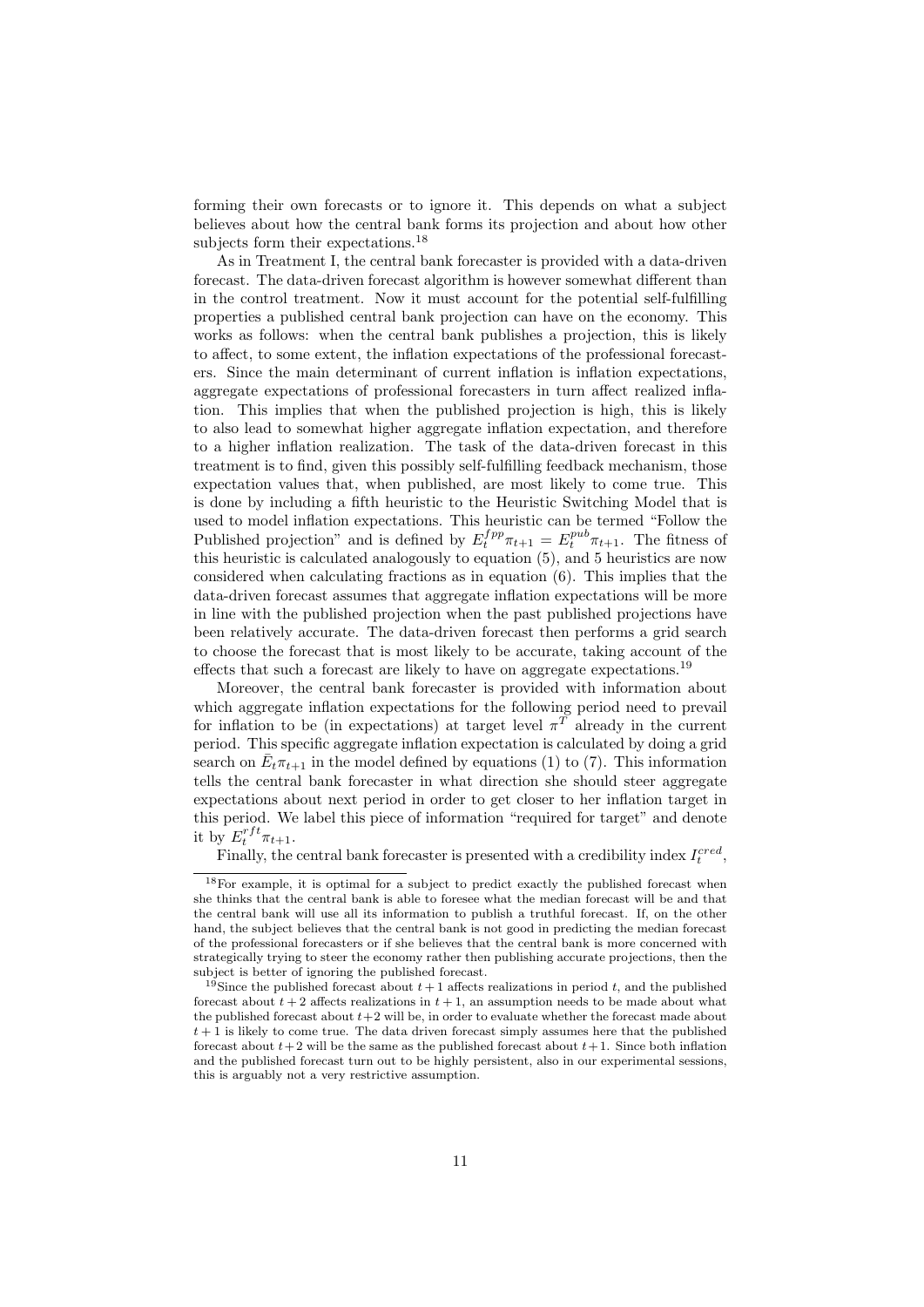forming their own forecasts or to ignore it. This depends on what a subject believes about how the central bank forms its projection and about how other subjects form their expectations.[18]

As in Treatment I, the central bank forecaster is provided with a data-driven forecast. The data-driven forecast algorithm is however somewhat different than in the control treatment. Now it must account for the potential self-fulfilling properties a published central bank projection can have on the economy. This works as follows: when the central bank publishes a projection, this is likely to affect, to some extent, the inflation expectations of the professional forecasters. Since the main determinant of current inflation is inflation expectations, aggregate expectations of professional forecasters in turn affect realized inflation. This implies that when the published projection is high, this is likely to also lead to somewhat higher aggregate inflation expectation, and therefore to a higher inflation realization. The task of the data-driven forecast in this treatment is to find, given this possibly self-fulfilling feedback mechanism, those expectation values that, when published, are most likely to come true. This is done by including a fifth heuristic to the Heuristic Switching Model that is used to model inflation expectations. This heuristic can be termed "Follow the Published projection" and is defined by $E_t^{fpp}\pi_{t+1} = E_t^{pub}\pi_{t+1}$. The fitness of this heuristic is calculated analogously to equation (5), and 5 heuristics are now considered when calculating fractions as in equation (6). This implies that the data-driven forecast assumes that aggregate inflation expectations will be more in line with the published projection when the past published projections have been relatively accurate. The data-driven forecast then performs a grid search to choose the forecast that is most likely to be accurate, taking account of the effects that such a forecast are likely to have on aggregate expectations.[19]

Moreover, the central bank forecaster is provided with information about which aggregate inflation expectations for the following period need to prevail for inflation to be (in expectations) at target level $\pi^T$ already in the current period. This specific aggregate inflation expectation is calculated by doing a grid search on $\bar{E}_t\pi_{t+1}$ in the model defined by equations (1) to (7). This information tells the central bank forecaster in what direction she should steer aggregate expectations about next period in order to get closer to her inflation target in this period. We label this piece of information "required for target" and denote it by $E_t^{rft}\pi_{t+1}$.

Finally, the central bank forecaster is presented with a credibility index $I_t^{cred}$,

[18] For example, it is optimal for a subject to predict exactly the published forecast when she thinks that the central bank is able to foresee what the median forecast will be and that the central bank will use all its information to publish a truthful forecast. If, on the other hand, the subject believes that the central bank is not good in predicting the median forecast of the professional forecasters or if she believes that the central bank is more concerned with strategically trying to steer the economy rather then publishing accurate projections, then the subject is better of ignoring the published forecast.

[19] Since the published forecast about $t+1$ affects realizations in period $t$, and the published forecast about $t+2$ affects realizations in $t+1$, an assumption needs to be made about what the published forecast about $t+2$ will be, in order to evaluate whether the forecast made about $t+1$ is likely to come true. The data driven forecast simply assumes here that the published forecast about $t+2$ will be the same as the published forecast about $t+1$. Since both inflation and the published forecast turn out to be highly persistent, also in our experimental sessions, this is arguably not a very restrictive assumption.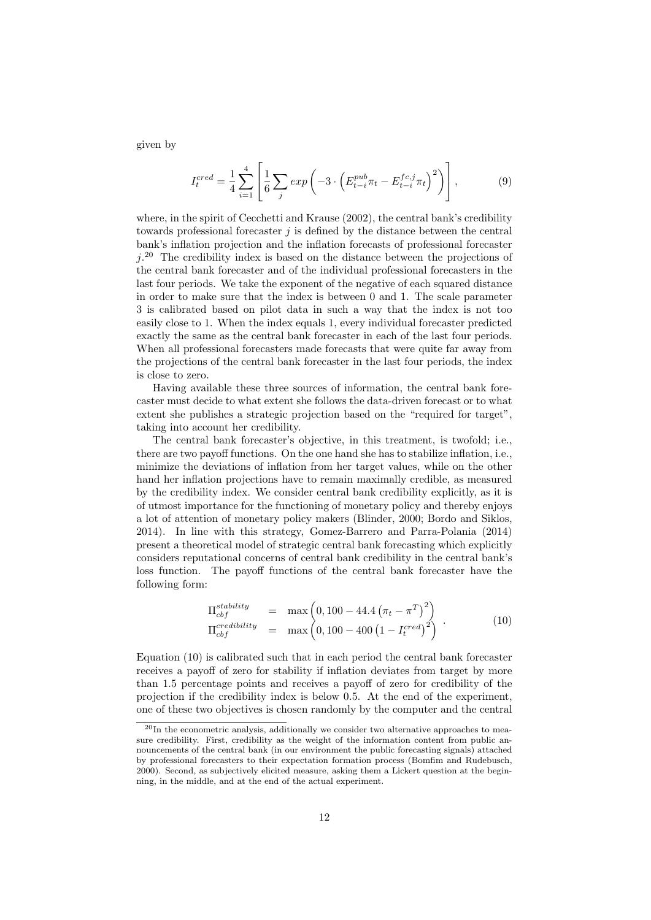given by

$$I_t^{cred} = \frac{1}{4}\sum_{i=1}^{4}\left[\frac{1}{6}\sum_{j} exp\left(-3\cdot\left(E_{t-i}^{pub}\pi_t - E_{t-i}^{fc,j}\pi_t\right)^2\right)\right], \tag{9}$$

where, in the spirit of Cecchetti and Krause (2002), the central bank's credibility towards professional forecaster $j$ is defined by the distance between the central bank's inflation projection and the inflation forecasts of professional forecaster $j$.[20] The credibility index is based on the distance between the projections of the central bank forecaster and of the individual professional forecasters in the last four periods. We take the exponent of the negative of each squared distance in order to make sure that the index is between 0 and 1. The scale parameter 3 is calibrated based on pilot data in such a way that the index is not too easily close to 1. When the index equals 1, every individual forecaster predicted exactly the same as the central bank forecaster in each of the last four periods. When all professional forecasters made forecasts that were quite far away from the projections of the central bank forecaster in the last four periods, the index is close to zero.

Having available these three sources of information, the central bank forecaster must decide to what extent she follows the data-driven forecast or to what extent she publishes a strategic projection based on the "required for target", taking into account her credibility.

The central bank forecaster's objective, in this treatment, is twofold; i.e., there are two payoff functions. On the one hand she has to stabilize inflation, i.e., minimize the deviations of inflation from her target values, while on the other hand her inflation projections have to remain maximally credible, as measured by the credibility index. We consider central bank credibility explicitly, as it is of utmost importance for the functioning of monetary policy and thereby enjoys a lot of attention of monetary policy makers (Blinder, 2000; Bordo and Siklos, 2014). In line with this strategy, Gomez-Barrero and Parra-Polania (2014) present a theoretical model of strategic central bank forecasting which explicitly considers reputational concerns of central bank credibility in the central bank's loss function. The payoff functions of the central bank forecaster have the following form:

$$\begin{array}{rcl}\Pi_{cbf}^{stability} & = & \max\left(0, 100 - 44.4\left(\pi_t - \pi^T\right)^2\right) \\ \Pi_{cbf}^{credibility} & = & \max\left(0, 100 - 400\left(1 - I_t^{cred}\right)^2\right)\end{array}. \tag{10}$$

Equation (10) is calibrated such that in each period the central bank forecaster receives a payoff of zero for stability if inflation deviates from target by more than 1.5 percentage points and receives a payoff of zero for credibility of the projection if the credibility index is below 0.5. At the end of the experiment, one of these two objectives is chosen randomly by the computer and the central

[20] In the econometric analysis, additionally we consider two alternative approaches to measure credibility. First, credibility as the weight of the information content from public announcements of the central bank (in our environment the public forecasting signals) attached by professional forecasters to their expectation formation process (Bomfim and Rudebusch, 2000). Second, as subjectively elicited measure, asking them a Lickert question at the beginning, in the middle, and at the end of the actual experiment.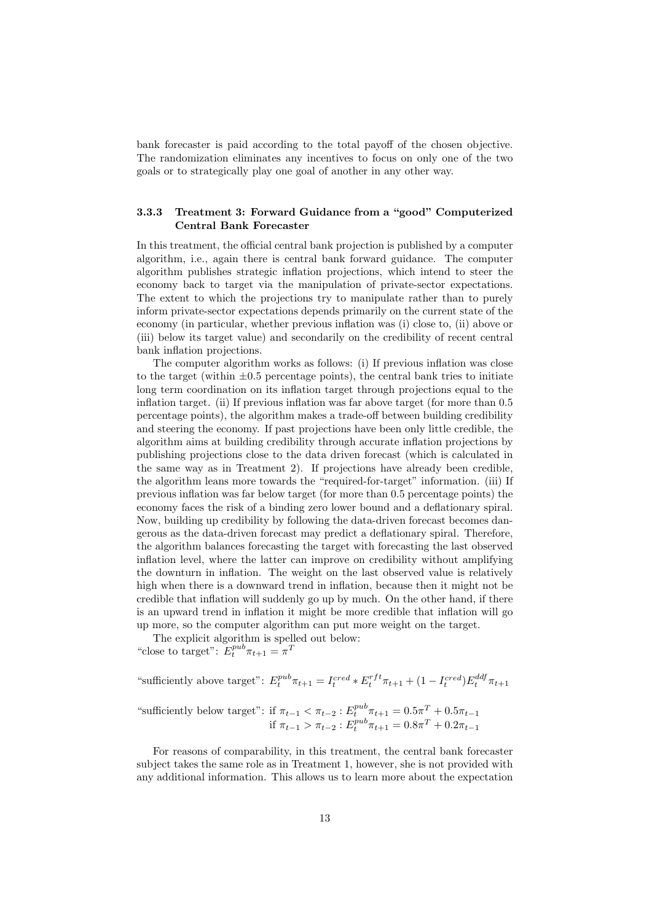bank forecaster is paid according to the total payoff of the chosen objective. The randomization eliminates any incentives to focus on only one of the two goals or to strategically play one goal of another in any other way.

### 3.3.3 Treatment 3: Forward Guidance from a "good" Computerized Central Bank Forecaster

In this treatment, the official central bank projection is published by a computer algorithm, i.e., again there is central bank forward guidance. The computer algorithm publishes strategic inflation projections, which intend to steer the economy back to target via the manipulation of private-sector expectations. The extent to which the projections try to manipulate rather than to purely inform private-sector expectations depends primarily on the current state of the economy (in particular, whether previous inflation was (i) close to, (ii) above or (iii) below its target value) and secondarily on the credibility of recent central bank inflation projections.

The computer algorithm works as follows: (i) If previous inflation was close to the target (within $\pm 0.5$ percentage points), the central bank tries to initiate long term coordination on its inflation target through projections equal to the inflation target. (ii) If previous inflation was far above target (for more than 0.5 percentage points), the algorithm makes a trade-off between building credibility and steering the economy. If past projections have been only little credible, the algorithm aims at building credibility through accurate inflation projections by publishing projections close to the data driven forecast (which is calculated in the same way as in Treatment 2). If projections have already been credible, the algorithm leans more towards the "required-for-target" information. (iii) If previous inflation was far below target (for more than 0.5 percentage points) the economy faces the risk of a binding zero lower bound and a deflationary spiral. Now, building up credibility by following the data-driven forecast becomes dangerous as the data-driven forecast may predict a deflationary spiral. Therefore, the algorithm balances forecasting the target with forecasting the last observed inflation level, where the latter can improve on credibility without amplifying the downturn in inflation. The weight on the last observed value is relatively high when there is a downward trend in inflation, because then it might not be credible that inflation will suddenly go up by much. On the other hand, if there is an upward trend in inflation it might be more credible that inflation will go up more, so the computer algorithm can put more weight on the target.

The explicit algorithm is spelled out below:

"close to target": $E_t^{pub}\pi_{t+1} = \pi^T$

"sufficiently above target": $E_t^{pub}\pi_{t+1} = I_t^{cred} * E_t^{rft}\pi_{t+1} + (1 - I_t^{cred})E_t^{ddf}\pi_{t+1}$

"sufficiently below target": if $\pi_{t-1} < \pi_{t-2} : E_t^{pub}\pi_{t+1} = 0.5\pi^T + 0.5\pi_{t-1}$
if $\pi_{t-1} > \pi_{t-2} : E_t^{pub}\pi_{t+1} = 0.8\pi^T + 0.2\pi_{t-1}$

For reasons of comparability, in this treatment, the central bank forecaster subject takes the same role as in Treatment 1, however, she is not provided with any additional information. This allows us to learn more about the expectation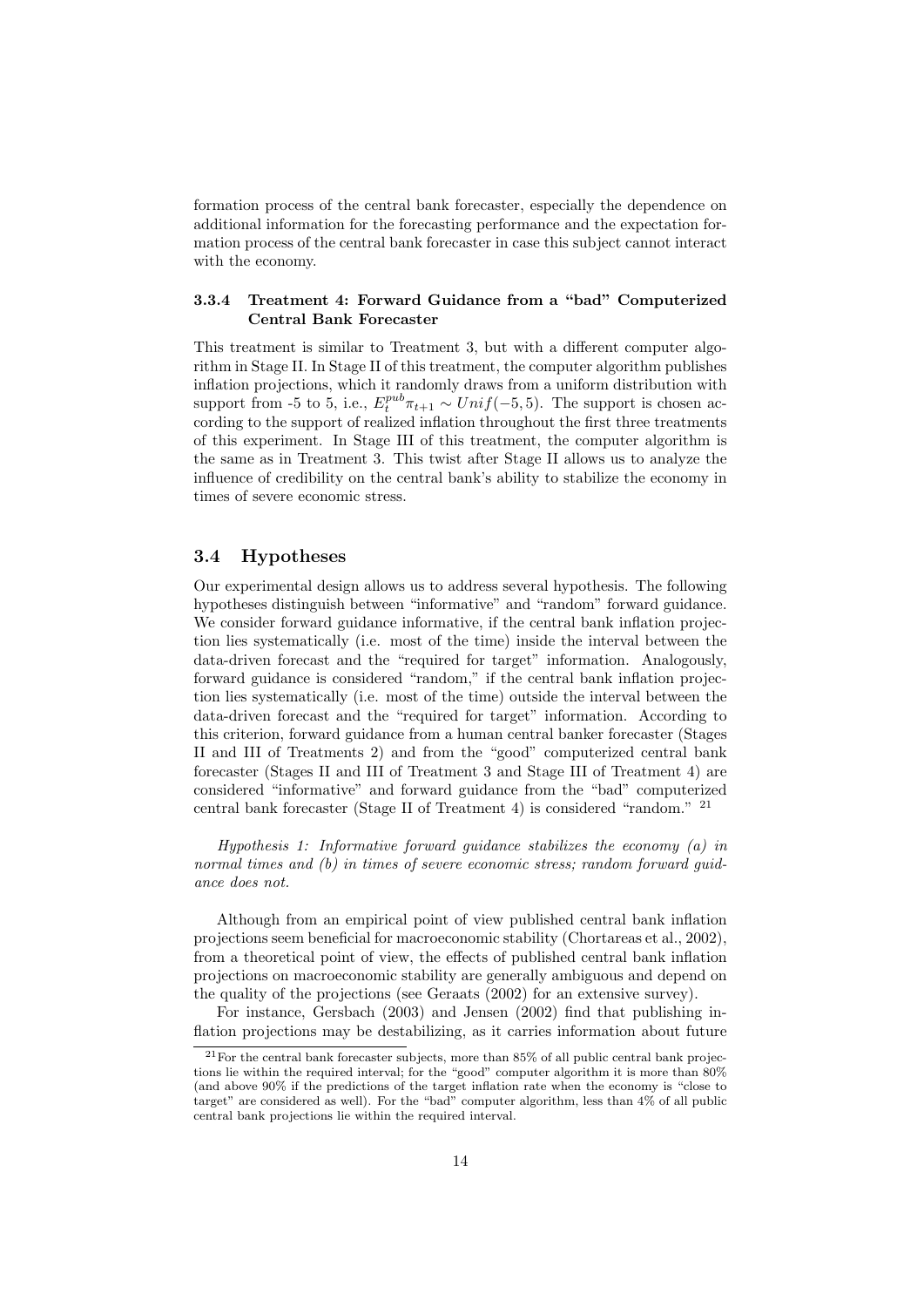formation process of the central bank forecaster, especially the dependence on additional information for the forecasting performance and the expectation formation process of the central bank forecaster in case this subject cannot interact with the economy.

#### 3.3.4 Treatment 4: Forward Guidance from a "bad" Computerized Central Bank Forecaster

This treatment is similar to Treatment 3, but with a different computer algorithm in Stage II. In Stage II of this treatment, the computer algorithm publishes inflation projections, which it randomly draws from a uniform distribution with support from -5 to 5, i.e., $E_t^{pub}\pi_{t+1} \sim Unif(-5, 5)$. The support is chosen according to the support of realized inflation throughout the first three treatments of this experiment. In Stage III of this treatment, the computer algorithm is the same as in Treatment 3. This twist after Stage II allows us to analyze the influence of credibility on the central bank's ability to stabilize the economy in times of severe economic stress.

### 3.4 Hypotheses

Our experimental design allows us to address several hypothesis. The following hypotheses distinguish between "informative" and "random" forward guidance. We consider forward guidance informative, if the central bank inflation projection lies systematically (i.e. most of the time) inside the interval between the data-driven forecast and the "required for target" information. Analogously, forward guidance is considered "random," if the central bank inflation projection lies systematically (i.e. most of the time) outside the interval between the data-driven forecast and the "required for target" information. According to this criterion, forward guidance from a human central banker forecaster (Stages II and III of Treatments 2) and from the "good" computerized central bank forecaster (Stages II and III of Treatment 3 and Stage III of Treatment 4) are considered "informative" and forward guidance from the "bad" computerized central bank forecaster (Stage II of Treatment 4) is considered "random." [21]

*Hypothesis 1: Informative forward guidance stabilizes the economy (a) in normal times and (b) in times of severe economic stress; random forward guidance does not.*

Although from an empirical point of view published central bank inflation projections seem beneficial for macroeconomic stability (Chortareas et al., 2002), from a theoretical point of view, the effects of published central bank inflation projections on macroeconomic stability are generally ambiguous and depend on the quality of the projections (see Geraats (2002) for an extensive survey).

For instance, Gersbach (2003) and Jensen (2002) find that publishing inflation projections may be destabilizing, as it carries information about future

[21] For the central bank forecaster subjects, more than 85% of all public central bank projections lie within the required interval; for the "good" computer algorithm it is more than 80% (and above 90% if the predictions of the target inflation rate when the economy is "close to target" are considered as well). For the "bad" computer algorithm, less than 4% of all public central bank projections lie within the required interval.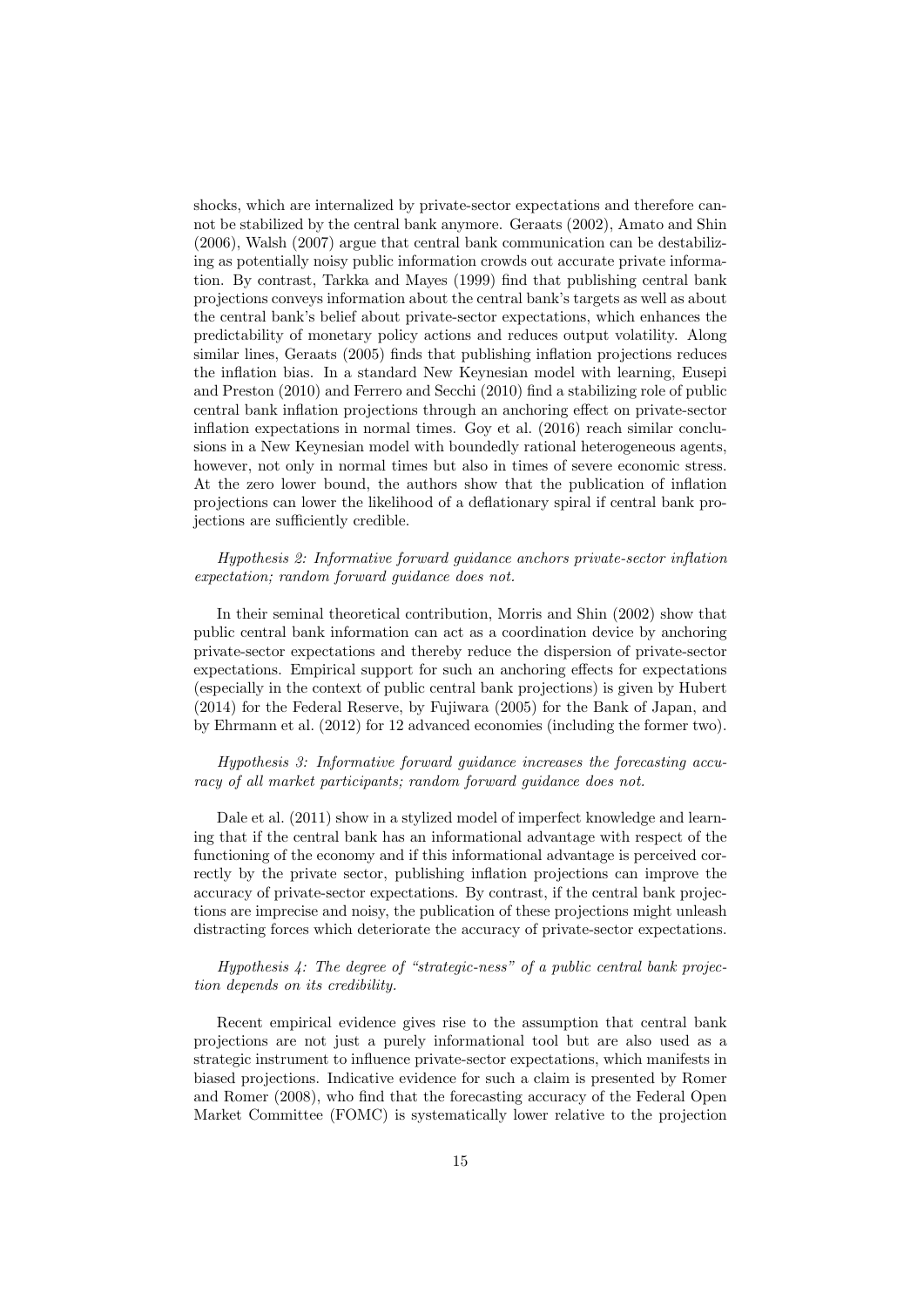shocks, which are internalized by private-sector expectations and therefore cannot be stabilized by the central bank anymore. Geraats (2002), Amato and Shin (2006), Walsh (2007) argue that central bank communication can be destabilizing as potentially noisy public information crowds out accurate private information. By contrast, Tarkka and Mayes (1999) find that publishing central bank projections conveys information about the central bank's targets as well as about the central bank's belief about private-sector expectations, which enhances the predictability of monetary policy actions and reduces output volatility. Along similar lines, Geraats (2005) finds that publishing inflation projections reduces the inflation bias. In a standard New Keynesian model with learning, Eusepi and Preston (2010) and Ferrero and Secchi (2010) find a stabilizing role of public central bank inflation projections through an anchoring effect on private-sector inflation expectations in normal times. Goy et al. (2016) reach similar conclusions in a New Keynesian model with boundedly rational heterogeneous agents, however, not only in normal times but also in times of severe economic stress. At the zero lower bound, the authors show that the publication of inflation projections can lower the likelihood of a deflationary spiral if central bank projections are sufficiently credible.

*Hypothesis 2: Informative forward guidance anchors private-sector inflation expectation; random forward guidance does not.*

In their seminal theoretical contribution, Morris and Shin (2002) show that public central bank information can act as a coordination device by anchoring private-sector expectations and thereby reduce the dispersion of private-sector expectations. Empirical support for such an anchoring effects for expectations (especially in the context of public central bank projections) is given by Hubert (2014) for the Federal Reserve, by Fujiwara (2005) for the Bank of Japan, and by Ehrmann et al. (2012) for 12 advanced economies (including the former two).

*Hypothesis 3: Informative forward guidance increases the forecasting accuracy of all market participants; random forward guidance does not.*

Dale et al. (2011) show in a stylized model of imperfect knowledge and learning that if the central bank has an informational advantage with respect of the functioning of the economy and if this informational advantage is perceived correctly by the private sector, publishing inflation projections can improve the accuracy of private-sector expectations. By contrast, if the central bank projections are imprecise and noisy, the publication of these projections might unleash distracting forces which deteriorate the accuracy of private-sector expectations.

*Hypothesis 4: The degree of "strategic-ness" of a public central bank projection depends on its credibility.*

Recent empirical evidence gives rise to the assumption that central bank projections are not just a purely informational tool but are also used as a strategic instrument to influence private-sector expectations, which manifests in biased projections. Indicative evidence for such a claim is presented by Romer and Romer (2008), who find that the forecasting accuracy of the Federal Open Market Committee (FOMC) is systematically lower relative to the projection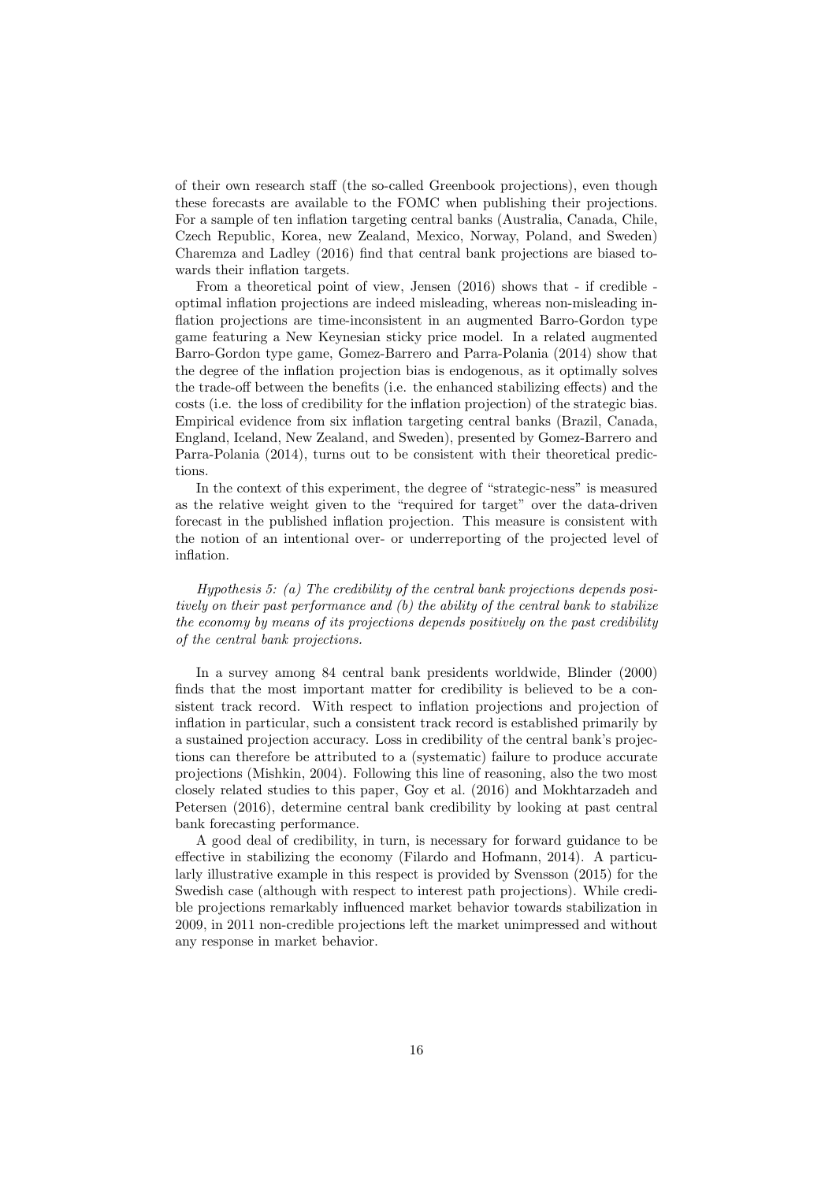of their own research staff (the so-called Greenbook projections), even though these forecasts are available to the FOMC when publishing their projections. For a sample of ten inflation targeting central banks (Australia, Canada, Chile, Czech Republic, Korea, new Zealand, Mexico, Norway, Poland, and Sweden) Charemza and Ladley (2016) find that central bank projections are biased towards their inflation targets.

From a theoretical point of view, Jensen (2016) shows that - if credible - optimal inflation projections are indeed misleading, whereas non-misleading inflation projections are time-inconsistent in an augmented Barro-Gordon type game featuring a New Keynesian sticky price model. In a related augmented Barro-Gordon type game, Gomez-Barrero and Parra-Polania (2014) show that the degree of the inflation projection bias is endogenous, as it optimally solves the trade-off between the benefits (i.e. the enhanced stabilizing effects) and the costs (i.e. the loss of credibility for the inflation projection) of the strategic bias. Empirical evidence from six inflation targeting central banks (Brazil, Canada, England, Iceland, New Zealand, and Sweden), presented by Gomez-Barrero and Parra-Polania (2014), turns out to be consistent with their theoretical predictions.

In the context of this experiment, the degree of "strategic-ness" is measured as the relative weight given to the "required for target" over the data-driven forecast in the published inflation projection. This measure is consistent with the notion of an intentional over- or underreporting of the projected level of inflation.

*Hypothesis 5: (a) The credibility of the central bank projections depends positively on their past performance and (b) the ability of the central bank to stabilize the economy by means of its projections depends positively on the past credibility of the central bank projections.*

In a survey among 84 central bank presidents worldwide, Blinder (2000) finds that the most important matter for credibility is believed to be a consistent track record. With respect to inflation projections and projection of inflation in particular, such a consistent track record is established primarily by a sustained projection accuracy. Loss in credibility of the central bank's projections can therefore be attributed to a (systematic) failure to produce accurate projections (Mishkin, 2004). Following this line of reasoning, also the two most closely related studies to this paper, Goy et al. (2016) and Mokhtarzadeh and Petersen (2016), determine central bank credibility by looking at past central bank forecasting performance.

A good deal of credibility, in turn, is necessary for forward guidance to be effective in stabilizing the economy (Filardo and Hofmann, 2014). A particularly illustrative example in this respect is provided by Svensson (2015) for the Swedish case (although with respect to interest path projections). While credible projections remarkably influenced market behavior towards stabilization in 2009, in 2011 non-credible projections left the market unimpressed and without any response in market behavior.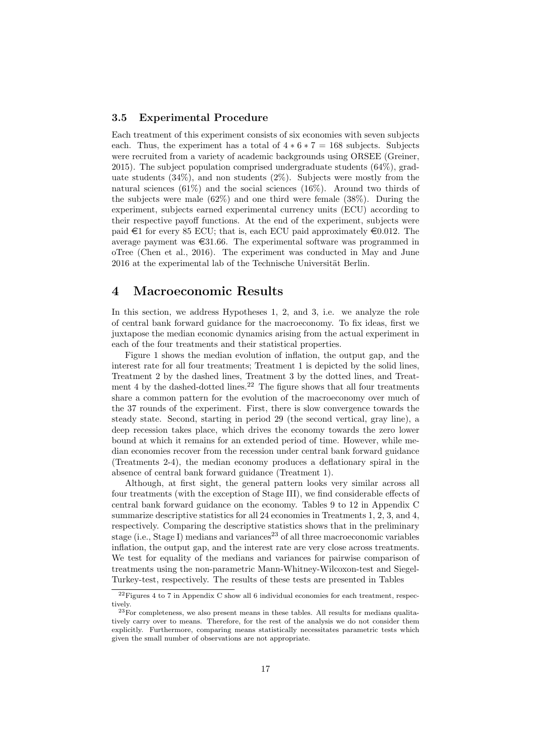### 3.5 Experimental Procedure

Each treatment of this experiment consists of six economies with seven subjects each. Thus, the experiment has a total of $4 * 6 * 7 = 168$ subjects. Subjects were recruited from a variety of academic backgrounds using ORSEE (Greiner, 2015). The subject population comprised undergraduate students (64%), graduate students (34%), and non students (2%). Subjects were mostly from the natural sciences (61%) and the social sciences (16%). Around two thirds of the subjects were male (62%) and one third were female (38%). During the experiment, subjects earned experimental currency units (ECU) according to their respective payoff functions. At the end of the experiment, subjects were paid €1 for every 85 ECU; that is, each ECU paid approximately €0.012. The average payment was €31.66. The experimental software was programmed in oTree (Chen et al., 2016). The experiment was conducted in May and June 2016 at the experimental lab of the Technische Universität Berlin.

# 4 Macroeconomic Results

In this section, we address Hypotheses 1, 2, and 3, i.e. we analyze the role of central bank forward guidance for the macroeconomy. To fix ideas, first we juxtapose the median economic dynamics arising from the actual experiment in each of the four treatments and their statistical properties.

Figure 1 shows the median evolution of inflation, the output gap, and the interest rate for all four treatments; Treatment 1 is depicted by the solid lines, Treatment 2 by the dashed lines, Treatment 3 by the dotted lines, and Treatment 4 by the dashed-dotted lines.[22] The figure shows that all four treatments share a common pattern for the evolution of the macroeconomy over much of the 37 rounds of the experiment. First, there is slow convergence towards the steady state. Second, starting in period 29 (the second vertical, gray line), a deep recession takes place, which drives the economy towards the zero lower bound at which it remains for an extended period of time. However, while median economies recover from the recession under central bank forward guidance (Treatments 2-4), the median economy produces a deflationary spiral in the absence of central bank forward guidance (Treatment 1).

Although, at first sight, the general pattern looks very similar across all four treatments (with the exception of Stage III), we find considerable effects of central bank forward guidance on the economy. Tables 9 to 12 in Appendix C summarize descriptive statistics for all 24 economies in Treatments 1, 2, 3, and 4, respectively. Comparing the descriptive statistics shows that in the preliminary stage (i.e., Stage I) medians and variances[23] of all three macroeconomic variables inflation, the output gap, and the interest rate are very close across treatments. We test for equality of the medians and variances for pairwise comparison of treatments using the non-parametric Mann-Whitney-Wilcoxon-test and Siegel-Turkey-test, respectively. The results of these tests are presented in Tables

[22] Figures 4 to 7 in Appendix C show all 6 individual economies for each treatment, respectively.

[23] For completeness, we also present means in these tables. All results for medians qualitatively carry over to means. Therefore, for the rest of the analysis we do not consider them explicitly. Furthermore, comparing means statistically necessitates parametric tests which given the small number of observations are not appropriate.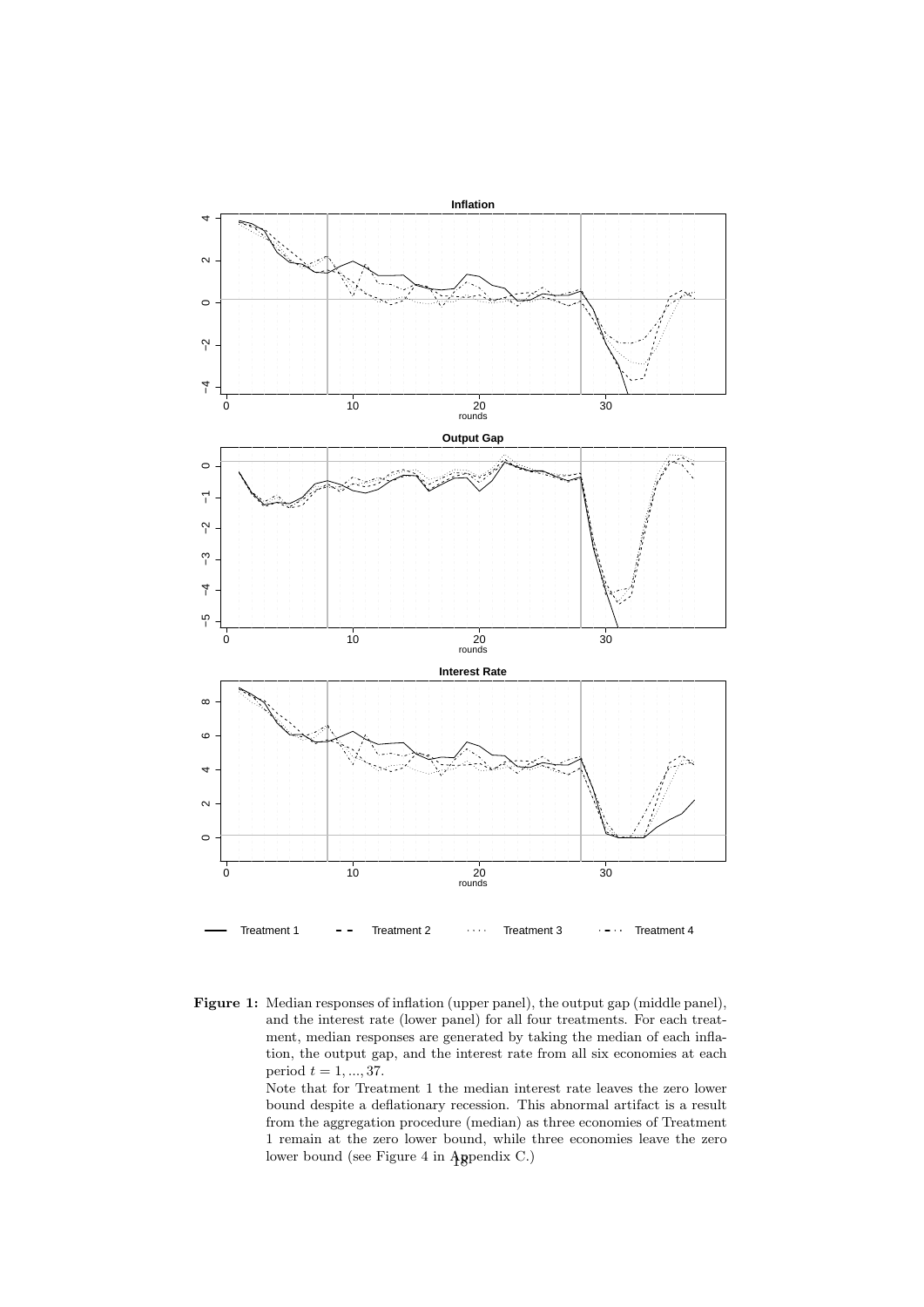Inflation

4
2
0
−2
−4

0 10 20 30
rounds

Output Gap

0
−1
−2
−3
−4
−5

0 10 20 30
rounds

Interest Rate

8
6
4
2
0

0 10 20 30
rounds

Treatment 1 Treatment 2 Treatment 3 Treatment 4

**Figure 1:** Median responses of inflation (upper panel), the output gap (middle panel), and the interest rate (lower panel) for all four treatments. For each treatment, median responses are generated by taking the median of each inflation, the output gap, and the interest rate from all six economies at each period $t = 1, ..., 37$.

Note that for Treatment 1 the median interest rate leaves the zero lower bound despite a deflationary recession. This abnormal artifact is a result from the aggregation procedure (median) as three economies of Treatment 1 remain at the zero lower bound, while three economies leave the zero lower bound (see Figure 4 in Appendix C.)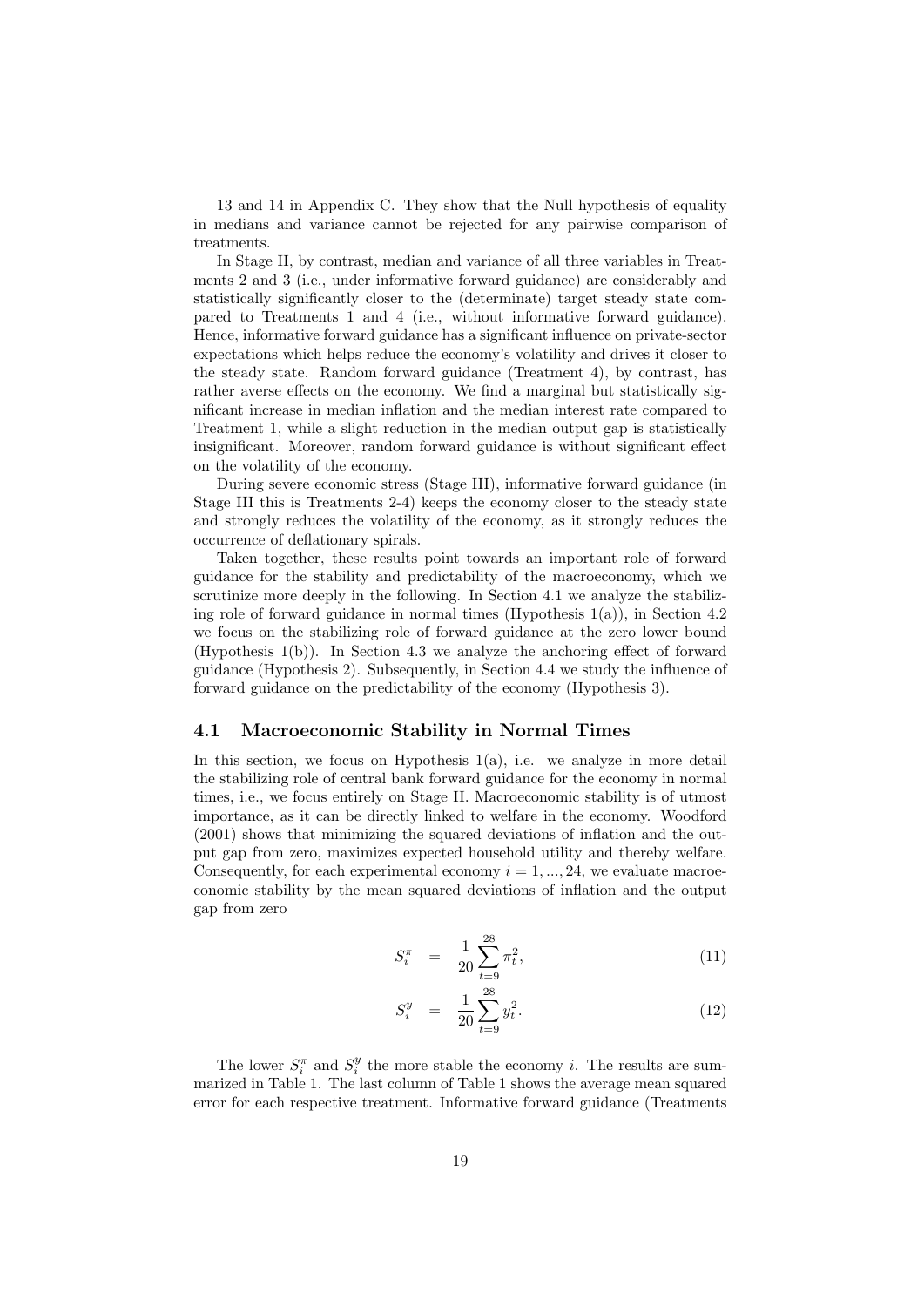13 and 14 in Appendix C. They show that the Null hypothesis of equality in medians and variance cannot be rejected for any pairwise comparison of treatments.

In Stage II, by contrast, median and variance of all three variables in Treatments 2 and 3 (i.e., under informative forward guidance) are considerably and statistically significantly closer to the (determinate) target steady state compared to Treatments 1 and 4 (i.e., without informative forward guidance). Hence, informative forward guidance has a significant influence on private-sector expectations which helps reduce the economy's volatility and drives it closer to the steady state. Random forward guidance (Treatment 4), by contrast, has rather averse effects on the economy. We find a marginal but statistically significant increase in median inflation and the median interest rate compared to Treatment 1, while a slight reduction in the median output gap is statistically insignificant. Moreover, random forward guidance is without significant effect on the volatility of the economy.

During severe economic stress (Stage III), informative forward guidance (in Stage III this is Treatments 2-4) keeps the economy closer to the steady state and strongly reduces the volatility of the economy, as it strongly reduces the occurrence of deflationary spirals.

Taken together, these results point towards an important role of forward guidance for the stability and predictability of the macroeconomy, which we scrutinize more deeply in the following. In Section 4.1 we analyze the stabilizing role of forward guidance in normal times (Hypothesis 1(a)), in Section 4.2 we focus on the stabilizing role of forward guidance at the zero lower bound (Hypothesis 1(b)). In Section 4.3 we analyze the anchoring effect of forward guidance (Hypothesis 2). Subsequently, in Section 4.4 we study the influence of forward guidance on the predictability of the economy (Hypothesis 3).

## 4.1 Macroeconomic Stability in Normal Times

In this section, we focus on Hypothesis 1(a), i.e. we analyze in more detail the stabilizing role of central bank forward guidance for the economy in normal times, i.e., we focus entirely on Stage II. Macroeconomic stability is of utmost importance, as it can be directly linked to welfare in the economy. Woodford (2001) shows that minimizing the squared deviations of inflation and the output gap from zero, maximizes expected household utility and thereby welfare. Consequently, for each experimental economy $i = 1, ..., 24$, we evaluate macroeconomic stability by the mean squared deviations of inflation and the output gap from zero

$$S_i^{\pi} = \frac{1}{20} \sum_{t=9}^{28} \pi_t^2, \tag{11}$$

$$S_i^{y} = \frac{1}{20} \sum_{t=9}^{28} y_t^2. \tag{12}$$

The lower $S_i^{\pi}$ and $S_i^{y}$ the more stable the economy $i$. The results are summarized in Table 1. The last column of Table 1 shows the average mean squared error for each respective treatment. Informative forward guidance (Treatments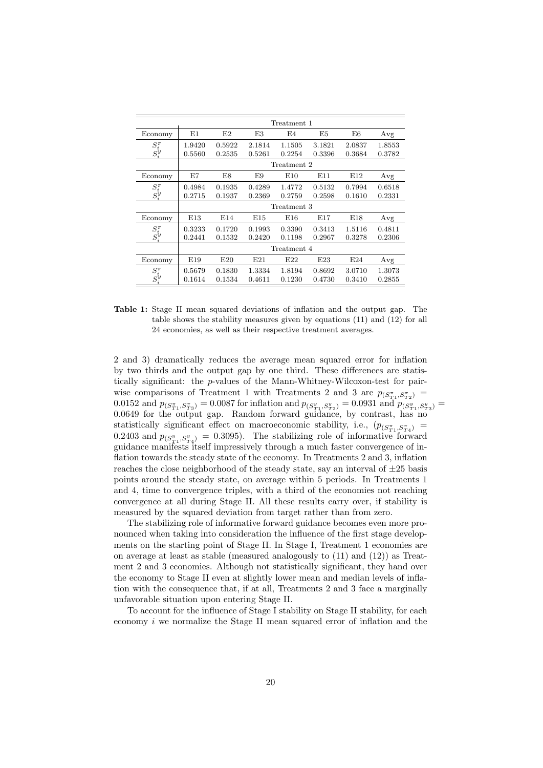| Economy | Treatment 1 | | | | | | |
|---|---|---|---|---|---|---|---|
| | E1 | E2 | E3 | E4 | E5 | E6 | Avg |
| $S_i^\pi$ | 1.9420 | 0.5922 | 2.1814 | 1.1505 | 3.1821 | 2.0837 | 1.8553 |
| $S_i^y$ | 0.5560 | 0.2535 | 0.5261 | 0.2254 | 0.3396 | 0.3684 | 0.3782 |
| | Treatment 2 | | | | | | |
| Economy | E7 | E8 | E9 | E10 | E11 | E12 | Avg |
| $S_i^\pi$ | 0.4984 | 0.1935 | 0.4289 | 1.4772 | 0.5132 | 0.7994 | 0.6518 |
| $S_i^y$ | 0.2715 | 0.1937 | 0.2369 | 0.2759 | 0.2598 | 0.1610 | 0.2331 |
| | Treatment 3 | | | | | | |
| Economy | E13 | E14 | E15 | E16 | E17 | E18 | Avg |
| $S_i^\pi$ | 0.3233 | 0.1720 | 0.1993 | 0.3390 | 0.3413 | 1.5116 | 0.4811 |
| $S_i^y$ | 0.2441 | 0.1532 | 0.2420 | 0.1198 | 0.2967 | 0.3278 | 0.2306 |
| | Treatment 4 | | | | | | |
| Economy | E19 | E20 | E21 | E22 | E23 | E24 | Avg |
| $S_i^\pi$ | 0.5679 | 0.1830 | 1.3334 | 1.8194 | 0.8692 | 3.0710 | 1.3073 |
| $S_i^y$ | 0.1614 | 0.1534 | 0.4611 | 0.1230 | 0.4730 | 0.3410 | 0.2855 |

**Table 1:** Stage II mean squared deviations of inflation and the output gap. The table shows the stability measures given by equations (11) and (12) for all 24 economies, as well as their respective treatment averages.

2 and 3) dramatically reduces the average mean squared error for inflation by two thirds and the output gap by one third. These differences are statistically significant: the $p$-values of the Mann-Whitney-Wilcoxon-test for pairwise comparisons of Treatment 1 with Treatments 2 and 3 are $p_{(S^\pi_{T1},S^\pi_{T2})} = 0.0152$ and $p_{(S^\pi_{T1},S^\pi_{T3})} = 0.0087$ for inflation and $p_{(S^y_{T1},S^y_{T2})} = 0.0931$ and $p_{(S^y_{T1},S^y_{T3})} = 0.0649$ for the output gap. Random forward guidance, by contrast, has no statistically significant effect on macroeconomic stability, i.e., ($p_{(S^\pi_{T1},S^\pi_{T4})} = 0.2403$ and $p_{(S^y_{T1},S^y_{T4})} = 0.3095$). The stabilizing role of informative forward guidance manifests itself impressively through a much faster convergence of inflation towards the steady state of the economy. In Treatments 2 and 3, inflation reaches the close neighborhood of the steady state, say an interval of $\pm 25$ basis points around the steady state, on average within 5 periods. In Treatments 1 and 4, time to convergence triples, with a third of the economies not reaching convergence at all during Stage II. All these results carry over, if stability is measured by the squared deviation from target rather than from zero.

The stabilizing role of informative forward guidance becomes even more pronounced when taking into consideration the influence of the first stage developments on the starting point of Stage II. In Stage I, Treatment 1 economies are on average at least as stable (measured analogously to (11) and (12)) as Treatment 2 and 3 economies. Although not statistically significant, they hand over the economy to Stage II even at slightly lower mean and median levels of inflation with the consequence that, if at all, Treatments 2 and 3 face a marginally unfavorable situation upon entering Stage II.

To account for the influence of Stage I stability on Stage II stability, for each economy $i$ we normalize the Stage II mean squared error of inflation and the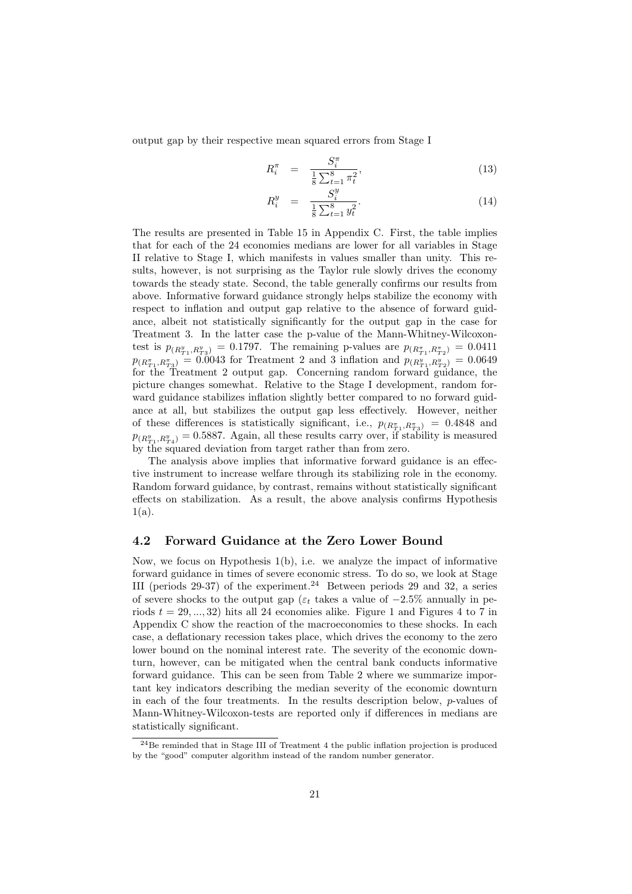output gap by their respective mean squared errors from Stage I

$$R_i^{\pi} = \frac{S_i^{\pi}}{\frac{1}{8}\sum_{t=1}^{8}\pi_t^2}, \tag{13}$$

$$R_i^{y} = \frac{S_i^{y}}{\frac{1}{8}\sum_{t=1}^{8}y_t^2}. \tag{14}$$

The results are presented in Table 15 in Appendix C. First, the table implies that for each of the 24 economies medians are lower for all variables in Stage II relative to Stage I, which manifests in values smaller than unity. This results, however, is not surprising as the Taylor rule slowly drives the economy towards the steady state. Second, the table generally confirms our results from above. Informative forward guidance strongly helps stabilize the economy with respect to inflation and output gap relative to the absence of forward guidance, albeit not statistically significantly for the output gap in the case for Treatment 3. In the latter case the p-value of the Mann-Whitney-Wilcoxon-test is $p_{(R^y_{T1},R^y_{T3})} = 0.1797$. The remaining p-values are $p_{(R^{\pi}_{T1},R^{\pi}_{T2})} = 0.0411$ $p_{(R^{\pi}_{T1},R^{\pi}_{T3})} = 0.0043$ for Treatment 2 and 3 inflation and $p_{(R^y_{T1},R^y_{T2})} = 0.0649$ for the Treatment 2 output gap. Concerning random forward guidance, the picture changes somewhat. Relative to the Stage I development, random forward guidance stabilizes inflation slightly better compared to no forward guidance at all, but stabilizes the output gap less effectively. However, neither of these differences is statistically significant, i.e., $p_{(R^{\pi}_{T1},R^{\pi}_{T3})} = 0.4848$ and $p_{(R^y_{T1},R^y_{T4})} = 0.5887$. Again, all these results carry over, if stability is measured by the squared deviation from target rather than from zero.

The analysis above implies that informative forward guidance is an effective instrument to increase welfare through its stabilizing role in the economy. Random forward guidance, by contrast, remains without statistically significant effects on stabilization. As a result, the above analysis confirms Hypothesis 1(a).

## 4.2 Forward Guidance at the Zero Lower Bound

Now, we focus on Hypothesis 1(b), i.e. we analyze the impact of informative forward guidance in times of severe economic stress. To do so, we look at Stage III (periods 29-37) of the experiment.[24] Between periods 29 and 32, a series of severe shocks to the output gap ($\varepsilon_t$ takes a value of $-2.5\%$ annually in periods $t = 29, ..., 32$) hits all 24 economies alike. Figure 1 and Figures 4 to 7 in Appendix C show the reaction of the macroeconomies to these shocks. In each case, a deflationary recession takes place, which drives the economy to the zero lower bound on the nominal interest rate. The severity of the economic downturn, however, can be mitigated when the central bank conducts informative forward guidance. This can be seen from Table 2 where we summarize important key indicators describing the median severity of the economic downturn in each of the four treatments. In the results description below, $p$-values of Mann-Whitney-Wilcoxon-tests are reported only if differences in medians are statistically significant.

[24] Be reminded that in Stage III of Treatment 4 the public inflation projection is produced by the "good" computer algorithm instead of the random number generator.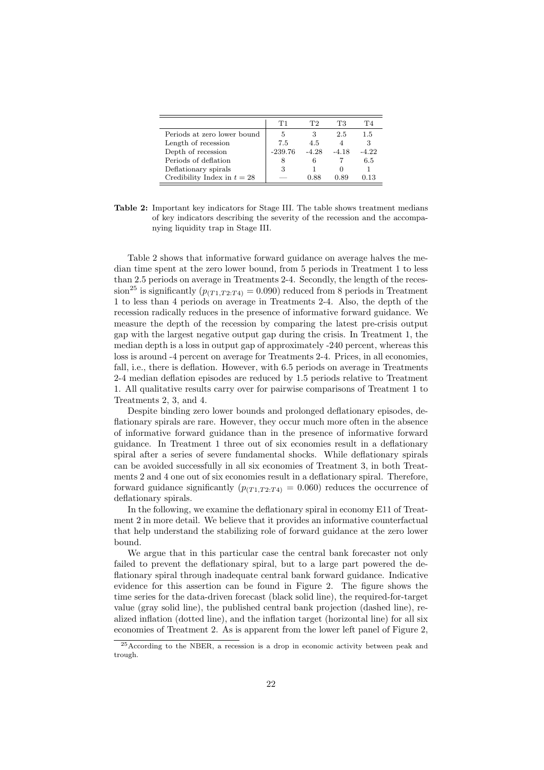| | T1 | T2 | T3 | T4 |
|---|---|---|---|---|
| Periods at zero lower bound | 5 | 3 | 2.5 | 1.5 |
| Length of recession | 7.5 | 4.5 | 4 | 3 |
| Depth of recession | -239.76 | -4.28 | -4.18 | -4.22 |
| Periods of deflation | 8 | 6 | 7 | 6.5 |
| Deflationary spirals | 3 | 1 | 0 | 1 |
| Credibility Index in $t = 28$ | — | 0.88 | 0.89 | 0.13 |

**Table 2:** Important key indicators for Stage III. The table shows treatment medians of key indicators describing the severity of the recession and the accompanying liquidity trap in Stage III.

Table 2 shows that informative forward guidance on average halves the median time spent at the zero lower bound, from 5 periods in Treatment 1 to less than 2.5 periods on average in Treatments 2-4. Secondly, the length of the recession[25] is significantly ($p_{(T1,T2:T4)} = 0.090$) reduced from 8 periods in Treatment 1 to less than 4 periods on average in Treatments 2-4. Also, the depth of the recession radically reduces in the presence of informative forward guidance. We measure the depth of the recession by comparing the latest pre-crisis output gap with the largest negative output gap during the crisis. In Treatment 1, the median depth is a loss in output gap of approximately -240 percent, whereas this loss is around -4 percent on average for Treatments 2-4. Prices, in all economies, fall, i.e., there is deflation. However, with 6.5 periods on average in Treatments 2-4 median deflation episodes are reduced by 1.5 periods relative to Treatment 1. All qualitative results carry over for pairwise comparisons of Treatment 1 to Treatments 2, 3, and 4.

Despite binding zero lower bounds and prolonged deflationary episodes, deflationary spirals are rare. However, they occur much more often in the absence of informative forward guidance than in the presence of informative forward guidance. In Treatment 1 three out of six economies result in a deflationary spiral after a series of severe fundamental shocks. While deflationary spirals can be avoided successfully in all six economies of Treatment 3, in both Treatments 2 and 4 one out of six economies result in a deflationary spiral. Therefore, forward guidance significantly ($p_{(T1,T2:T4)} = 0.060$) reduces the occurrence of deflationary spirals.

In the following, we examine the deflationary spiral in economy E11 of Treatment 2 in more detail. We believe that it provides an informative counterfactual that help understand the stabilizing role of forward guidance at the zero lower bound.

We argue that in this particular case the central bank forecaster not only failed to prevent the deflationary spiral, but to a large part powered the deflationary spiral through inadequate central bank forward guidance. Indicative evidence for this assertion can be found in Figure 2. The figure shows the time series for the data-driven forecast (black solid line), the required-for-target value (gray solid line), the published central bank projection (dashed line), realized inflation (dotted line), and the inflation target (horizontal line) for all six economies of Treatment 2. As is apparent from the lower left panel of Figure 2,

[25] According to the NBER, a recession is a drop in economic activity between peak and trough.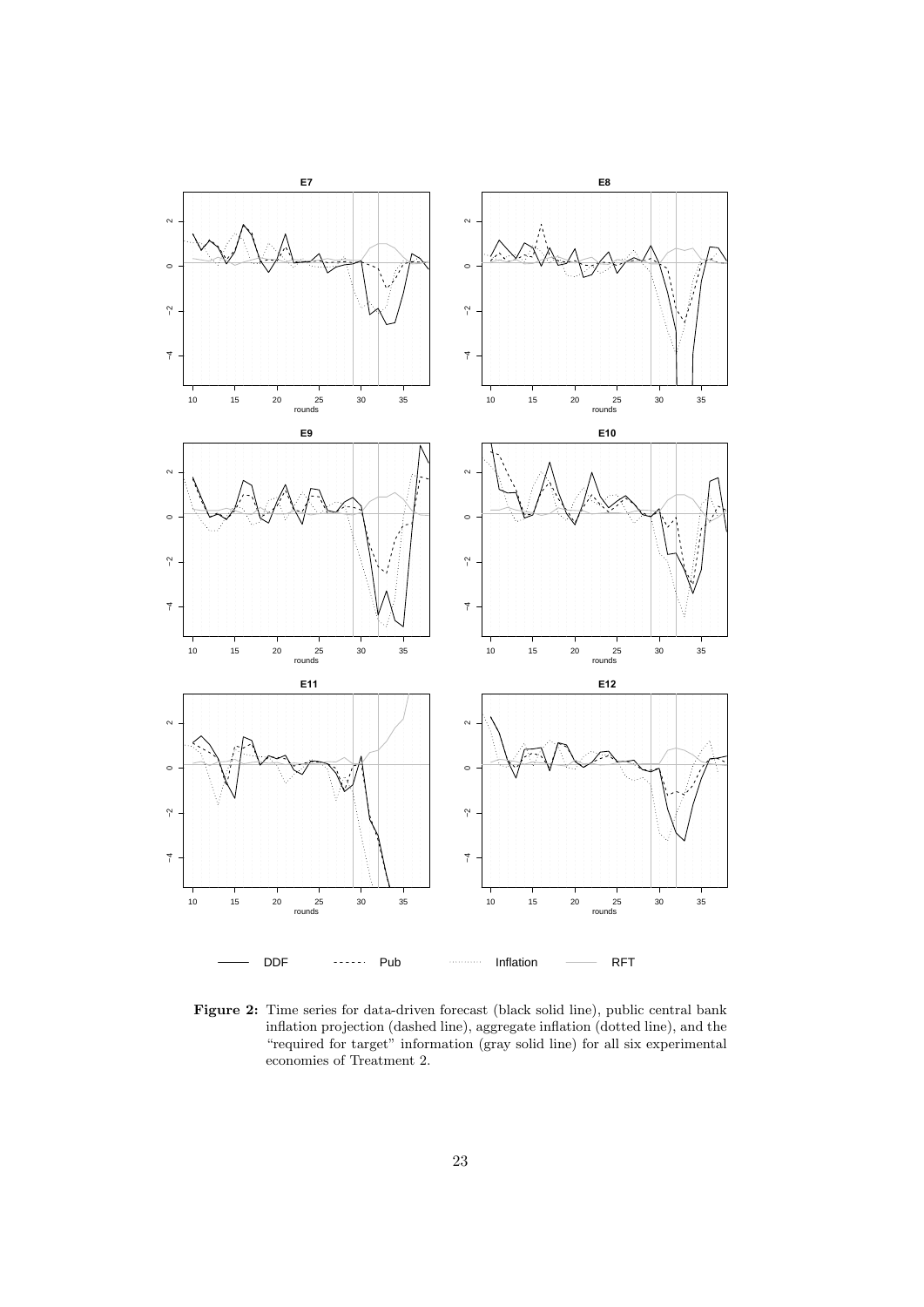E7

2
0
−2
−4

10 15 20 25 30 35
rounds

E8

2
0
−2
−4

10 15 20 25 30 35
rounds

E9

2
0
−2
−4

10 15 20 25 30 35
rounds

E10

2
0
−2
−4

10 15 20 25 30 35
rounds

E11

2
0
−2
−4

10 15 20 25 30 35
rounds

E12

2
0
−2
−4

10 15 20 25 30 35
rounds

DDF Pub Inflation RFT

**Figure 2:** Time series for data-driven forecast (black solid line), public central bank inflation projection (dashed line), aggregate inflation (dotted line), and the "required for target" information (gray solid line) for all six experimental economies of Treatment 2.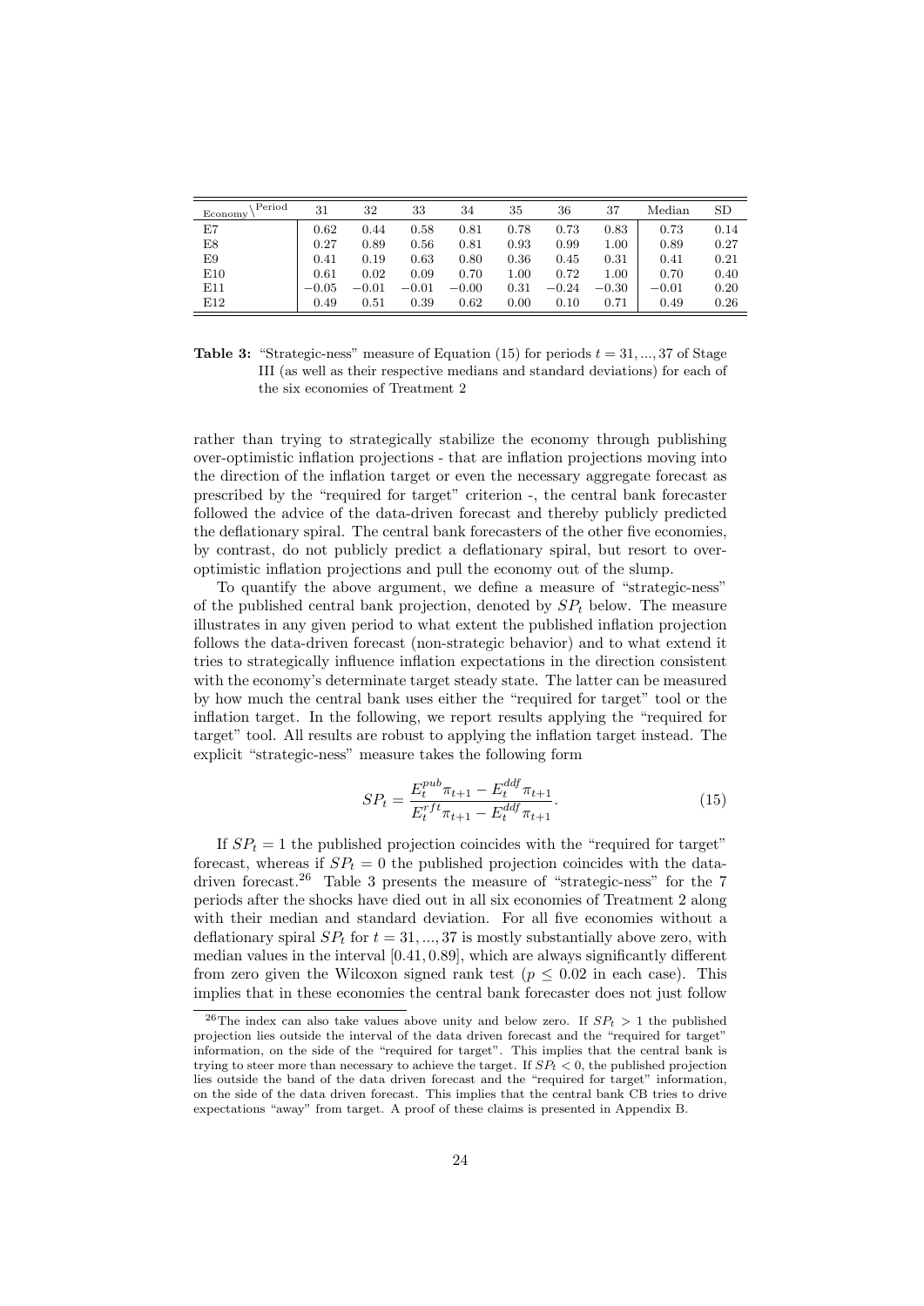| Economy \ Period | 31 | 32 | 33 | 34 | 35 | 36 | 37 | Median | SD |
|---|---|---|---|---|---|---|---|---|---|
| E7 | 0.62 | 0.44 | 0.58 | 0.81 | 0.78 | 0.73 | 0.83 | 0.73 | 0.14 |
| E8 | 0.27 | 0.89 | 0.56 | 0.81 | 0.93 | 0.99 | 1.00 | 0.89 | 0.27 |
| E9 | 0.41 | 0.19 | 0.63 | 0.80 | 0.36 | 0.45 | 0.31 | 0.41 | 0.21 |
| E10 | 0.61 | 0.02 | 0.09 | 0.70 | 1.00 | 0.72 | 1.00 | 0.70 | 0.40 |
| E11 | $-0.05$ | $-0.01$ | $-0.01$ | $-0.00$ | 0.31 | $-0.24$ | $-0.30$ | $-0.01$ | 0.20 |
| E12 | 0.49 | 0.51 | 0.39 | 0.62 | 0.00 | 0.10 | 0.71 | 0.49 | 0.26 |

**Table 3:** "Strategic-ness" measure of Equation (15) for periods $t = 31, ..., 37$ of Stage III (as well as their respective medians and standard deviations) for each of the six economies of Treatment 2

rather than trying to strategically stabilize the economy through publishing over-optimistic inflation projections - that are inflation projections moving into the direction of the inflation target or even the necessary aggregate forecast as prescribed by the "required for target" criterion -, the central bank forecaster followed the advice of the data-driven forecast and thereby publicly predicted the deflationary spiral. The central bank forecasters of the other five economies, by contrast, do not publicly predict a deflationary spiral, but resort to over-optimistic inflation projections and pull the economy out of the slump.

To quantify the above argument, we define a measure of "strategic-ness" of the published central bank projection, denoted by $SP_t$ below. The measure illustrates in any given period to what extent the published inflation projection follows the data-driven forecast (non-strategic behavior) and to what extend it tries to strategically influence inflation expectations in the direction consistent with the economy's determinate target steady state. The latter can be measured by how much the central bank uses either the "required for target" tool or the inflation target. In the following, we report results applying the "required for target" tool. All results are robust to applying the inflation target instead. The explicit "strategic-ness" measure takes the following form

$$SP_t = \frac{E_t^{pub}\pi_{t+1} - E_t^{ddf}\pi_{t+1}}{E_t^{rft}\pi_{t+1} - E_t^{ddf}\pi_{t+1}}. \tag{15}$$

If $SP_t = 1$ the published projection coincides with the "required for target" forecast, whereas if $SP_t = 0$ the published projection coincides with the data-driven forecast.[26] Table 3 presents the measure of "strategic-ness" for the 7 periods after the shocks have died out in all six economies of Treatment 2 along with their median and standard deviation. For all five economies without a deflationary spiral $SP_t$ for $t = 31, ..., 37$ is mostly substantially above zero, with median values in the interval $[0.41, 0.89]$, which are always significantly different from zero given the Wilcoxon signed rank test ($p \leq 0.02$ in each case). This implies that in these economies the central bank forecaster does not just follow

[26] The index can also take values above unity and below zero. If $SP_t > 1$ the published projection lies outside the interval of the data driven forecast and the "required for target" information, on the side of the "required for target". This implies that the central bank is trying to steer more than necessary to achieve the target. If $SP_t < 0$, the published projection lies outside the band of the data driven forecast and the "required for target" information, on the side of the data driven forecast. This implies that the central bank CB tries to drive expectations "away" from target. A proof of these claims is presented in Appendix B.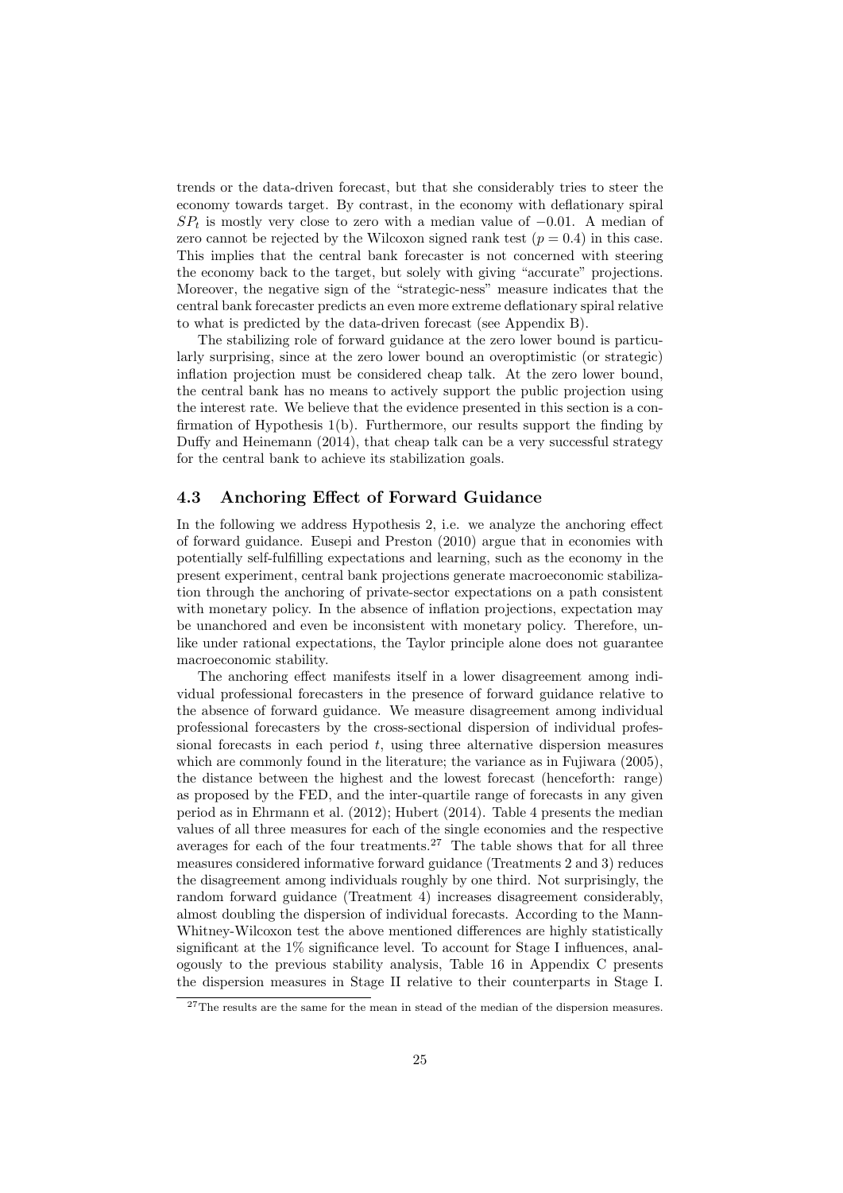trends or the data-driven forecast, but that she considerably tries to steer the economy towards target. By contrast, in the economy with deflationary spiral $SP_t$ is mostly very close to zero with a median value of $-0.01$. A median of zero cannot be rejected by the Wilcoxon signed rank test ($p = 0.4$) in this case. This implies that the central bank forecaster is not concerned with steering the economy back to the target, but solely with giving "accurate" projections. Moreover, the negative sign of the "strategic-ness" measure indicates that the central bank forecaster predicts an even more extreme deflationary spiral relative to what is predicted by the data-driven forecast (see Appendix B).

The stabilizing role of forward guidance at the zero lower bound is particularly surprising, since at the zero lower bound an overoptimistic (or strategic) inflation projection must be considered cheap talk. At the zero lower bound, the central bank has no means to actively support the public projection using the interest rate. We believe that the evidence presented in this section is a confirmation of Hypothesis 1(b). Furthermore, our results support the finding by Duffy and Heinemann (2014), that cheap talk can be a very successful strategy for the central bank to achieve its stabilization goals.

### 4.3 Anchoring Effect of Forward Guidance

In the following we address Hypothesis 2, i.e. we analyze the anchoring effect of forward guidance. Eusepi and Preston (2010) argue that in economies with potentially self-fulfilling expectations and learning, such as the economy in the present experiment, central bank projections generate macroeconomic stabilization through the anchoring of private-sector expectations on a path consistent with monetary policy. In the absence of inflation projections, expectation may be unanchored and even be inconsistent with monetary policy. Therefore, unlike under rational expectations, the Taylor principle alone does not guarantee macroeconomic stability.

The anchoring effect manifests itself in a lower disagreement among individual professional forecasters in the presence of forward guidance relative to the absence of forward guidance. We measure disagreement among individual professional forecasters by the cross-sectional dispersion of individual professional forecasts in each period $t$, using three alternative dispersion measures which are commonly found in the literature; the variance as in Fujiwara (2005), the distance between the highest and the lowest forecast (henceforth: range) as proposed by the FED, and the inter-quartile range of forecasts in any given period as in Ehrmann et al. (2012); Hubert (2014). Table 4 presents the median values of all three measures for each of the single economies and the respective averages for each of the four treatments.[27] The table shows that for all three measures considered informative forward guidance (Treatments 2 and 3) reduces the disagreement among individuals roughly by one third. Not surprisingly, the random forward guidance (Treatment 4) increases disagreement considerably, almost doubling the dispersion of individual forecasts. According to the Mann-Whitney-Wilcoxon test the above mentioned differences are highly statistically significant at the 1% significance level. To account for Stage I influences, analogously to the previous stability analysis, Table 16 in Appendix C presents the dispersion measures in Stage II relative to their counterparts in Stage I.

[27] The results are the same for the mean in stead of the median of the dispersion measures.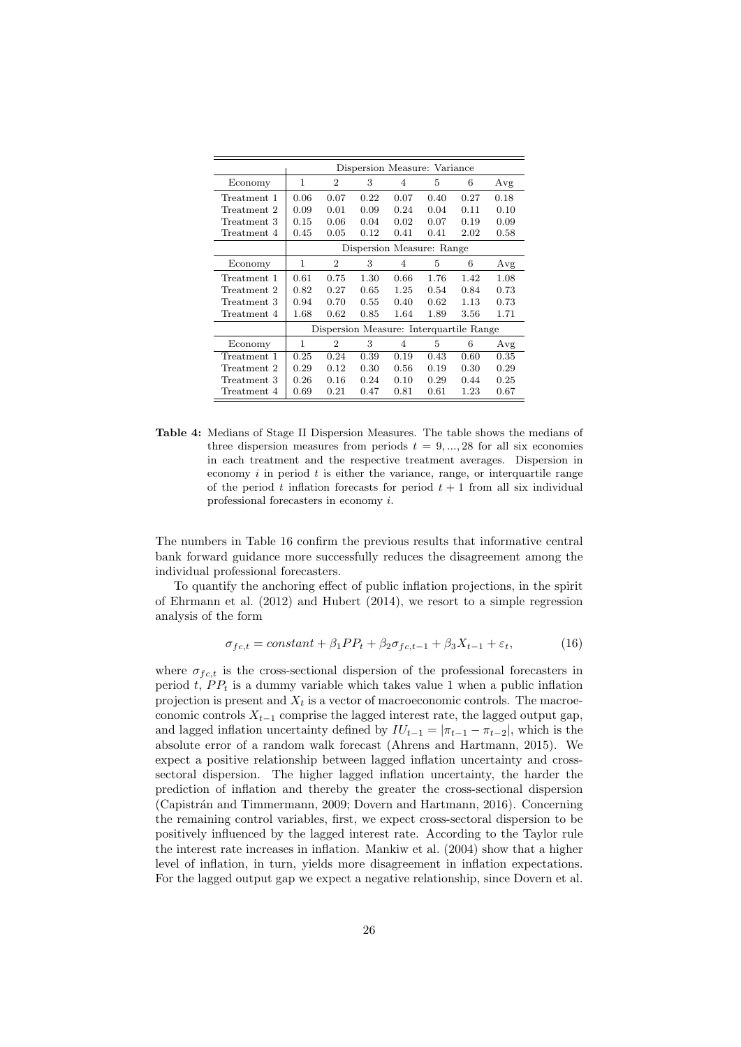| | Dispersion Measure: Variance | | | | | | |
|---|---|---|---|---|---|---|---|
| Economy | 1 | 2 | 3 | 4 | 5 | 6 | Avg |
| Treatment 1 | 0.06 | 0.07 | 0.22 | 0.07 | 0.40 | 0.27 | 0.18 |
| Treatment 2 | 0.09 | 0.01 | 0.09 | 0.24 | 0.04 | 0.11 | 0.10 |
| Treatment 3 | 0.15 | 0.06 | 0.04 | 0.02 | 0.07 | 0.19 | 0.09 |
| Treatment 4 | 0.45 | 0.05 | 0.12 | 0.41 | 0.41 | 2.02 | 0.58 |
| | Dispersion Measure: Range | | | | | | |
| Economy | 1 | 2 | 3 | 4 | 5 | 6 | Avg |
| Treatment 1 | 0.61 | 0.75 | 1.30 | 0.66 | 1.76 | 1.42 | 1.08 |
| Treatment 2 | 0.82 | 0.27 | 0.65 | 1.25 | 0.54 | 0.84 | 0.73 |
| Treatment 3 | 0.94 | 0.70 | 0.55 | 0.40 | 0.62 | 1.13 | 0.73 |
| Treatment 4 | 1.68 | 0.62 | 0.85 | 1.64 | 1.89 | 3.56 | 1.71 |
| | Dispersion Measure: Interquartile Range | | | | | | |
| Economy | 1 | 2 | 3 | 4 | 5 | 6 | Avg |
| Treatment 1 | 0.25 | 0.24 | 0.39 | 0.19 | 0.43 | 0.60 | 0.35 |
| Treatment 2 | 0.29 | 0.12 | 0.30 | 0.56 | 0.19 | 0.30 | 0.29 |
| Treatment 3 | 0.26 | 0.16 | 0.24 | 0.10 | 0.29 | 0.44 | 0.25 |
| Treatment 4 | 0.69 | 0.21 | 0.47 | 0.81 | 0.61 | 1.23 | 0.67 |

**Table 4:** Medians of Stage II Dispersion Measures. The table shows the medians of three dispersion measures from periods $t = 9, ..., 28$ for all six economies in each treatment and the respective treatment averages. Dispersion in economy $i$ in period $t$ is either the variance, range, or interquartile range of the period $t$ inflation forecasts for period $t + 1$ from all six individual professional forecasters in economy $i$.

The numbers in Table 16 confirm the previous results that informative central bank forward guidance more successfully reduces the disagreement among the individual professional forecasters.

To quantify the anchoring effect of public inflation projections, in the spirit of Ehrmann et al. (2012) and Hubert (2014), we resort to a simple regression analysis of the form

$$\sigma_{fc,t} = constant + \beta_1 PP_t + \beta_2 \sigma_{fc,t-1} + \beta_3 X_{t-1} + \varepsilon_t, \tag{16}$$

where $\sigma_{fc,t}$ is the cross-sectional dispersion of the professional forecasters in period $t$, $PP_t$ is a dummy variable which takes value 1 when a public inflation projection is present and $X_t$ is a vector of macroeconomic controls. The macroeconomic controls $X_{t-1}$ comprise the lagged interest rate, the lagged output gap, and lagged inflation uncertainty defined by $IU_{t-1} = |\pi_{t-1} - \pi_{t-2}|$, which is the absolute error of a random walk forecast (Ahrens and Hartmann, 2015). We expect a positive relationship between lagged inflation uncertainty and cross-sectoral dispersion. The higher lagged inflation uncertainty, the harder the prediction of inflation and thereby the greater the cross-sectional dispersion (Capistrán and Timmermann, 2009; Dovern and Hartmann, 2016). Concerning the remaining control variables, first, we expect cross-sectoral dispersion to be positively influenced by the lagged interest rate. According to the Taylor rule the interest rate increases in inflation. Mankiw et al. (2004) show that a higher level of inflation, in turn, yields more disagreement in inflation expectations. For the lagged output gap we expect a negative relationship, since Dovern et al.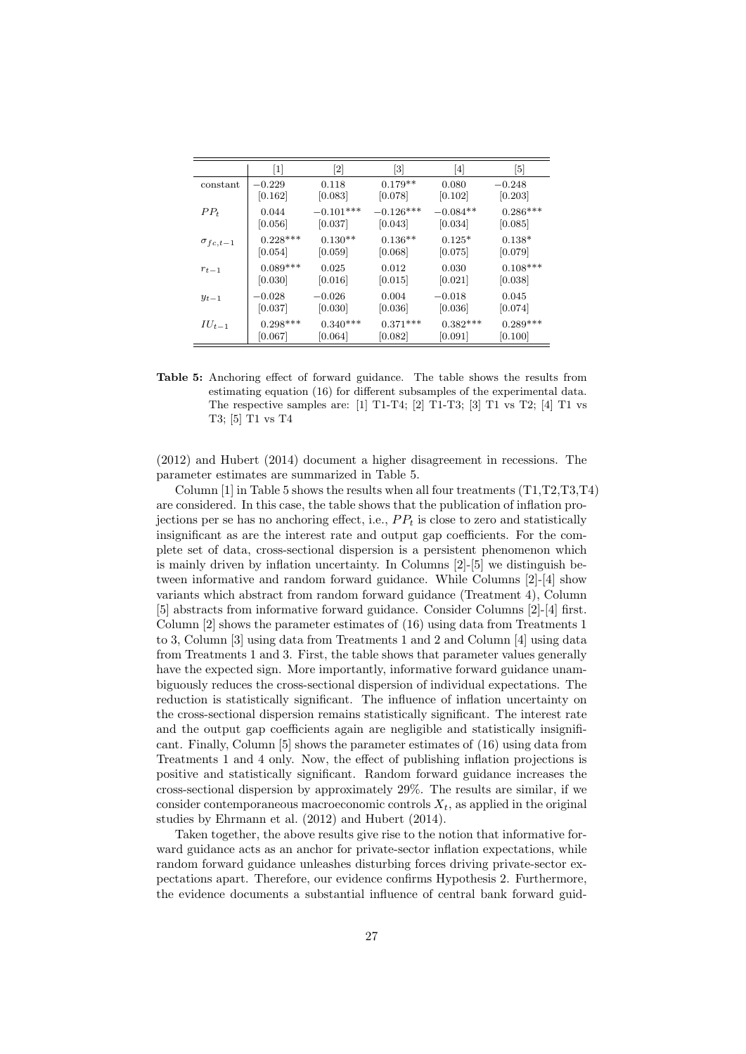| | [1] | [2] | [3] | [4] | [5] |
|---|---|---|---|---|---|
| constant | $-0.229$ | 0.118 | 0.179** | 0.080 | $-0.248$ |
| | [0.162] | [0.083] | [0.078] | [0.102] | [0.203] |
| $PP_t$ | 0.044 | $-0.101$*** | $-0.126$*** | $-0.084$** | 0.286*** |
| | [0.056] | [0.037] | [0.043] | [0.034] | [0.085] |
| $\sigma_{fc,t-1}$ | 0.228*** | 0.130** | 0.136** | 0.125* | 0.138* |
| | [0.054] | [0.059] | [0.068] | [0.075] | [0.079] |
| $r_{t-1}$ | 0.089*** | 0.025 | 0.012 | 0.030 | 0.108*** |
| | [0.030] | [0.016] | [0.015] | [0.021] | [0.038] |
| $y_{t-1}$ | $-0.028$ | $-0.026$ | 0.004 | $-0.018$ | 0.045 |
| | [0.037] | [0.030] | [0.036] | [0.036] | [0.074] |
| $IU_{t-1}$ | 0.298*** | 0.340*** | 0.371*** | 0.382*** | 0.289*** |
| | [0.067] | [0.064] | [0.082] | [0.091] | [0.100] |

**Table 5:** Anchoring effect of forward guidance. The table shows the results from estimating equation (16) for different subsamples of the experimental data. The respective samples are: [1] T1-T4; [2] T1-T3; [3] T1 vs T2; [4] T1 vs T3; [5] T1 vs T4

(2012) and Hubert (2014) document a higher disagreement in recessions. The parameter estimates are summarized in Table 5.

Column [1] in Table 5 shows the results when all four treatments (T1,T2,T3,T4) are considered. In this case, the table shows that the publication of inflation projections per se has no anchoring effect, i.e., $PP_t$ is close to zero and statistically insignificant as are the interest rate and output gap coefficients. For the complete set of data, cross-sectional dispersion is a persistent phenomenon which is mainly driven by inflation uncertainty. In Columns [2]-[5] we distinguish between informative and random forward guidance. While Columns [2]-[4] show variants which abstract from random forward guidance (Treatment 4), Column [5] abstracts from informative forward guidance. Consider Columns [2]-[4] first. Column [2] shows the parameter estimates of (16) using data from Treatments 1 to 3, Column [3] using data from Treatments 1 and 2 and Column [4] using data from Treatments 1 and 3. First, the table shows that parameter values generally have the expected sign. More importantly, informative forward guidance unambiguously reduces the cross-sectional dispersion of individual expectations. The reduction is statistically significant. The influence of inflation uncertainty on the cross-sectional dispersion remains statistically significant. The interest rate and the output gap coefficients again are negligible and statistically insignificant. Finally, Column [5] shows the parameter estimates of (16) using data from Treatments 1 and 4 only. Now, the effect of publishing inflation projections is positive and statistically significant. Random forward guidance increases the cross-sectional dispersion by approximately 29%. The results are similar, if we consider contemporaneous macroeconomic controls $X_t$, as applied in the original studies by Ehrmann et al. (2012) and Hubert (2014).

Taken together, the above results give rise to the notion that informative forward guidance acts as an anchor for private-sector inflation expectations, while random forward guidance unleashes disturbing forces driving private-sector expectations apart. Therefore, our evidence confirms Hypothesis 2. Furthermore, the evidence documents a substantial influence of central bank forward guid-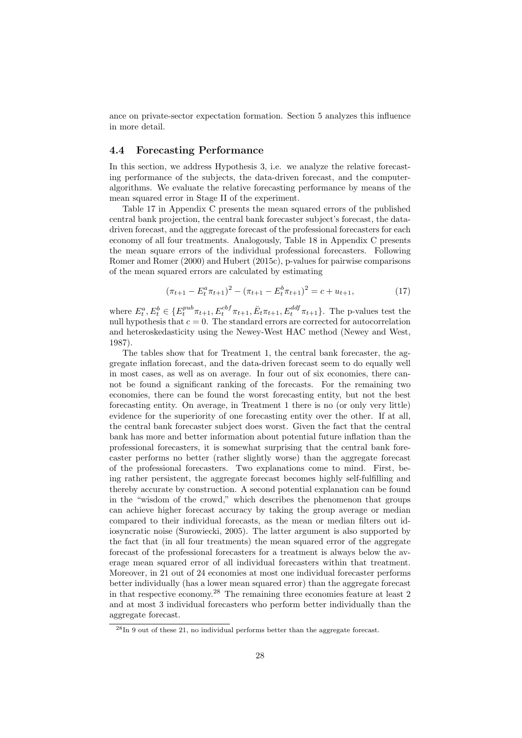ance on private-sector expectation formation. Section 5 analyzes this influence in more detail.

### 4.4 Forecasting Performance

In this section, we address Hypothesis 3, i.e. we analyze the relative forecasting performance of the subjects, the data-driven forecast, and the computer-algorithms. We evaluate the relative forecasting performance by means of the mean squared error in Stage II of the experiment.

Table 17 in Appendix C presents the mean squared errors of the published central bank projection, the central bank forecaster subject's forecast, the data-driven forecast, and the aggregate forecast of the professional forecasters for each economy of all four treatments. Analogously, Table 18 in Appendix C presents the mean square errors of the individual professional forecasters. Following Romer and Romer (2000) and Hubert (2015c), p-values for pairwise comparisons of the mean squared errors are calculated by estimating

$$(\pi_{t+1} - E_t^a \pi_{t+1})^2 - (\pi_{t+1} - E_t^b \pi_{t+1})^2 = c + u_{t+1}, \tag{17}$$

where $E_t^a, E_t^b \in \{E_t^{pub}\pi_{t+1}, E_t^{cbf}\pi_{t+1}, \bar{E}_t\pi_{t+1}, E_t^{ddf}\pi_{t+1}\}$. The p-values test the null hypothesis that $c = 0$. The standard errors are corrected for autocorrelation and heteroskedasticity using the Newey-West HAC method (Newey and West, 1987).

The tables show that for Treatment 1, the central bank forecaster, the aggregate inflation forecast, and the data-driven forecast seem to do equally well in most cases, as well as on average. In four out of six economies, there cannot be found a significant ranking of the forecasts. For the remaining two economies, there can be found the worst forecasting entity, but not the best forecasting entity. On average, in Treatment 1 there is no (or only very little) evidence for the superiority of one forecasting entity over the other. If at all, the central bank forecaster subject does worst. Given the fact that the central bank has more and better information about potential future inflation than the professional forecasters, it is somewhat surprising that the central bank forecaster performs no better (rather slightly worse) than the aggregate forecast of the professional forecasters. Two explanations come to mind. First, being rather persistent, the aggregate forecast becomes highly self-fulfilling and thereby accurate by construction. A second potential explanation can be found in the "wisdom of the crowd," which describes the phenomenon that groups can achieve higher forecast accuracy by taking the group average or median compared to their individual forecasts, as the mean or median filters out idiosyncratic noise (Surowiecki, 2005). The latter argument is also supported by the fact that (in all four treatments) the mean squared error of the aggregate forecast of the professional forecasters for a treatment is always below the average mean squared error of all individual forecasters within that treatment. Moreover, in 21 out of 24 economies at most one individual forecaster performs better individually (has a lower mean squared error) than the aggregate forecast in that respective economy.[28] The remaining three economies feature at least 2 and at most 3 individual forecasters who perform better individually than the aggregate forecast.

[28] In 9 out of these 21, no individual performs better than the aggregate forecast.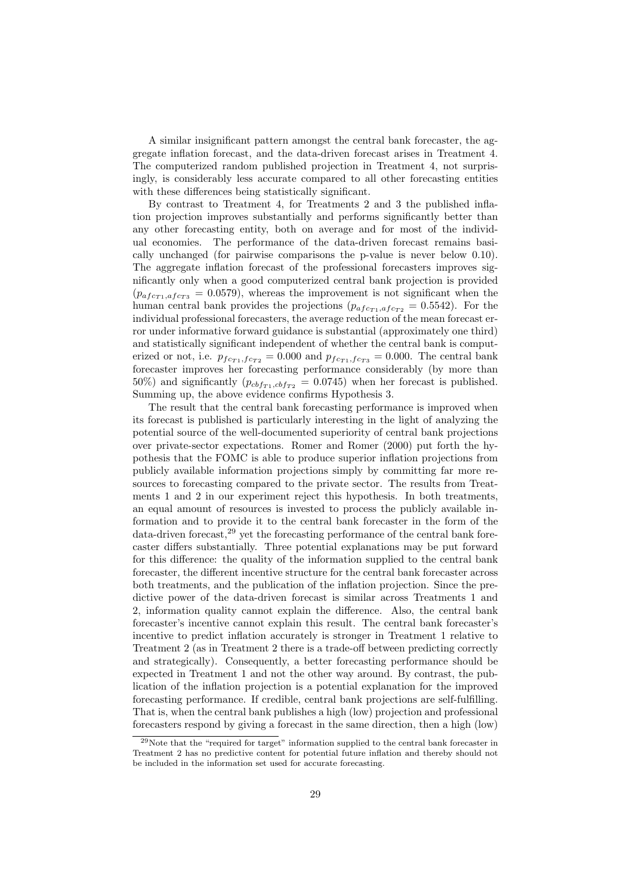A similar insignificant pattern amongst the central bank forecaster, the aggregate inflation forecast, and the data-driven forecast arises in Treatment 4. The computerized random published projection in Treatment 4, not surprisingly, is considerably less accurate compared to all other forecasting entities with these differences being statistically significant.

By contrast to Treatment 4, for Treatments 2 and 3 the published inflation projection improves substantially and performs significantly better than any other forecasting entity, both on average and for most of the individual economies. The performance of the data-driven forecast remains basically unchanged (for pairwise comparisons the p-value is never below 0.10). The aggregate inflation forecast of the professional forecasters improves significantly only when a good computerized central bank projection is provided ($p_{afc_{T1},afc_{T3}} = 0.0579$), whereas the improvement is not significant when the human central bank provides the projections ($p_{afc_{T1},afc_{T2}} = 0.5542$). For the individual professional forecasters, the average reduction of the mean forecast error under informative forward guidance is substantial (approximately one third) and statistically significant independent of whether the central bank is computerized or not, i.e. $p_{fc_{T1},fc_{T2}} = 0.000$ and $p_{fc_{T1},fc_{T3}} = 0.000$. The central bank forecaster improves her forecasting performance considerably (by more than 50%) and significantly ($p_{cbf_{T1},cbf_{T2}} = 0.0745$) when her forecast is published. Summing up, the above evidence confirms Hypothesis 3.

The result that the central bank forecasting performance is improved when its forecast is published is particularly interesting in the light of analyzing the potential source of the well-documented superiority of central bank projections over private-sector expectations. Romer and Romer (2000) put forth the hypothesis that the FOMC is able to produce superior inflation projections from publicly available information projections simply by committing far more resources to forecasting compared to the private sector. The results from Treatments 1 and 2 in our experiment reject this hypothesis. In both treatments, an equal amount of resources is invested to process the publicly available information and to provide it to the central bank forecaster in the form of the data-driven forecast,[29] yet the forecasting performance of the central bank forecaster differs substantially. Three potential explanations may be put forward for this difference: the quality of the information supplied to the central bank forecaster, the different incentive structure for the central bank forecaster across both treatments, and the publication of the inflation projection. Since the predictive power of the data-driven forecast is similar across Treatments 1 and 2, information quality cannot explain the difference. Also, the central bank forecaster's incentive cannot explain this result. The central bank forecaster's incentive to predict inflation accurately is stronger in Treatment 1 relative to Treatment 2 (as in Treatment 2 there is a trade-off between predicting correctly and strategically). Consequently, a better forecasting performance should be expected in Treatment 1 and not the other way around. By contrast, the publication of the inflation projection is a potential explanation for the improved forecasting performance. If credible, central bank projections are self-fulfilling. That is, when the central bank publishes a high (low) projection and professional forecasters respond by giving a forecast in the same direction, then a high (low)

[29] Note that the "required for target" information supplied to the central bank forecaster in Treatment 2 has no predictive content for potential future inflation and thereby should not be included in the information set used for accurate forecasting.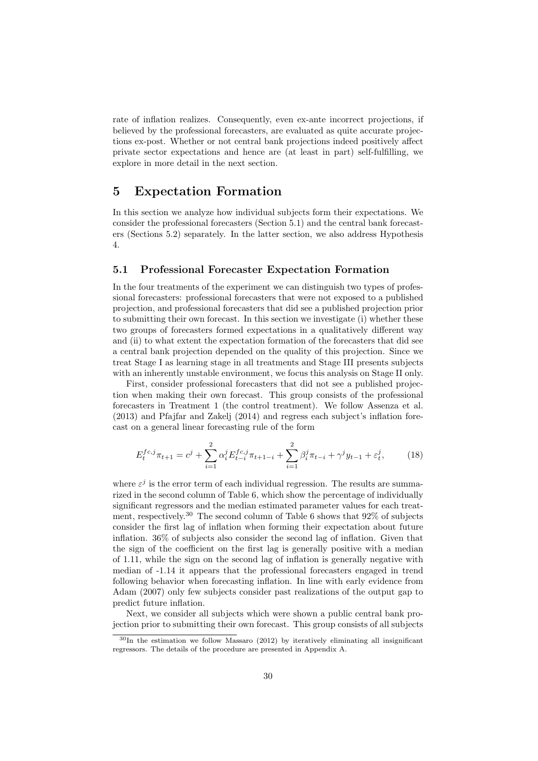rate of inflation realizes. Consequently, even ex-ante incorrect projections, if believed by the professional forecasters, are evaluated as quite accurate projections ex-post. Whether or not central bank projections indeed positively affect private sector expectations and hence are (at least in part) self-fulfilling, we explore in more detail in the next section.

# 5 Expectation Formation

In this section we analyze how individual subjects form their expectations. We consider the professional forecasters (Section 5.1) and the central bank forecasters (Sections 5.2) separately. In the latter section, we also address Hypothesis 4.

## 5.1 Professional Forecaster Expectation Formation

In the four treatments of the experiment we can distinguish two types of professional forecasters: professional forecasters that were not exposed to a published projection, and professional forecasters that did see a published projection prior to submitting their own forecast. In this section we investigate (i) whether these two groups of forecasters formed expectations in a qualitatively different way and (ii) to what extent the expectation formation of the forecasters that did see a central bank projection depended on the quality of this projection. Since we treat Stage I as learning stage in all treatments and Stage III presents subjects with an inherently unstable environment, we focus this analysis on Stage II only.

First, consider professional forecasters that did not see a published projection when making their own forecast. This group consists of the professional forecasters in Treatment 1 (the control treatment). We follow Assenza et al. (2013) and Pfajfar and Zakelj (2014) and regress each subject's inflation forecast on a general linear forecasting rule of the form

$$E_t^{fc,j}\pi_{t+1} = c^j + \sum_{i=1}^{2} \alpha_i^j E_{t-i}^{fc,j}\pi_{t+1-i} + \sum_{i=1}^{2} \beta_i^j \pi_{t-i} + \gamma^j y_{t-1} + \varepsilon_t^j, \tag{18}$$

where $\varepsilon^j$ is the error term of each individual regression. The results are summarized in the second column of Table 6, which show the percentage of individually significant regressors and the median estimated parameter values for each treatment, respectively.[30] The second column of Table 6 shows that 92% of subjects consider the first lag of inflation when forming their expectation about future inflation. 36% of subjects also consider the second lag of inflation. Given that the sign of the coefficient on the first lag is generally positive with a median of 1.11, while the sign on the second lag of inflation is generally negative with median of -1.14 it appears that the professional forecasters engaged in trend following behavior when forecasting inflation. In line with early evidence from Adam (2007) only few subjects consider past realizations of the output gap to predict future inflation.

Next, we consider all subjects which were shown a public central bank projection prior to submitting their own forecast. This group consists of all subjects

[30] In the estimation we follow Massaro (2012) by iteratively eliminating all insignificant regressors. The details of the procedure are presented in Appendix A.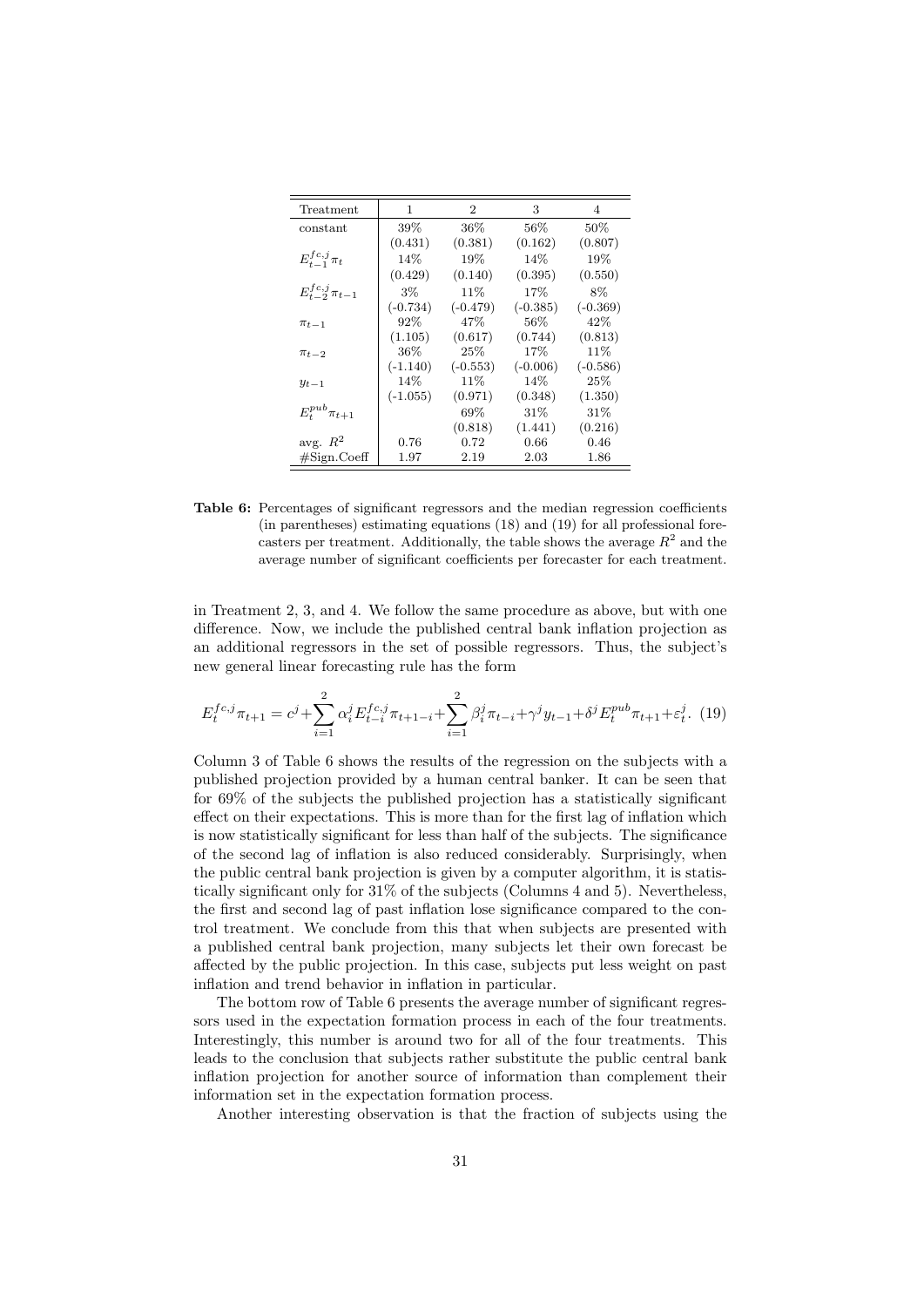| Treatment | 1 | 2 | 3 | 4 |
|---|---|---|---|---|
| constant | 39% | 36% | 56% | 50% |
| | (0.431) | (0.381) | (0.162) | (0.807) |
| $E^{fc,j}_{t-1}\pi_t$ | 14% | 19% | 14% | 19% |
| | (0.429) | (0.140) | (0.395) | (0.550) |
| $E^{fc,j}_{t-2}\pi_{t-1}$ | 3% | 11% | 17% | 8% |
| | (-0.734) | (-0.479) | (-0.385) | (-0.369) |
| $\pi_{t-1}$ | 92% | 47% | 56% | 42% |
| | (1.105) | (0.617) | (0.744) | (0.813) |
| $\pi_{t-2}$ | 36% | 25% | 17% | 11% |
| | (-1.140) | (-0.553) | (-0.006) | (-0.586) |
| $y_{t-1}$ | 14% | 11% | 14% | 25% |
| | (-1.055) | (0.971) | (0.348) | (1.350) |
| $E^{pub}_t\pi_{t+1}$ | | 69% | 31% | 31% |
| | | (0.818) | (1.441) | (0.216) |
| avg. $R^2$ | 0.76 | 0.72 | 0.66 | 0.46 |
| #Sign.Coeff | 1.97 | 2.19 | 2.03 | 1.86 |

**Table 6:** Percentages of significant regressors and the median regression coefficients (in parentheses) estimating equations (18) and (19) for all professional forecasters per treatment. Additionally, the table shows the average $R^2$ and the average number of significant coefficients per forecaster for each treatment.

in Treatment 2, 3, and 4. We follow the same procedure as above, but with one difference. Now, we include the published central bank inflation projection as an additional regressors in the set of possible regressors. Thus, the subject's new general linear forecasting rule has the form

$$E^{fc,j}_t\pi_{t+1} = c^j + \sum_{i=1}^{2}\alpha^j_i E^{fc,j}_{t-i}\pi_{t+1-i} + \sum_{i=1}^{2}\beta^j_i\pi_{t-i} + \gamma^j y_{t-1} + \delta^j E^{pub}_t\pi_{t+1} + \varepsilon^j_t. \quad (19)$$

Column 3 of Table 6 shows the results of the regression on the subjects with a published projection provided by a human central banker. It can be seen that for 69% of the subjects the published projection has a statistically significant effect on their expectations. This is more than for the first lag of inflation which is now statistically significant for less than half of the subjects. The significance of the second lag of inflation is also reduced considerably. Surprisingly, when the public central bank projection is given by a computer algorithm, it is statistically significant only for 31% of the subjects (Columns 4 and 5). Nevertheless, the first and second lag of past inflation lose significance compared to the control treatment. We conclude from this that when subjects are presented with a published central bank projection, many subjects let their own forecast be affected by the public projection. In this case, subjects put less weight on past inflation and trend behavior in inflation in particular.

The bottom row of Table 6 presents the average number of significant regressors used in the expectation formation process in each of the four treatments. Interestingly, this number is around two for all of the four treatments. This leads to the conclusion that subjects rather substitute the public central bank inflation projection for another source of information than complement their information set in the expectation formation process.

Another interesting observation is that the fraction of subjects using the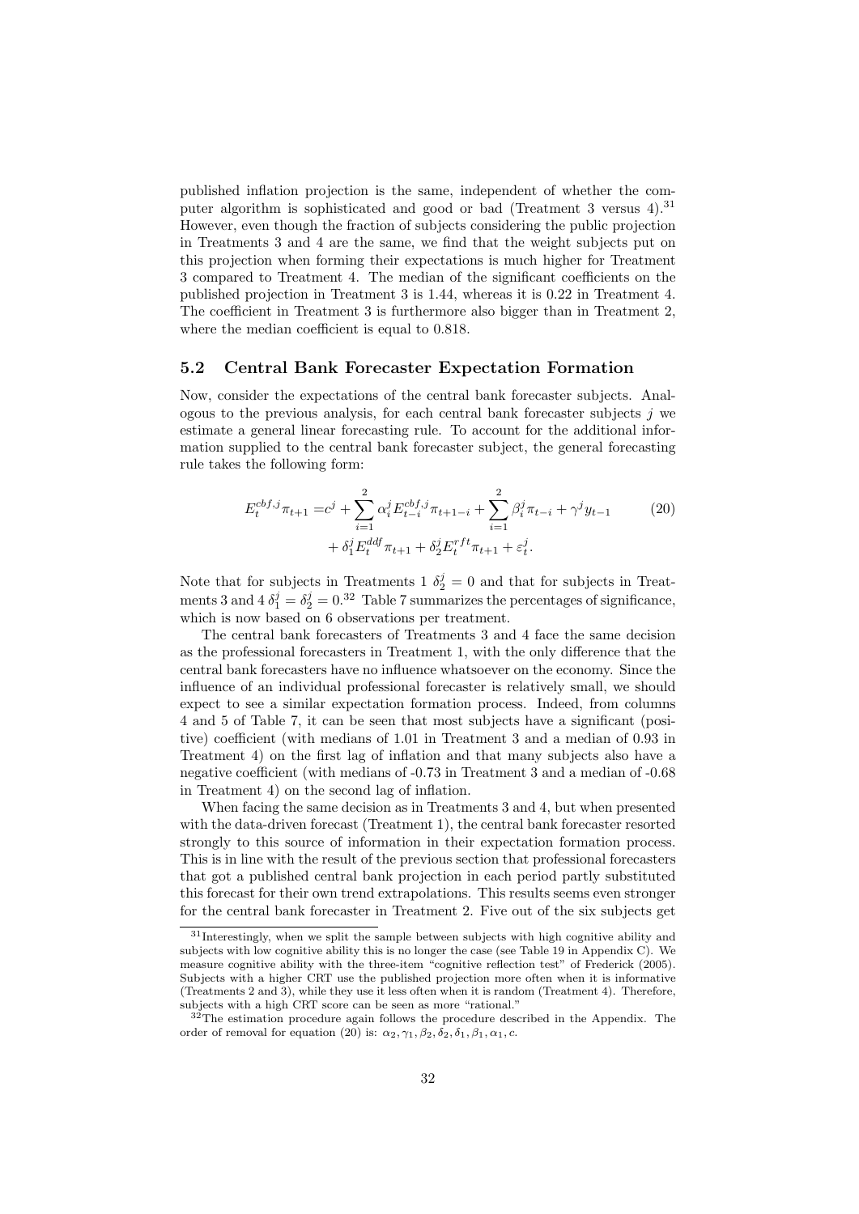published inflation projection is the same, independent of whether the computer algorithm is sophisticated and good or bad (Treatment 3 versus 4).[31] However, even though the fraction of subjects considering the public projection in Treatments 3 and 4 are the same, we find that the weight subjects put on this projection when forming their expectations is much higher for Treatment 3 compared to Treatment 4. The median of the significant coefficients on the published projection in Treatment 3 is 1.44, whereas it is 0.22 in Treatment 4. The coefficient in Treatment 3 is furthermore also bigger than in Treatment 2, where the median coefficient is equal to 0.818.

## 5.2 Central Bank Forecaster Expectation Formation

Now, consider the expectations of the central bank forecaster subjects. Analogous to the previous analysis, for each central bank forecaster subjects $j$ we estimate a general linear forecasting rule. To account for the additional information supplied to the central bank forecaster subject, the general forecasting rule takes the following form:

$$
\begin{aligned}
E_t^{cbf,j}\pi_{t+1} = & c^j + \sum_{i=1}^{2} \alpha_i^j E_{t-i}^{cbf,j}\pi_{t+1-i} + \sum_{i=1}^{2} \beta_i^j \pi_{t-i} + \gamma^j y_{t-1} \\
& + \delta_1^j E_t^{ddf}\pi_{t+1} + \delta_2^j E_t^{rft}\pi_{t+1} + \varepsilon_t^j.
\end{aligned} \tag{20}
$$

Note that for subjects in Treatments 1 $\delta_2^j = 0$ and that for subjects in Treatments 3 and 4 $\delta_1^j = \delta_2^j = 0$.[32] Table 7 summarizes the percentages of significance, which is now based on 6 observations per treatment.

The central bank forecasters of Treatments 3 and 4 face the same decision as the professional forecasters in Treatment 1, with the only difference that the central bank forecasters have no influence whatsoever on the economy. Since the influence of an individual professional forecaster is relatively small, we should expect to see a similar expectation formation process. Indeed, from columns 4 and 5 of Table 7, it can be seen that most subjects have a significant (positive) coefficient (with medians of 1.01 in Treatment 3 and a median of 0.93 in Treatment 4) on the first lag of inflation and that many subjects also have a negative coefficient (with medians of -0.73 in Treatment 3 and a median of -0.68 in Treatment 4) on the second lag of inflation.

When facing the same decision as in Treatments 3 and 4, but when presented with the data-driven forecast (Treatment 1), the central bank forecaster resorted strongly to this source of information in their expectation formation process. This is in line with the result of the previous section that professional forecasters that got a published central bank projection in each period partly substituted this forecast for their own trend extrapolations. This results seems even stronger for the central bank forecaster in Treatment 2. Five out of the six subjects get

[31] Interestingly, when we split the sample between subjects with high cognitive ability and subjects with low cognitive ability this is no longer the case (see Table 19 in Appendix C). We measure cognitive ability with the three-item "cognitive reflection test" of Frederick (2005). Subjects with a higher CRT use the published projection more often when it is informative (Treatments 2 and 3), while they use it less often when it is random (Treatment 4). Therefore, subjects with a high CRT score can be seen as more "rational."

[32] The estimation procedure again follows the procedure described in the Appendix. The order of removal for equation (20) is: $\alpha_2, \gamma_1, \beta_2, \delta_2, \delta_1, \beta_1, \alpha_1, c$.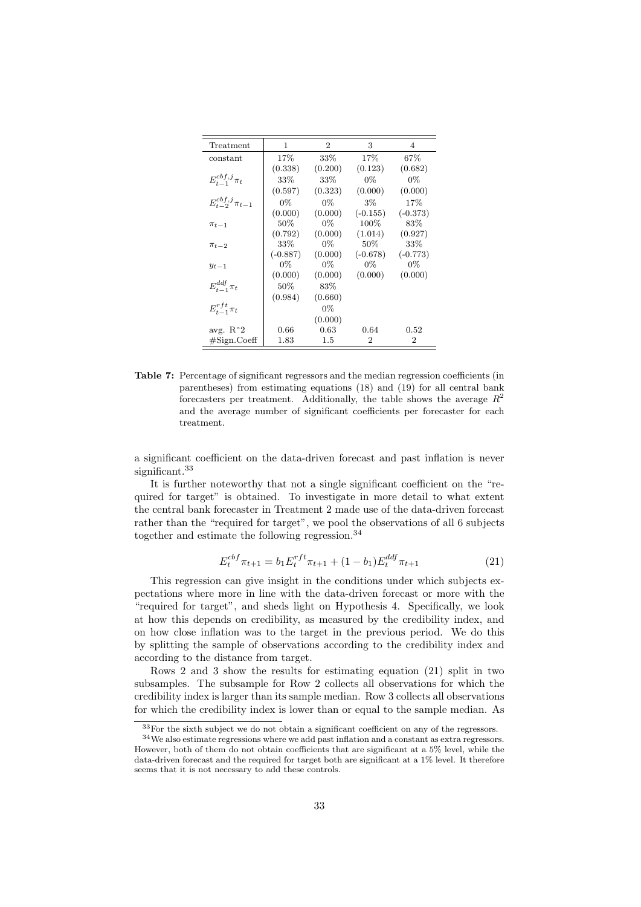| Treatment | 1 | 2 | 3 | 4 |
|---|---|---|---|---|
| constant | 17% | 33% | 17% | 67% |
| | (0.338) | (0.200) | (0.123) | (0.682) |
| $E^{cbf,j}_{t-1}\pi_t$ | 33% | 33% | 0% | 0% |
| | (0.597) | (0.323) | (0.000) | (0.000) |
| $E^{cbf,j}_{t-2}\pi_{t-1}$ | 0% | 0% | 3% | 17% |
| | (0.000) | (0.000) | (-0.155) | (-0.373) |
| $\pi_{t-1}$ | 50% | 0% | 100% | 83% |
| | (0.792) | (0.000) | (1.014) | (0.927) |
| $\pi_{t-2}$ | 33% | 0% | 50% | 33% |
| | (-0.887) | (0.000) | (-0.678) | (-0.773) |
| $y_{t-1}$ | 0% | 0% | 0% | 0% |
| | (0.000) | (0.000) | (0.000) | (0.000) |
| $E^{ddf}_{t-1}\pi_t$ | 50% | 83% | | |
| | (0.984) | (0.660) | | |
| $E^{rft}_{t-1}\pi_t$ | | 0% | | |
| | | (0.000) | | |
| avg. R^2 | 0.66 | 0.63 | 0.64 | 0.52 |
| #Sign.Coeff | 1.83 | 1.5 | 2 | 2 |

**Table 7:** Percentage of significant regressors and the median regression coefficients (in parentheses) from estimating equations (18) and (19) for all central bank forecasters per treatment. Additionally, the table shows the average $R^2$ and the average number of significant coefficients per forecaster for each treatment.

a significant coefficient on the data-driven forecast and past inflation is never significant.[33]

It is further noteworthy that not a single significant coefficient on the "required for target" is obtained. To investigate in more detail to what extent the central bank forecaster in Treatment 2 made use of the data-driven forecast rather than the "required for target", we pool the observations of all 6 subjects together and estimate the following regression.[34]

$$E^{cbf}_t\pi_{t+1} = b_1 E^{rft}_t\pi_{t+1} + (1 - b_1)E^{ddf}_t\pi_{t+1} \tag{21}$$

This regression can give insight in the conditions under which subjects expectations where more in line with the data-driven forecast or more with the "required for target", and sheds light on Hypothesis 4. Specifically, we look at how this depends on credibility, as measured by the credibility index, and on how close inflation was to the target in the previous period. We do this by splitting the sample of observations according to the credibility index and according to the distance from target.

Rows 2 and 3 show the results for estimating equation (21) split in two subsamples. The subsample for Row 2 collects all observations for which the credibility index is larger than its sample median. Row 3 collects all observations for which the credibility index is lower than or equal to the sample median. As

[33] For the sixth subject we do not obtain a significant coefficient on any of the regressors.

[34] We also estimate regressions where we add past inflation and a constant as extra regressors. However, both of them do not obtain coefficients that are significant at a 5% level, while the data-driven forecast and the required for target both are significant at a 1% level. It therefore seems that it is not necessary to add these controls.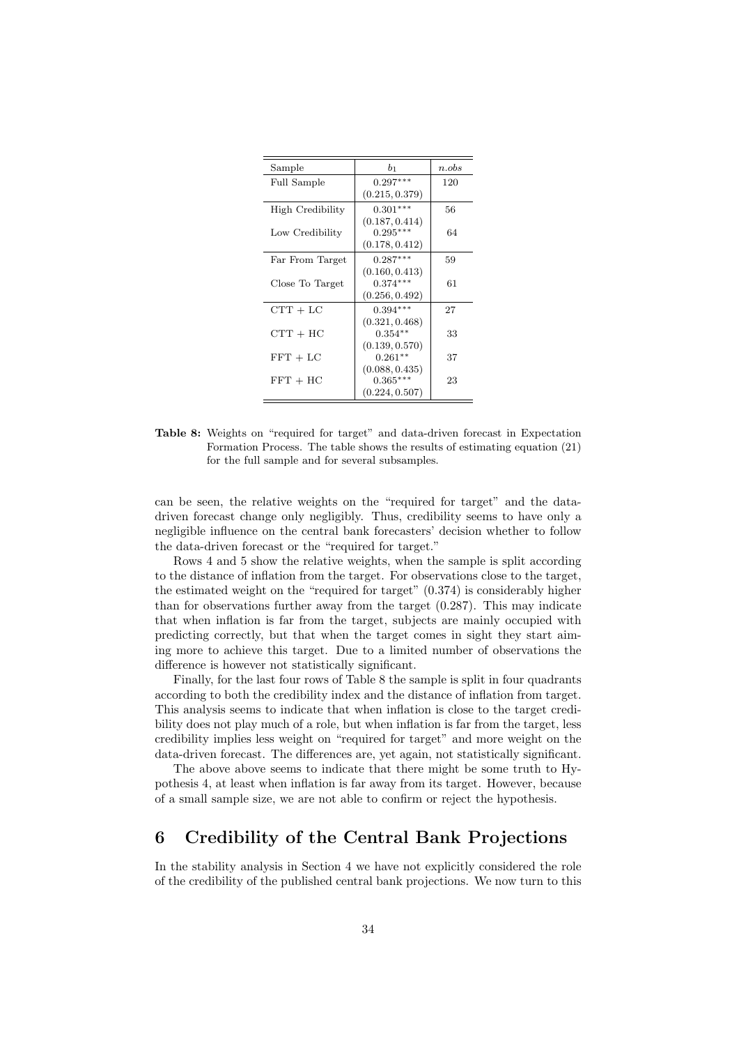| Sample | $b_1$ | $n.obs$ |
|---|---|---|
| Full Sample | $0.297^{***}$ (0.215, 0.379) | 120 |
| High Credibility | $0.301^{***}$ (0.187, 0.414) | 56 |
| Low Credibility | $0.295^{***}$ (0.178, 0.412) | 64 |
| Far From Target | $0.287^{***}$ (0.160, 0.413) | 59 |
| Close To Target | $0.374^{***}$ (0.256, 0.492) | 61 |
| CTT + LC | $0.394^{***}$ (0.321, 0.468) | 27 |
| CTT + HC | $0.354^{**}$ (0.139, 0.570) | 33 |
| FFT + LC | $0.261^{**}$ (0.088, 0.435) | 37 |
| FFT + HC | $0.365^{***}$ (0.224, 0.507) | 23 |

**Table 8:** Weights on "required for target" and data-driven forecast in Expectation Formation Process. The table shows the results of estimating equation (21) for the full sample and for several subsamples.

can be seen, the relative weights on the "required for target" and the data-driven forecast change only negligibly. Thus, credibility seems to have only a negligible influence on the central bank forecasters' decision whether to follow the data-driven forecast or the "required for target."

Rows 4 and 5 show the relative weights, when the sample is split according to the distance of inflation from the target. For observations close to the target, the estimated weight on the "required for target" (0.374) is considerably higher than for observations further away from the target (0.287). This may indicate that when inflation is far from the target, subjects are mainly occupied with predicting correctly, but that when the target comes in sight they start aiming more to achieve this target. Due to a limited number of observations the difference is however not statistically significant.

Finally, for the last four rows of Table 8 the sample is split in four quadrants according to both the credibility index and the distance of inflation from target. This analysis seems to indicate that when inflation is close to the target credibility does not play much of a role, but when inflation is far from the target, less credibility implies less weight on "required for target" and more weight on the data-driven forecast. The differences are, yet again, not statistically significant.

The above above seems to indicate that there might be some truth to Hypothesis 4, at least when inflation is far away from its target. However, because of a small sample size, we are not able to confirm or reject the hypothesis.

# 6 Credibility of the Central Bank Projections

In the stability analysis in Section 4 we have not explicitly considered the role of the credibility of the published central bank projections. We now turn to this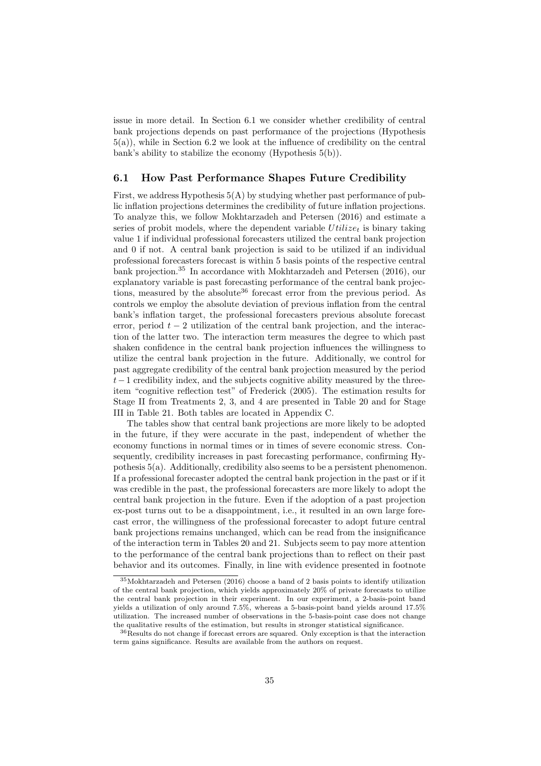issue in more detail. In Section 6.1 we consider whether credibility of central bank projections depends on past performance of the projections (Hypothesis 5(a)), while in Section 6.2 we look at the influence of credibility on the central bank's ability to stabilize the economy (Hypothesis 5(b)).

## 6.1 How Past Performance Shapes Future Credibility

First, we address Hypothesis 5(A) by studying whether past performance of public inflation projections determines the credibility of future inflation projections. To analyze this, we follow Mokhtarzadeh and Petersen (2016) and estimate a series of probit models, where the dependent variable $Utilize_t$ is binary taking value 1 if individual professional forecasters utilized the central bank projection and 0 if not. A central bank projection is said to be utilized if an individual professional forecasters forecast is within 5 basis points of the respective central bank projection.[35] In accordance with Mokhtarzadeh and Petersen (2016), our explanatory variable is past forecasting performance of the central bank projections, measured by the absolute[36] forecast error from the previous period. As controls we employ the absolute deviation of previous inflation from the central bank's inflation target, the professional forecasters previous absolute forecast error, period $t-2$ utilization of the central bank projection, and the interaction of the latter two. The interaction term measures the degree to which past shaken confidence in the central bank projection influences the willingness to utilize the central bank projection in the future. Additionally, we control for past aggregate credibility of the central bank projection measured by the period $t-1$ credibility index, and the subjects cognitive ability measured by the three-item "cognitive reflection test" of Frederick (2005). The estimation results for Stage II from Treatments 2, 3, and 4 are presented in Table 20 and for Stage III in Table 21. Both tables are located in Appendix C.

The tables show that central bank projections are more likely to be adopted in the future, if they were accurate in the past, independent of whether the economy functions in normal times or in times of severe economic stress. Consequently, credibility increases in past forecasting performance, confirming Hypothesis 5(a). Additionally, credibility also seems to be a persistent phenomenon. If a professional forecaster adopted the central bank projection in the past or if it was credible in the past, the professional forecasters are more likely to adopt the central bank projection in the future. Even if the adoption of a past projection ex-post turns out to be a disappointment, i.e., it resulted in an own large forecast error, the willingness of the professional forecaster to adopt future central bank projections remains unchanged, which can be read from the insignificance of the interaction term in Tables 20 and 21. Subjects seem to pay more attention to the performance of the central bank projections than to reflect on their past behavior and its outcomes. Finally, in line with evidence presented in footnote

[35] Mokhtarzadeh and Petersen (2016) choose a band of 2 basis points to identify utilization of the central bank projection, which yields approximately 20% of private forecasts to utilize the central bank projection in their experiment. In our experiment, a 2-basis-point band yields a utilization of only around 7.5%, whereas a 5-basis-point band yields around 17.5% utilization. The increased number of observations in the 5-basis-point case does not change the qualitative results of the estimation, but results in stronger statistical significance.

[36] Results do not change if forecast errors are squared. Only exception is that the interaction term gains significance. Results are available from the authors on request.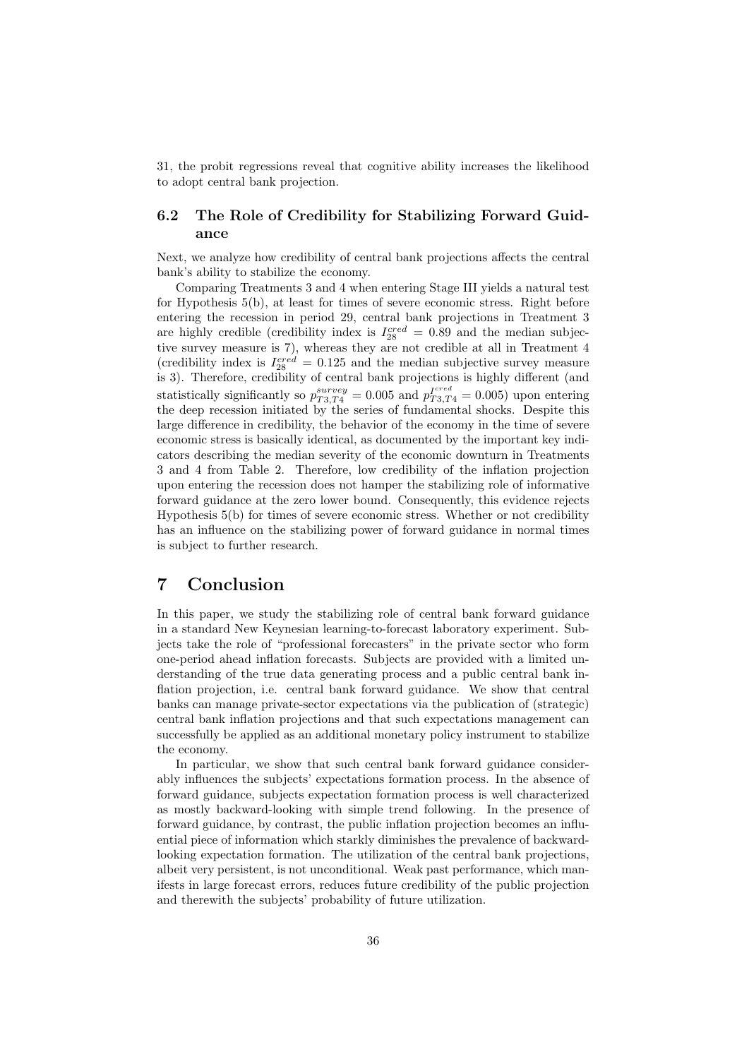31, the probit regressions reveal that cognitive ability increases the likelihood to adopt central bank projection.

### 6.2 The Role of Credibility for Stabilizing Forward Guidance

Next, we analyze how credibility of central bank projections affects the central bank's ability to stabilize the economy.

Comparing Treatments 3 and 4 when entering Stage III yields a natural test for Hypothesis 5(b), at least for times of severe economic stress. Right before entering the recession in period 29, central bank projections in Treatment 3 are highly credible (credibility index is $I^{cred}_{28} = 0.89$ and the median subjective survey measure is 7), whereas they are not credible at all in Treatment 4 (credibility index is $I^{cred}_{28} = 0.125$ and the median subjective survey measure is 3). Therefore, credibility of central bank projections is highly different (and statistically significantly so $p^{survey}_{T3,T4} = 0.005$ and $p^{I^{cred}}_{T3,T4} = 0.005$) upon entering the deep recession initiated by the series of fundamental shocks. Despite this large difference in credibility, the behavior of the economy in the time of severe economic stress is basically identical, as documented by the important key indicators describing the median severity of the economic downturn in Treatments 3 and 4 from Table 2. Therefore, low credibility of the inflation projection upon entering the recession does not hamper the stabilizing role of informative forward guidance at the zero lower bound. Consequently, this evidence rejects Hypothesis 5(b) for times of severe economic stress. Whether or not credibility has an influence on the stabilizing power of forward guidance in normal times is subject to further research.

## 7 Conclusion

In this paper, we study the stabilizing role of central bank forward guidance in a standard New Keynesian learning-to-forecast laboratory experiment. Subjects take the role of "professional forecasters" in the private sector who form one-period ahead inflation forecasts. Subjects are provided with a limited understanding of the true data generating process and a public central bank inflation projection, i.e. central bank forward guidance. We show that central banks can manage private-sector expectations via the publication of (strategic) central bank inflation projections and that such expectations management can successfully be applied as an additional monetary policy instrument to stabilize the economy.

In particular, we show that such central bank forward guidance considerably influences the subjects' expectations formation process. In the absence of forward guidance, subjects expectation formation process is well characterized as mostly backward-looking with simple trend following. In the presence of forward guidance, by contrast, the public inflation projection becomes an influential piece of information which starkly diminishes the prevalence of backward-looking expectation formation. The utilization of the central bank projections, albeit very persistent, is not unconditional. Weak past performance, which manifests in large forecast errors, reduces future credibility of the public projection and therewith the subjects' probability of future utilization.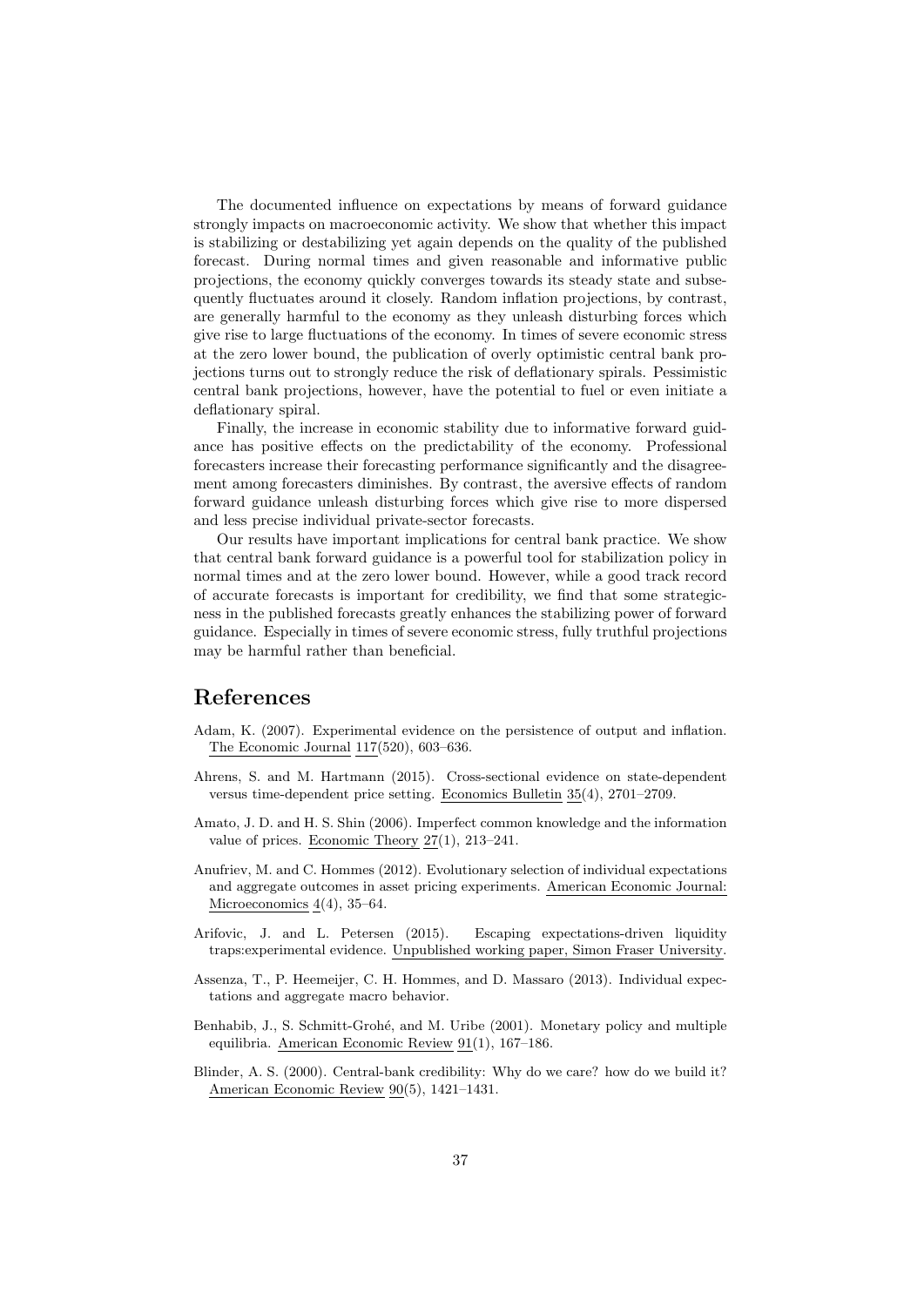The documented influence on expectations by means of forward guidance strongly impacts on macroeconomic activity. We show that whether this impact is stabilizing or destabilizing yet again depends on the quality of the published forecast. During normal times and given reasonable and informative public projections, the economy quickly converges towards its steady state and subsequently fluctuates around it closely. Random inflation projections, by contrast, are generally harmful to the economy as they unleash disturbing forces which give rise to large fluctuations of the economy. In times of severe economic stress at the zero lower bound, the publication of overly optimistic central bank projections turns out to strongly reduce the risk of deflationary spirals. Pessimistic central bank projections, however, have the potential to fuel or even initiate a deflationary spiral.

Finally, the increase in economic stability due to informative forward guidance has positive effects on the predictability of the economy. Professional forecasters increase their forecasting performance significantly and the disagreement among forecasters diminishes. By contrast, the aversive effects of random forward guidance unleash disturbing forces which give rise to more dispersed and less precise individual private-sector forecasts.

Our results have important implications for central bank practice. We show that central bank forward guidance is a powerful tool for stabilization policy in normal times and at the zero lower bound. However, while a good track record of accurate forecasts is important for credibility, we find that some strategicness in the published forecasts greatly enhances the stabilizing power of forward guidance. Especially in times of severe economic stress, fully truthful projections may be harmful rather than beneficial.

# References

Adam, K. (2007). Experimental evidence on the persistence of output and inflation. The Economic Journal 117(520), 603–636.

Ahrens, S. and M. Hartmann (2015). Cross-sectional evidence on state-dependent versus time-dependent price setting. Economics Bulletin 35(4), 2701–2709.

Amato, J. D. and H. S. Shin (2006). Imperfect common knowledge and the information value of prices. Economic Theory 27(1), 213–241.

Anufriev, M. and C. Hommes (2012). Evolutionary selection of individual expectations and aggregate outcomes in asset pricing experiments. American Economic Journal: Microeconomics 4(4), 35–64.

Arifovic, J. and L. Petersen (2015). Escaping expectations-driven liquidity traps:experimental evidence. Unpublished working paper, Simon Fraser University.

Assenza, T., P. Heemeijer, C. H. Hommes, and D. Massaro (2013). Individual expectations and aggregate macro behavior.

Benhabib, J., S. Schmitt-Grohé, and M. Uribe (2001). Monetary policy and multiple equilibria. American Economic Review 91(1), 167–186.

Blinder, A. S. (2000). Central-bank credibility: Why do we care? how do we build it? American Economic Review 90(5), 1421–1431.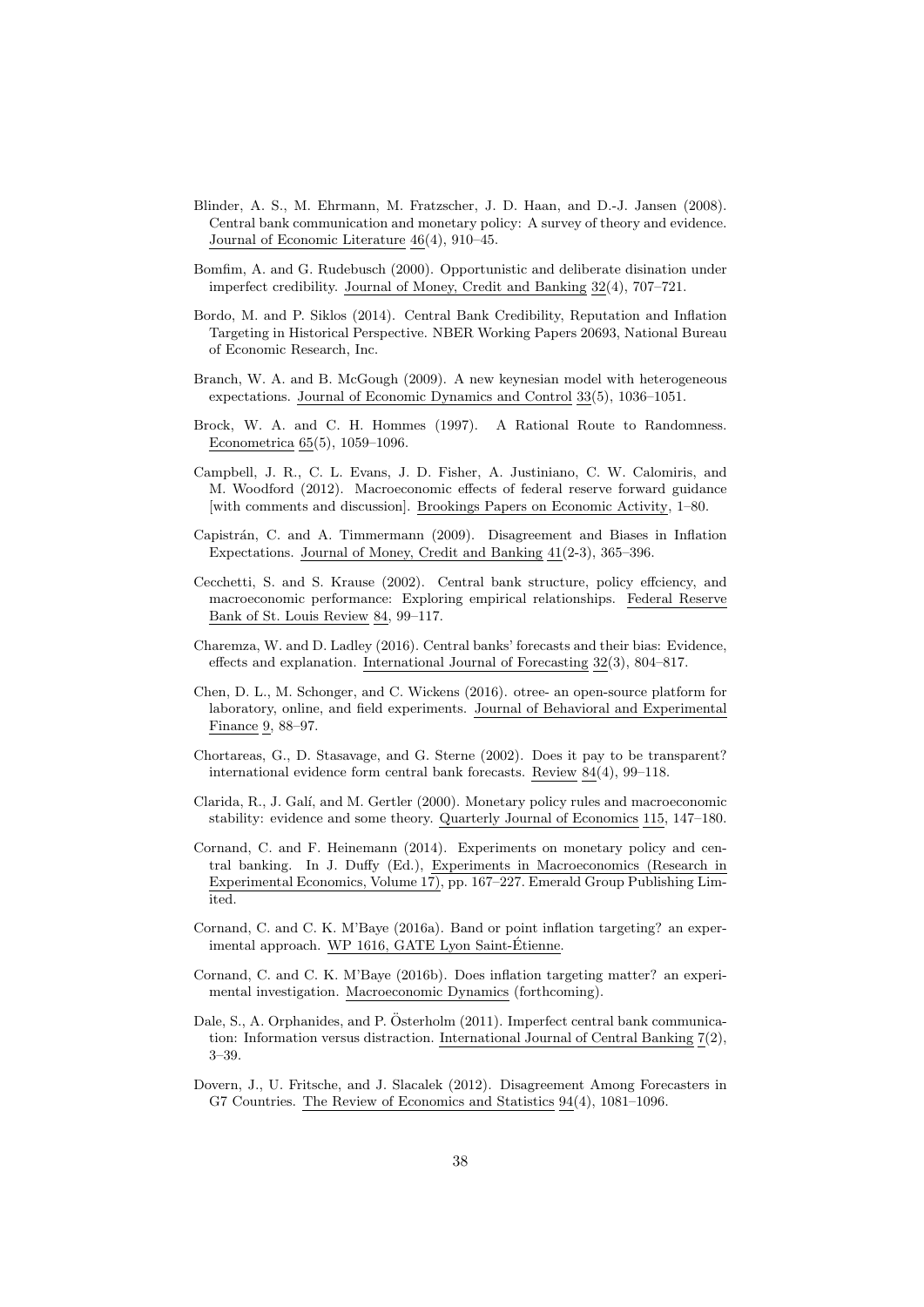Blinder, A. S., M. Ehrmann, M. Fratzscher, J. D. Haan, and D.-J. Jansen (2008). Central bank communication and monetary policy: A survey of theory and evidence. Journal of Economic Literature 46(4), 910–45.

Bomfim, A. and G. Rudebusch (2000). Opportunistic and deliberate disination under imperfect credibility. Journal of Money, Credit and Banking 32(4), 707–721.

Bordo, M. and P. Siklos (2014). Central Bank Credibility, Reputation and Inflation Targeting in Historical Perspective. NBER Working Papers 20693, National Bureau of Economic Research, Inc.

Branch, W. A. and B. McGough (2009). A new keynesian model with heterogeneous expectations. Journal of Economic Dynamics and Control 33(5), 1036–1051.

Brock, W. A. and C. H. Hommes (1997). A Rational Route to Randomness. Econometrica 65(5), 1059–1096.

Campbell, J. R., C. L. Evans, J. D. Fisher, A. Justiniano, C. W. Calomiris, and M. Woodford (2012). Macroeconomic effects of federal reserve forward guidance [with comments and discussion]. Brookings Papers on Economic Activity, 1–80.

Capistrán, C. and A. Timmermann (2009). Disagreement and Biases in Inflation Expectations. Journal of Money, Credit and Banking 41(2-3), 365–396.

Cecchetti, S. and S. Krause (2002). Central bank structure, policy effciency, and macroeconomic performance: Exploring empirical relationships. Federal Reserve Bank of St. Louis Review 84, 99–117.

Charemza, W. and D. Ladley (2016). Central banks' forecasts and their bias: Evidence, effects and explanation. International Journal of Forecasting 32(3), 804–817.

Chen, D. L., M. Schonger, and C. Wickens (2016). otree- an open-source platform for laboratory, online, and field experiments. Journal of Behavioral and Experimental Finance 9, 88–97.

Chortareas, G., D. Stasavage, and G. Sterne (2002). Does it pay to be transparent? international evidence form central bank forecasts. Review 84(4), 99–118.

Clarida, R., J. Galí, and M. Gertler (2000). Monetary policy rules and macroeconomic stability: evidence and some theory. Quarterly Journal of Economics 115, 147–180.

Cornand, C. and F. Heinemann (2014). Experiments on monetary policy and central banking. In J. Duffy (Ed.), Experiments in Macroeconomics (Research in Experimental Economics, Volume 17), pp. 167–227. Emerald Group Publishing Limited.

Cornand, C. and C. K. M'Baye (2016a). Band or point inflation targeting? an experimental approach. WP 1616, GATE Lyon Saint-Étienne.

Cornand, C. and C. K. M'Baye (2016b). Does inflation targeting matter? an experimental investigation. Macroeconomic Dynamics (forthcoming).

Dale, S., A. Orphanides, and P. Österholm (2011). Imperfect central bank communication: Information versus distraction. International Journal of Central Banking 7(2), 3–39.

Dovern, J., U. Fritsche, and J. Slacalek (2012). Disagreement Among Forecasters in G7 Countries. The Review of Economics and Statistics 94(4), 1081–1096.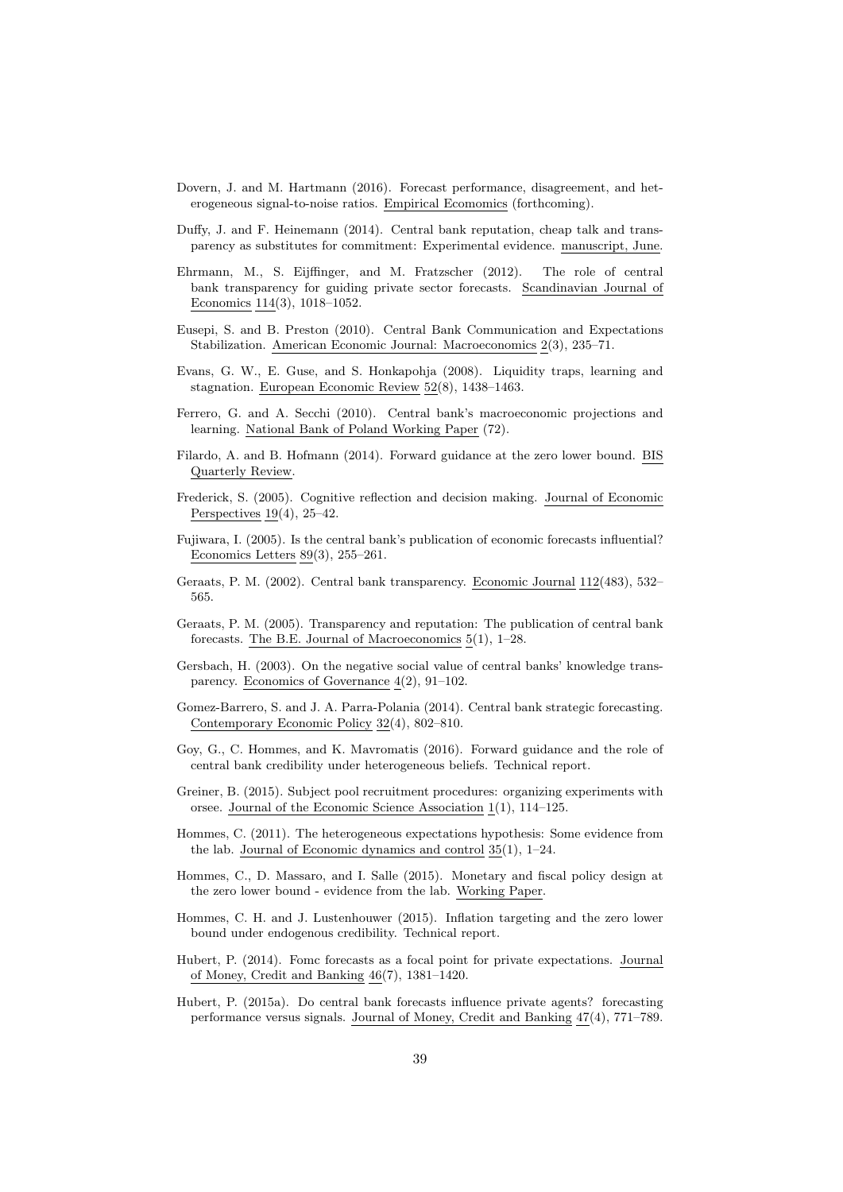Dovern, J. and M. Hartmann (2016). Forecast performance, disagreement, and heterogeneous signal-to-noise ratios. Empirical Ecomomics (forthcoming).

Duffy, J. and F. Heinemann (2014). Central bank reputation, cheap talk and transparency as substitutes for commitment: Experimental evidence. manuscript, June.

Ehrmann, M., S. Eijffinger, and M. Fratzscher (2012). The role of central bank transparency for guiding private sector forecasts. Scandinavian Journal of Economics 114(3), 1018–1052.

Eusepi, S. and B. Preston (2010). Central Bank Communication and Expectations Stabilization. American Economic Journal: Macroeconomics 2(3), 235–71.

Evans, G. W., E. Guse, and S. Honkapohja (2008). Liquidity traps, learning and stagnation. European Economic Review 52(8), 1438–1463.

Ferrero, G. and A. Secchi (2010). Central bank's macroeconomic projections and learning. National Bank of Poland Working Paper (72).

Filardo, A. and B. Hofmann (2014). Forward guidance at the zero lower bound. BIS Quarterly Review.

Frederick, S. (2005). Cognitive reflection and decision making. Journal of Economic Perspectives 19(4), 25–42.

Fujiwara, I. (2005). Is the central bank's publication of economic forecasts influential? Economics Letters 89(3), 255–261.

Geraats, P. M. (2002). Central bank transparency. Economic Journal 112(483), 532–565.

Geraats, P. M. (2005). Transparency and reputation: The publication of central bank forecasts. The B.E. Journal of Macroeconomics 5(1), 1–28.

Gersbach, H. (2003). On the negative social value of central banks' knowledge transparency. Economics of Governance 4(2), 91–102.

Gomez-Barrero, S. and J. A. Parra-Polania (2014). Central bank strategic forecasting. Contemporary Economic Policy 32(4), 802–810.

Goy, G., C. Hommes, and K. Mavromatis (2016). Forward guidance and the role of central bank credibility under heterogeneous beliefs. Technical report.

Greiner, B. (2015). Subject pool recruitment procedures: organizing experiments with orsee. Journal of the Economic Science Association 1(1), 114–125.

Hommes, C. (2011). The heterogeneous expectations hypothesis: Some evidence from the lab. Journal of Economic dynamics and control 35(1), 1–24.

Hommes, C., D. Massaro, and I. Salle (2015). Monetary and fiscal policy design at the zero lower bound - evidence from the lab. Working Paper.

Hommes, C. H. and J. Lustenhouwer (2015). Inflation targeting and the zero lower bound under endogenous credibility. Technical report.

Hubert, P. (2014). Fomc forecasts as a focal point for private expectations. Journal of Money, Credit and Banking 46(7), 1381–1420.

Hubert, P. (2015a). Do central bank forecasts influence private agents? forecasting performance versus signals. Journal of Money, Credit and Banking 47(4), 771–789.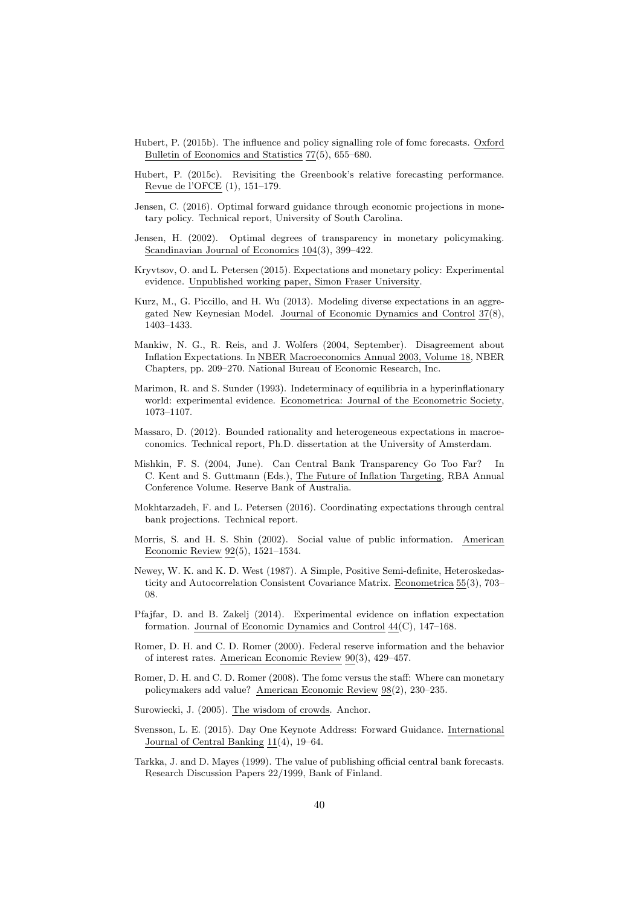Hubert, P. (2015b). The influence and policy signalling role of fomc forecasts. Oxford Bulletin of Economics and Statistics 77(5), 655–680.

Hubert, P. (2015c). Revisiting the Greenbook's relative forecasting performance. Revue de l'OFCE (1), 151–179.

Jensen, C. (2016). Optimal forward guidance through economic projections in monetary policy. Technical report, University of South Carolina.

Jensen, H. (2002). Optimal degrees of transparency in monetary policymaking. Scandinavian Journal of Economics 104(3), 399–422.

Kryvtsov, O. and L. Petersen (2015). Expectations and monetary policy: Experimental evidence. Unpublished working paper, Simon Fraser University.

Kurz, M., G. Piccillo, and H. Wu (2013). Modeling diverse expectations in an aggregated New Keynesian Model. Journal of Economic Dynamics and Control 37(8), 1403–1433.

Mankiw, N. G., R. Reis, and J. Wolfers (2004, September). Disagreement about Inflation Expectations. In NBER Macroeconomics Annual 2003, Volume 18, NBER Chapters, pp. 209–270. National Bureau of Economic Research, Inc.

Marimon, R. and S. Sunder (1993). Indeterminacy of equilibria in a hyperinflationary world: experimental evidence. Econometrica: Journal of the Econometric Society, 1073–1107.

Massaro, D. (2012). Bounded rationality and heterogeneous expectations in macroeconomics. Technical report, Ph.D. dissertation at the University of Amsterdam.

Mishkin, F. S. (2004, June). Can Central Bank Transparency Go Too Far? In C. Kent and S. Guttmann (Eds.), The Future of Inflation Targeting, RBA Annual Conference Volume. Reserve Bank of Australia.

Mokhtarzadeh, F. and L. Petersen (2016). Coordinating expectations through central bank projections. Technical report.

Morris, S. and H. S. Shin (2002). Social value of public information. American Economic Review 92(5), 1521–1534.

Newey, W. K. and K. D. West (1987). A Simple, Positive Semi-definite, Heteroskedasticity and Autocorrelation Consistent Covariance Matrix. Econometrica 55(3), 703–08.

Pfajfar, D. and B. Zakelj (2014). Experimental evidence on inflation expectation formation. Journal of Economic Dynamics and Control 44(C), 147–168.

Romer, D. H. and C. D. Romer (2000). Federal reserve information and the behavior of interest rates. American Economic Review 90(3), 429–457.

Romer, D. H. and C. D. Romer (2008). The fomc versus the staff: Where can monetary policymakers add value? American Economic Review 98(2), 230–235.

Surowiecki, J. (2005). The wisdom of crowds. Anchor.

Svensson, L. E. (2015). Day One Keynote Address: Forward Guidance. International Journal of Central Banking 11(4), 19–64.

Tarkka, J. and D. Mayes (1999). The value of publishing official central bank forecasts. Research Discussion Papers 22/1999, Bank of Finland.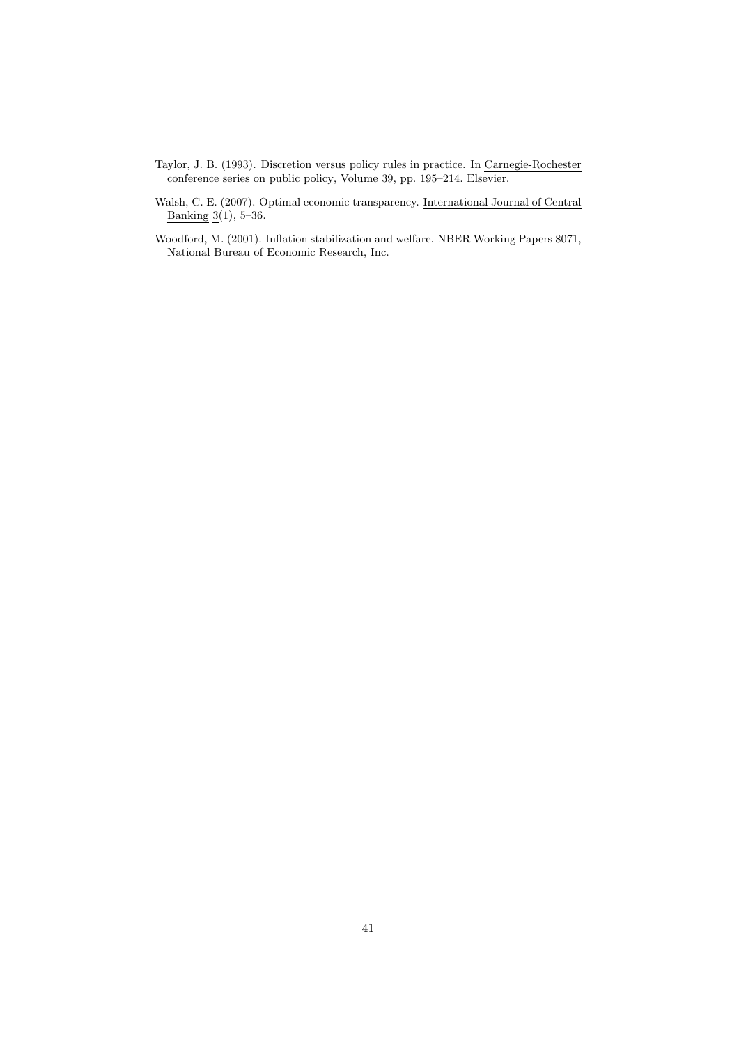Taylor, J. B. (1993). Discretion versus policy rules in practice. In Carnegie-Rochester conference series on public policy, Volume 39, pp. 195–214. Elsevier.

Walsh, C. E. (2007). Optimal economic transparency. International Journal of Central Banking 3(1), 5–36.

Woodford, M. (2001). Inflation stabilization and welfare. NBER Working Papers 8071, National Bureau of Economic Research, Inc.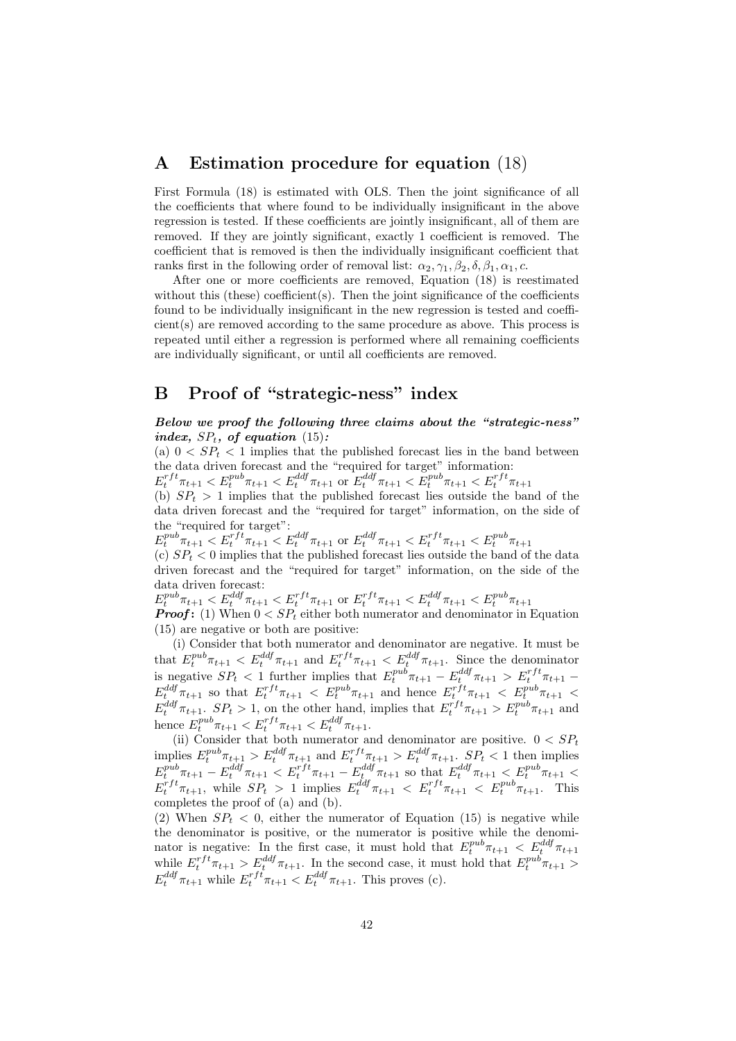# A Estimation procedure for equation (18)

First Formula (18) is estimated with OLS. Then the joint significance of all the coefficients that where found to be individually insignificant in the above regression is tested. If these coefficients are jointly insignificant, all of them are removed. If they are jointly significant, exactly 1 coefficient is removed. The coefficient that is removed is then the individually insignificant coefficient that ranks first in the following order of removal list: $\alpha_2, \gamma_1, \beta_2, \delta, \beta_1, \alpha_1, c$.

After one or more coefficients are removed, Equation (18) is reestimated without this (these) coefficient(s). Then the joint significance of the coefficients found to be individually insignificant in the new regression is tested and coefficient(s) are removed according to the same procedure as above. This process is repeated until either a regression is performed where all remaining coefficients are individually significant, or until all coefficients are removed.

# B Proof of "strategic-ness" index

***Below we proof the following three claims about the "strategic-ness" index, $SP_t$, of equation (15):***

(a) $0 < SP_t < 1$ implies that the published forecast lies in the band between the data driven forecast and the "required for target" information:
$E_t^{rft}\pi_{t+1} < E_t^{pub}\pi_{t+1} < E_t^{ddf}\pi_{t+1}$ or $E_t^{ddf}\pi_{t+1} < E_t^{pub}\pi_{t+1} < E_t^{rft}\pi_{t+1}$

(b) $SP_t > 1$ implies that the published forecast lies outside the band of the data driven forecast and the "required for target" information, on the side of the "required for target":
$E_t^{pub}\pi_{t+1} < E_t^{rft}\pi_{t+1} < E_t^{ddf}\pi_{t+1}$ or $E_t^{ddf}\pi_{t+1} < E_t^{rft}\pi_{t+1} < E_t^{pub}\pi_{t+1}$

(c) $SP_t < 0$ implies that the published forecast lies outside the band of the data driven forecast and the "required for target" information, on the side of the data driven forecast:
$E_t^{pub}\pi_{t+1} < E_t^{ddf}\pi_{t+1} < E_t^{rft}\pi_{t+1}$ or $E_t^{rft}\pi_{t+1} < E_t^{ddf}\pi_{t+1} < E_t^{pub}\pi_{t+1}$

***Proof*:** (1) When $0 < SP_t$ either both numerator and denominator in Equation (15) are negative or both are positive:

(i) Consider that both numerator and denominator are negative. It must be that $E_t^{pub}\pi_{t+1} < E_t^{ddf}\pi_{t+1}$ and $E_t^{rft}\pi_{t+1} < E_t^{ddf}\pi_{t+1}$. Since the denominator is negative $SP_t < 1$ further implies that $E_t^{pub}\pi_{t+1} - E_t^{ddf}\pi_{t+1} > E_t^{rft}\pi_{t+1} - E_t^{ddf}\pi_{t+1}$ so that $E_t^{rft}\pi_{t+1} < E_t^{pub}\pi_{t+1}$ and hence $E_t^{rft}\pi_{t+1} < E_t^{pub}\pi_{t+1} < E_t^{ddf}\pi_{t+1}$. $SP_t > 1$, on the other hand, implies that $E_t^{rft}\pi_{t+1} > E_t^{pub}\pi_{t+1}$ and hence $E_t^{pub}\pi_{t+1} < E_t^{rft}\pi_{t+1} < E_t^{ddf}\pi_{t+1}$.

(ii) Consider that both numerator and denominator are positive. $0 < SP_t$ implies $E_t^{pub}\pi_{t+1} > E_t^{ddf}\pi_{t+1}$ and $E_t^{rft}\pi_{t+1} > E_t^{ddf}\pi_{t+1}$. $SP_t < 1$ then implies $E_t^{pub}\pi_{t+1} - E_t^{ddf}\pi_{t+1} < E_t^{rft}\pi_{t+1} - E_t^{ddf}\pi_{t+1}$ so that $E_t^{ddf}\pi_{t+1} < E_t^{pub}\pi_{t+1} < E_t^{rft}\pi_{t+1}$, while $SP_t > 1$ implies $E_t^{ddf}\pi_{t+1} < E_t^{rft}\pi_{t+1} < E_t^{pub}\pi_{t+1}$. This completes the proof of (a) and (b).

(2) When $SP_t < 0$, either the numerator of Equation (15) is negative while the denominator is positive, or the numerator is positive while the denominator is negative: In the first case, it must hold that $E_t^{pub}\pi_{t+1} < E_t^{ddf}\pi_{t+1}$ while $E_t^{rft}\pi_{t+1} > E_t^{ddf}\pi_{t+1}$. In the second case, it must hold that $E_t^{pub}\pi_{t+1} > E_t^{ddf}\pi_{t+1}$ while $E_t^{rft}\pi_{t+1} < E_t^{ddf}\pi_{t+1}$. This proves (c).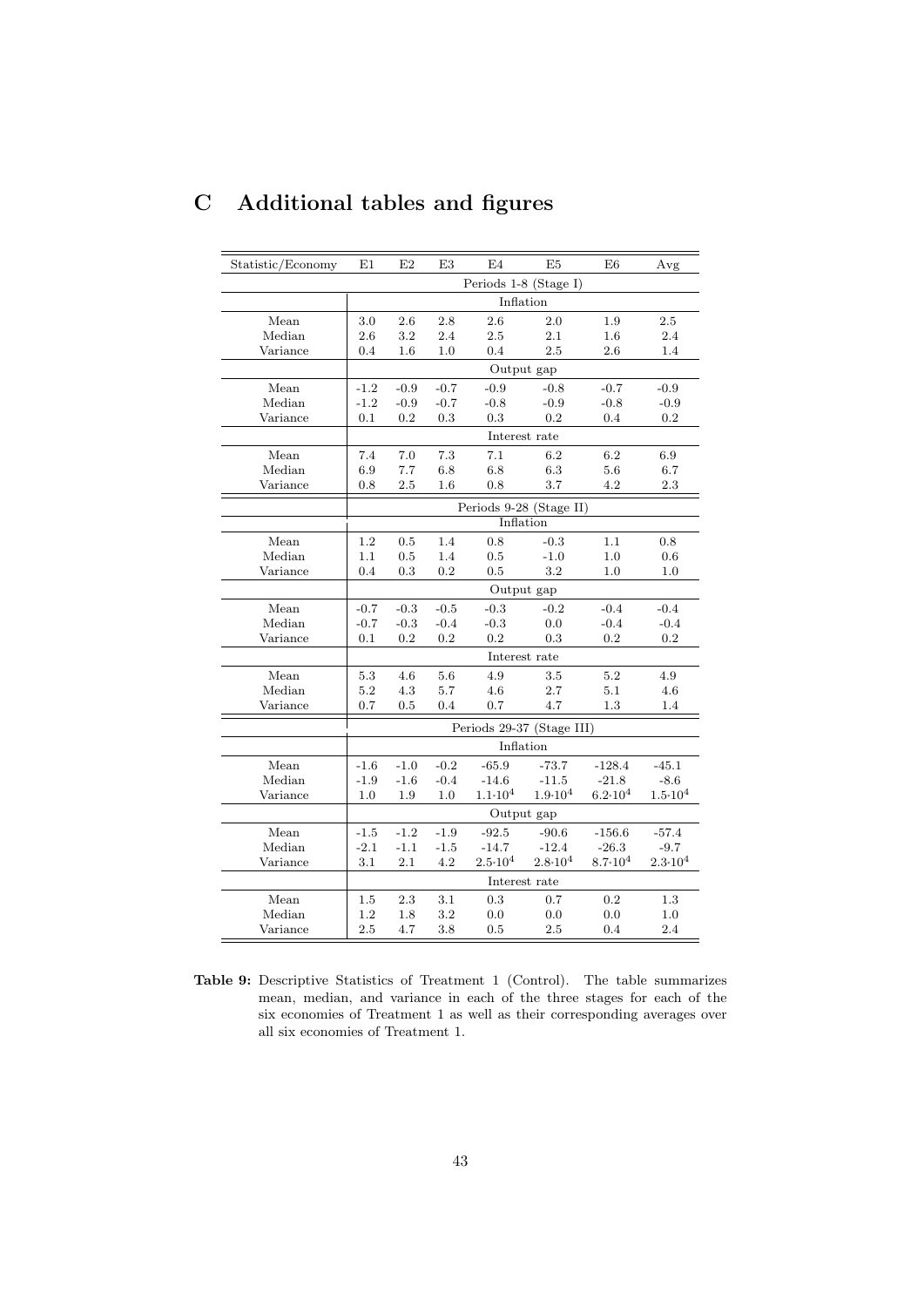# C Additional tables and figures

| Statistic/Economy | E1 | E2 | E3 | E4 | E5 | E6 | Avg |
|---|---|---|---|---|---|---|---|
| | Periods 1-8 (Stage I) | | | | | | |
| | Inflation | | | | | | |
| Mean | 3.0 | 2.6 | 2.8 | 2.6 | 2.0 | 1.9 | 2.5 |
| Median | 2.6 | 3.2 | 2.4 | 2.5 | 2.1 | 1.6 | 2.4 |
| Variance | 0.4 | 1.6 | 1.0 | 0.4 | 2.5 | 2.6 | 1.4 |
| | Output gap | | | | | | |
| Mean | -1.2 | -0.9 | -0.7 | -0.9 | -0.8 | -0.7 | -0.9 |
| Median | -1.2 | -0.9 | -0.7 | -0.8 | -0.9 | -0.8 | -0.9 |
| Variance | 0.1 | 0.2 | 0.3 | 0.3 | 0.2 | 0.4 | 0.2 |
| | Interest rate | | | | | | |
| Mean | 7.4 | 7.0 | 7.3 | 7.1 | 6.2 | 6.2 | 6.9 |
| Median | 6.9 | 7.7 | 6.8 | 6.8 | 6.3 | 5.6 | 6.7 |
| Variance | 0.8 | 2.5 | 1.6 | 0.8 | 3.7 | 4.2 | 2.3 |
| | Periods 9-28 (Stage II) | | | | | | |
| | Inflation | | | | | | |
| Mean | 1.2 | 0.5 | 1.4 | 0.8 | -0.3 | 1.1 | 0.8 |
| Median | 1.1 | 0.5 | 1.4 | 0.5 | -1.0 | 1.0 | 0.6 |
| Variance | 0.4 | 0.3 | 0.2 | 0.5 | 3.2 | 1.0 | 1.0 |
| | Output gap | | | | | | |
| Mean | -0.7 | -0.3 | -0.5 | -0.3 | -0.2 | -0.4 | -0.4 |
| Median | -0.7 | -0.3 | -0.4 | -0.3 | 0.0 | -0.4 | -0.4 |
| Variance | 0.1 | 0.2 | 0.2 | 0.2 | 0.3 | 0.2 | 0.2 |
| | Interest rate | | | | | | |
| Mean | 5.3 | 4.6 | 5.6 | 4.9 | 3.5 | 5.2 | 4.9 |
| Median | 5.2 | 4.3 | 5.7 | 4.6 | 2.7 | 5.1 | 4.6 |
| Variance | 0.7 | 0.5 | 0.4 | 0.7 | 4.7 | 1.3 | 1.4 |
| | Periods 29-37 (Stage III) | | | | | | |
| | Inflation | | | | | | |
| Mean | -1.6 | -1.0 | -0.2 | -65.9 | -73.7 | -128.4 | -45.1 |
| Median | -1.9 | -1.6 | -0.4 | -14.6 | -11.5 | -21.8 | -8.6 |
| Variance | 1.0 | 1.9 | 1.0 | $1.1 \cdot 10^4$ | $1.9 \cdot 10^4$ | $6.2 \cdot 10^4$ | $1.5 \cdot 10^4$ |
| | Output gap | | | | | | |
| Mean | -1.5 | -1.2 | -1.9 | -92.5 | -90.6 | -156.6 | -57.4 |
| Median | -2.1 | -1.1 | -1.5 | -14.7 | -12.4 | -26.3 | -9.7 |
| Variance | 3.1 | 2.1 | 4.2 | $2.5 \cdot 10^4$ | $2.8 \cdot 10^4$ | $8.7 \cdot 10^4$ | $2.3 \cdot 10^4$ |
| | Interest rate | | | | | | |
| Mean | 1.5 | 2.3 | 3.1 | 0.3 | 0.7 | 0.2 | 1.3 |
| Median | 1.2 | 1.8 | 3.2 | 0.0 | 0.0 | 0.0 | 1.0 |
| Variance | 2.5 | 4.7 | 3.8 | 0.5 | 2.5 | 0.4 | 2.4 |

**Table 9:** Descriptive Statistics of Treatment 1 (Control). The table summarizes mean, median, and variance in each of the three stages for each of the six economies of Treatment 1 as well as their corresponding averages over all six economies of Treatment 1.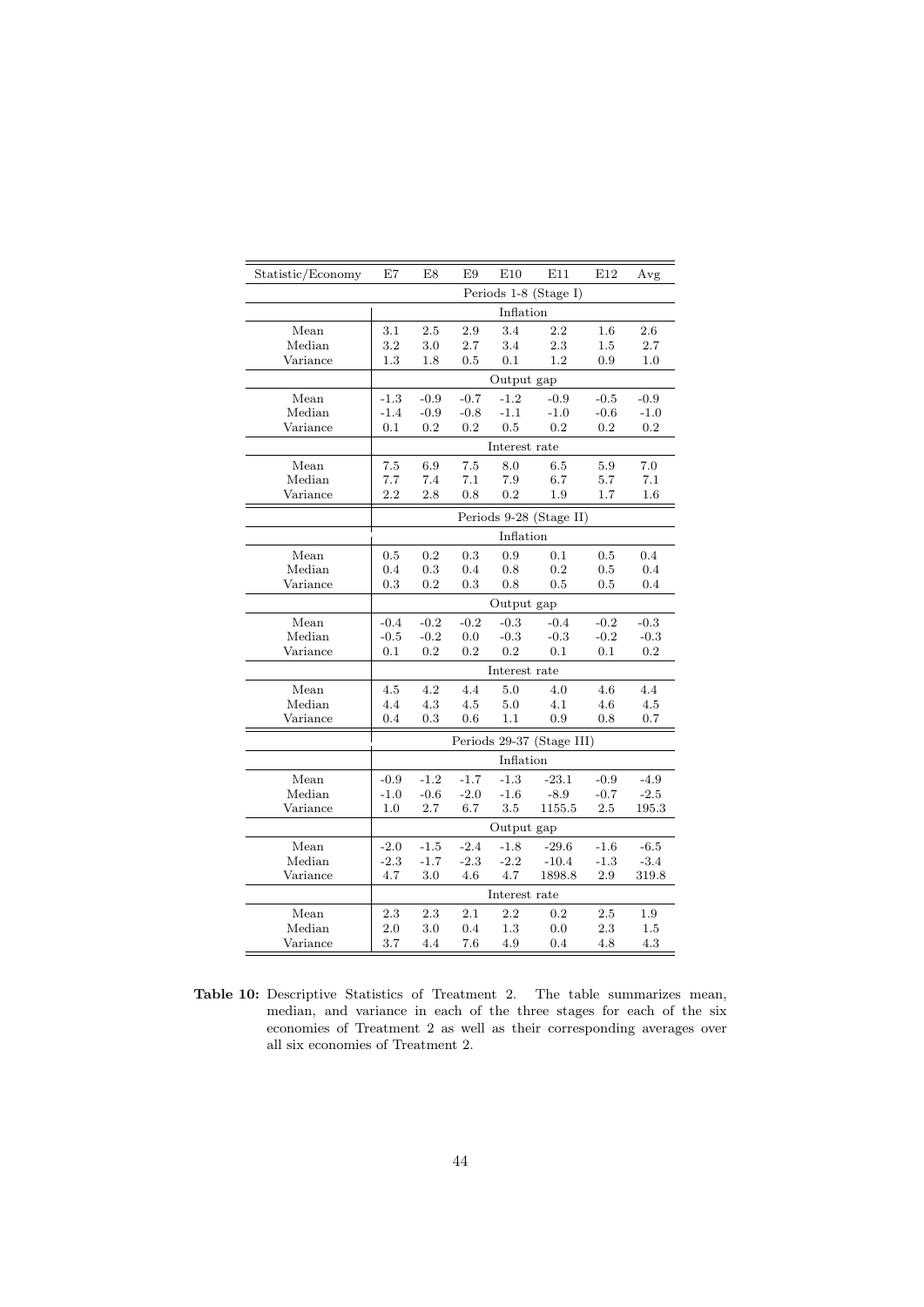| Statistic/Economy | E7 | E8 | E9 | E10 | E11 | E12 | Avg |
|---|---|---|---|---|---|---|---|
| | Periods 1-8 (Stage I) | | | | | | |
| | Inflation | | | | | | |
| Mean | 3.1 | 2.5 | 2.9 | 3.4 | 2.2 | 1.6 | 2.6 |
| Median | 3.2 | 3.0 | 2.7 | 3.4 | 2.3 | 1.5 | 2.7 |
| Variance | 1.3 | 1.8 | 0.5 | 0.1 | 1.2 | 0.9 | 1.0 |
| | Output gap | | | | | | |
| Mean | -1.3 | -0.9 | -0.7 | -1.2 | -0.9 | -0.5 | -0.9 |
| Median | -1.4 | -0.9 | -0.8 | -1.1 | -1.0 | -0.6 | -1.0 |
| Variance | 0.1 | 0.2 | 0.2 | 0.5 | 0.2 | 0.2 | 0.2 |
| | Interest rate | | | | | | |
| Mean | 7.5 | 6.9 | 7.5 | 8.0 | 6.5 | 5.9 | 7.0 |
| Median | 7.7 | 7.4 | 7.1 | 7.9 | 6.7 | 5.7 | 7.1 |
| Variance | 2.2 | 2.8 | 0.8 | 0.2 | 1.9 | 1.7 | 1.6 |
| | Periods 9-28 (Stage II) | | | | | | |
| | Inflation | | | | | | |
| Mean | 0.5 | 0.2 | 0.3 | 0.9 | 0.1 | 0.5 | 0.4 |
| Median | 0.4 | 0.3 | 0.4 | 0.8 | 0.2 | 0.5 | 0.4 |
| Variance | 0.3 | 0.2 | 0.3 | 0.8 | 0.5 | 0.5 | 0.4 |
| | Output gap | | | | | | |
| Mean | -0.4 | -0.2 | -0.2 | -0.3 | -0.4 | -0.2 | -0.3 |
| Median | -0.5 | -0.2 | 0.0 | -0.3 | -0.3 | -0.2 | -0.3 |
| Variance | 0.1 | 0.2 | 0.2 | 0.2 | 0.1 | 0.1 | 0.2 |
| | Interest rate | | | | | | |
| Mean | 4.5 | 4.2 | 4.4 | 5.0 | 4.0 | 4.6 | 4.4 |
| Median | 4.4 | 4.3 | 4.5 | 5.0 | 4.1 | 4.6 | 4.5 |
| Variance | 0.4 | 0.3 | 0.6 | 1.1 | 0.9 | 0.8 | 0.7 |
| | Periods 29-37 (Stage III) | | | | | | |
| | Inflation | | | | | | |
| Mean | -0.9 | -1.2 | -1.7 | -1.3 | -23.1 | -0.9 | -4.9 |
| Median | -1.0 | -0.6 | -2.0 | -1.6 | -8.9 | -0.7 | -2.5 |
| Variance | 1.0 | 2.7 | 6.7 | 3.5 | 1155.5 | 2.5 | 195.3 |
| | Output gap | | | | | | |
| Mean | -2.0 | -1.5 | -2.4 | -1.8 | -29.6 | -1.6 | -6.5 |
| Median | -2.3 | -1.7 | -2.3 | -2.2 | -10.4 | -1.3 | -3.4 |
| Variance | 4.7 | 3.0 | 4.6 | 4.7 | 1898.8 | 2.9 | 319.8 |
| | Interest rate | | | | | | |
| Mean | 2.3 | 2.3 | 2.1 | 2.2 | 0.2 | 2.5 | 1.9 |
| Median | 2.0 | 3.0 | 0.4 | 1.3 | 0.0 | 2.3 | 1.5 |
| Variance | 3.7 | 4.4 | 7.6 | 4.9 | 0.4 | 4.8 | 4.3 |

**Table 10:** Descriptive Statistics of Treatment 2. The table summarizes mean, median, and variance in each of the three stages for each of the six economies of Treatment 2 as well as their corresponding averages over all six economies of Treatment 2.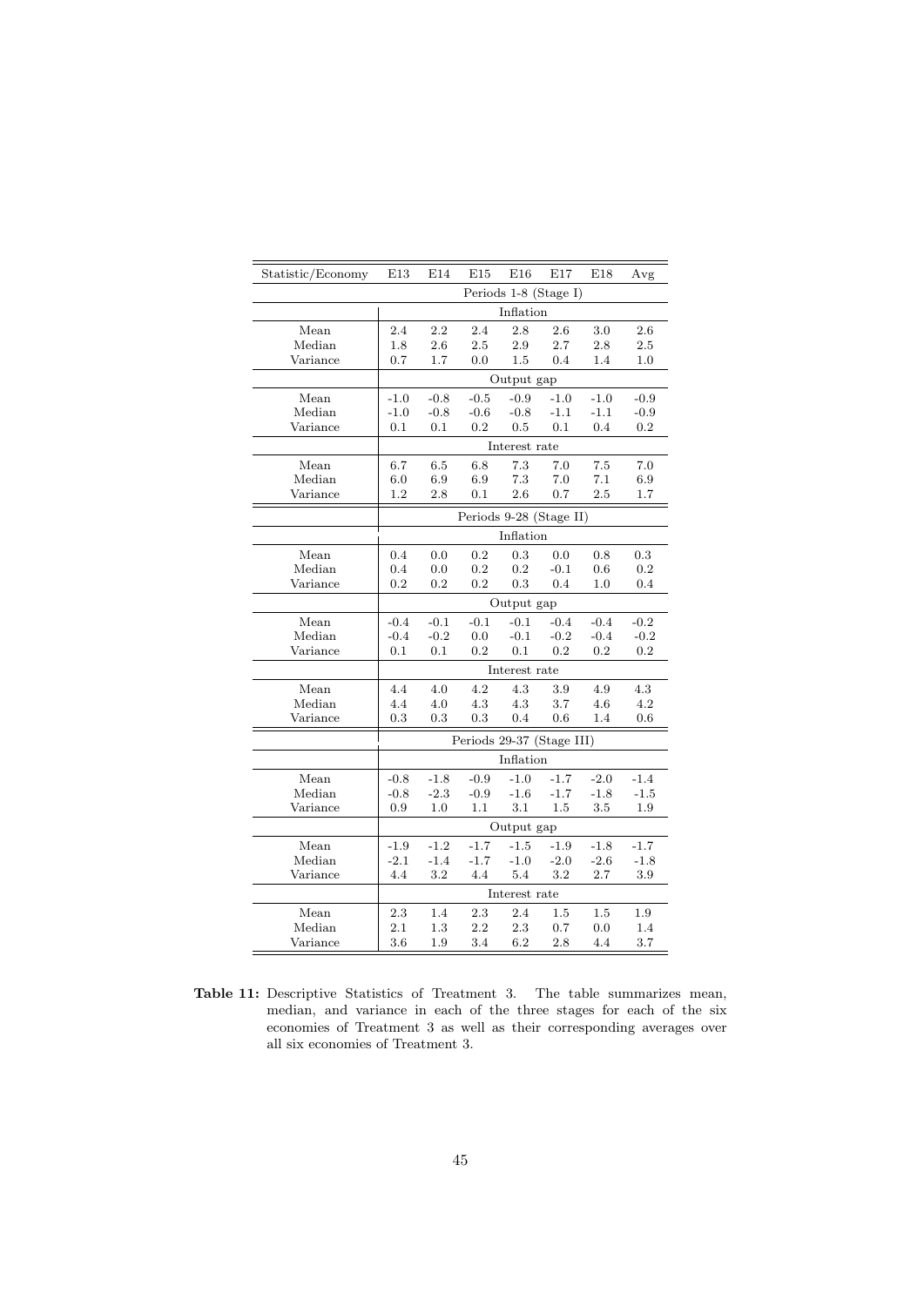| Statistic/Economy | E13 | E14 | E15 | E16 | E17 | E18 | Avg |
|---|---|---|---|---|---|---|---|
| | Periods 1-8 (Stage I) | | | | | | |
| | Inflation | | | | | | |
| Mean | 2.4 | 2.2 | 2.4 | 2.8 | 2.6 | 3.0 | 2.6 |
| Median | 1.8 | 2.6 | 2.5 | 2.9 | 2.7 | 2.8 | 2.5 |
| Variance | 0.7 | 1.7 | 0.0 | 1.5 | 0.4 | 1.4 | 1.0 |
| | Output gap | | | | | | |
| Mean | -1.0 | -0.8 | -0.5 | -0.9 | -1.0 | -1.0 | -0.9 |
| Median | -1.0 | -0.8 | -0.6 | -0.8 | -1.1 | -1.1 | -0.9 |
| Variance | 0.1 | 0.1 | 0.2 | 0.5 | 0.1 | 0.4 | 0.2 |
| | Interest rate | | | | | | |
| Mean | 6.7 | 6.5 | 6.8 | 7.3 | 7.0 | 7.5 | 7.0 |
| Median | 6.0 | 6.9 | 6.9 | 7.3 | 7.0 | 7.1 | 6.9 |
| Variance | 1.2 | 2.8 | 0.1 | 2.6 | 0.7 | 2.5 | 1.7 |
| | Periods 9-28 (Stage II) | | | | | | |
| | Inflation | | | | | | |
| Mean | 0.4 | 0.0 | 0.2 | 0.3 | 0.0 | 0.8 | 0.3 |
| Median | 0.4 | 0.0 | 0.2 | 0.2 | -0.1 | 0.6 | 0.2 |
| Variance | 0.2 | 0.2 | 0.2 | 0.3 | 0.4 | 1.0 | 0.4 |
| | Output gap | | | | | | |
| Mean | -0.4 | -0.1 | -0.1 | -0.1 | -0.4 | -0.4 | -0.2 |
| Median | -0.4 | -0.2 | 0.0 | -0.1 | -0.2 | -0.4 | -0.2 |
| Variance | 0.1 | 0.1 | 0.2 | 0.1 | 0.2 | 0.2 | 0.2 |
| | Interest rate | | | | | | |
| Mean | 4.4 | 4.0 | 4.2 | 4.3 | 3.9 | 4.9 | 4.3 |
| Median | 4.4 | 4.0 | 4.3 | 4.3 | 3.7 | 4.6 | 4.2 |
| Variance | 0.3 | 0.3 | 0.3 | 0.4 | 0.6 | 1.4 | 0.6 |
| | Periods 29-37 (Stage III) | | | | | | |
| | Inflation | | | | | | |
| Mean | -0.8 | -1.8 | -0.9 | -1.0 | -1.7 | -2.0 | -1.4 |
| Median | -0.8 | -2.3 | -0.9 | -1.6 | -1.7 | -1.8 | -1.5 |
| Variance | 0.9 | 1.0 | 1.1 | 3.1 | 1.5 | 3.5 | 1.9 |
| | Output gap | | | | | | |
| Mean | -1.9 | -1.2 | -1.7 | -1.5 | -1.9 | -1.8 | -1.7 |
| Median | -2.1 | -1.4 | -1.7 | -1.0 | -2.0 | -2.6 | -1.8 |
| Variance | 4.4 | 3.2 | 4.4 | 5.4 | 3.2 | 2.7 | 3.9 |
| | Interest rate | | | | | | |
| Mean | 2.3 | 1.4 | 2.3 | 2.4 | 1.5 | 1.5 | 1.9 |
| Median | 2.1 | 1.3 | 2.2 | 2.3 | 0.7 | 0.0 | 1.4 |
| Variance | 3.6 | 1.9 | 3.4 | 6.2 | 2.8 | 4.4 | 3.7 |

**Table 11:** Descriptive Statistics of Treatment 3. The table summarizes mean, median, and variance in each of the three stages for each of the six economies of Treatment 3 as well as their corresponding averages over all six economies of Treatment 3.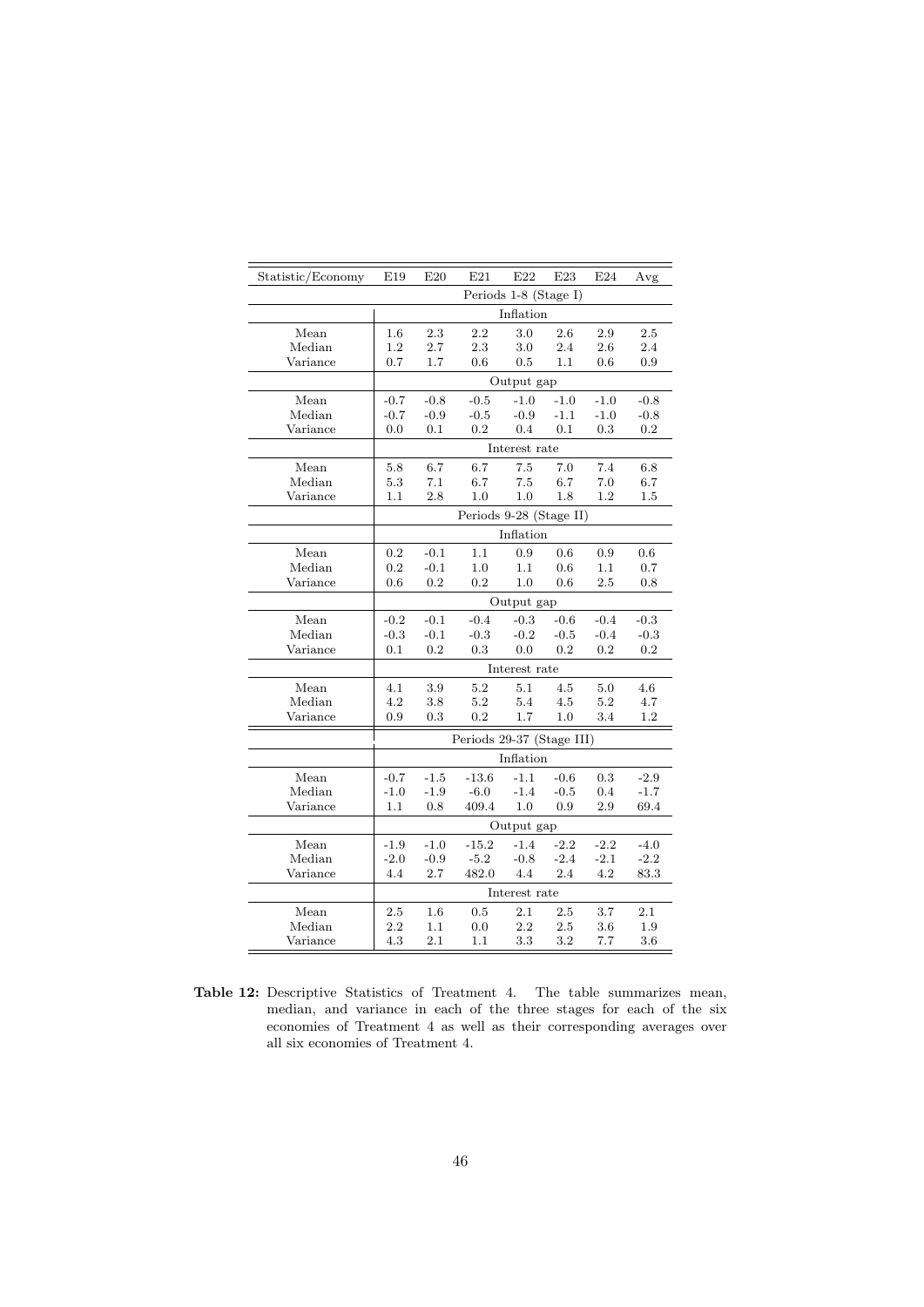| Statistic/Economy | E19 | E20 | E21 | E22 | E23 | E24 | Avg |
|---|---|---|---|---|---|---|---|
| | Periods 1-8 (Stage I) | | | | | | |
| | Inflation | | | | | | |
| Mean | 1.6 | 2.3 | 2.2 | 3.0 | 2.6 | 2.9 | 2.5 |
| Median | 1.2 | 2.7 | 2.3 | 3.0 | 2.4 | 2.6 | 2.4 |
| Variance | 0.7 | 1.7 | 0.6 | 0.5 | 1.1 | 0.6 | 0.9 |
| | Output gap | | | | | | |
| Mean | -0.7 | -0.8 | -0.5 | -1.0 | -1.0 | -1.0 | -0.8 |
| Median | -0.7 | -0.9 | -0.5 | -0.9 | -1.1 | -1.0 | -0.8 |
| Variance | 0.0 | 0.1 | 0.2 | 0.4 | 0.1 | 0.3 | 0.2 |
| | Interest rate | | | | | | |
| Mean | 5.8 | 6.7 | 6.7 | 7.5 | 7.0 | 7.4 | 6.8 |
| Median | 5.3 | 7.1 | 6.7 | 7.5 | 6.7 | 7.0 | 6.7 |
| Variance | 1.1 | 2.8 | 1.0 | 1.0 | 1.8 | 1.2 | 1.5 |
| | Periods 9-28 (Stage II) | | | | | | |
| | Inflation | | | | | | |
| Mean | 0.2 | -0.1 | 1.1 | 0.9 | 0.6 | 0.9 | 0.6 |
| Median | 0.2 | -0.1 | 1.0 | 1.1 | 0.6 | 1.1 | 0.7 |
| Variance | 0.6 | 0.2 | 0.2 | 1.0 | 0.6 | 2.5 | 0.8 |
| | Output gap | | | | | | |
| Mean | -0.2 | -0.1 | -0.4 | -0.3 | -0.6 | -0.4 | -0.3 |
| Median | -0.3 | -0.1 | -0.3 | -0.2 | -0.5 | -0.4 | -0.3 |
| Variance | 0.1 | 0.2 | 0.3 | 0.0 | 0.2 | 0.2 | 0.2 |
| | Interest rate | | | | | | |
| Mean | 4.1 | 3.9 | 5.2 | 5.1 | 4.5 | 5.0 | 4.6 |
| Median | 4.2 | 3.8 | 5.2 | 5.4 | 4.5 | 5.2 | 4.7 |
| Variance | 0.9 | 0.3 | 0.2 | 1.7 | 1.0 | 3.4 | 1.2 |
| | Periods 29-37 (Stage III) | | | | | | |
| | Inflation | | | | | | |
| Mean | -0.7 | -1.5 | -13.6 | -1.1 | -0.6 | 0.3 | -2.9 |
| Median | -1.0 | -1.9 | -6.0 | -1.4 | -0.5 | 0.4 | -1.7 |
| Variance | 1.1 | 0.8 | 409.4 | 1.0 | 0.9 | 2.9 | 69.4 |
| | Output gap | | | | | | |
| Mean | -1.9 | -1.0 | -15.2 | -1.4 | -2.2 | -2.2 | -4.0 |
| Median | -2.0 | -0.9 | -5.2 | -0.8 | -2.4 | -2.1 | -2.2 |
| Variance | 4.4 | 2.7 | 482.0 | 4.4 | 2.4 | 4.2 | 83.3 |
| | Interest rate | | | | | | |
| Mean | 2.5 | 1.6 | 0.5 | 2.1 | 2.5 | 3.7 | 2.1 |
| Median | 2.2 | 1.1 | 0.0 | 2.2 | 2.5 | 3.6 | 1.9 |
| Variance | 4.3 | 2.1 | 1.1 | 3.3 | 3.2 | 7.7 | 3.6 |

**Table 12:** Descriptive Statistics of Treatment 4. The table summarizes mean, median, and variance in each of the three stages for each of the six economies of Treatment 4 as well as their corresponding averages over all six economies of Treatment 4.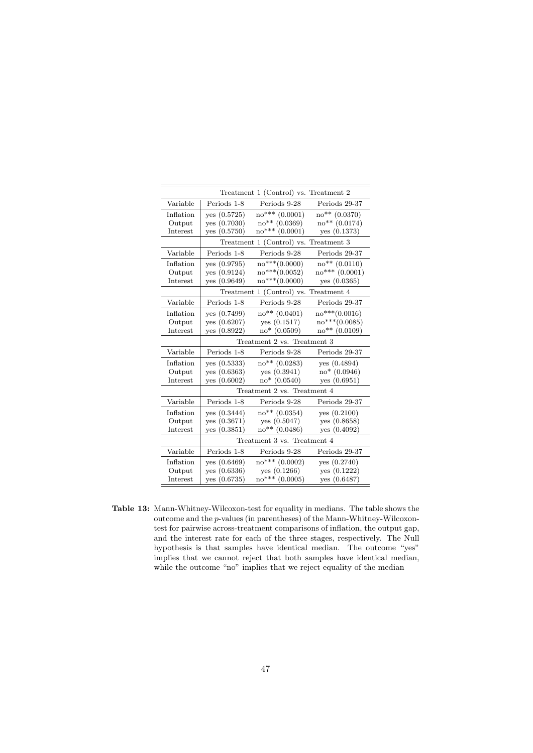| Variable | Periods 1-8 | Periods 9-28 | Periods 29-37 |
|---|---|---|---|
| | Treatment 1 (Control) vs. Treatment 2 | | |
| Inflation | yes (0.5725) | no*** (0.0001) | no** (0.0370) |
| Output | yes (0.7030) | no** (0.0369) | no** (0.0174) |
| Interest | yes (0.5750) | no*** (0.0001) | yes (0.1373) |
| | Treatment 1 (Control) vs. Treatment 3 | | |
| Variable | Periods 1-8 | Periods 9-28 | Periods 29-37 |
| Inflation | yes (0.9795) | no***(0.0000) | no** (0.0110) |
| Output | yes (0.9124) | no***(0.0052) | no*** (0.0001) |
| Interest | yes (0.9649) | no***(0.0000) | yes (0.0365) |
| | Treatment 1 (Control) vs. Treatment 4 | | |
| Variable | Periods 1-8 | Periods 9-28 | Periods 29-37 |
| Inflation | yes (0.7499) | no** (0.0401) | no***(0.0016) |
| Output | yes (0.6207) | yes (0.1517) | no***(0.0085) |
| Interest | yes (0.8922) | no* (0.0509) | no** (0.0109) |
| | Treatment 2 vs. Treatment 3 | | |
| Variable | Periods 1-8 | Periods 9-28 | Periods 29-37 |
| Inflation | yes (0.5333) | no** (0.0283) | yes (0.4894) |
| Output | yes (0.6363) | yes (0.3941) | no* (0.0946) |
| Interest | yes (0.6002) | no* (0.0540) | yes (0.6951) |
| | Treatment 2 vs. Treatment 4 | | |
| Variable | Periods 1-8 | Periods 9-28 | Periods 29-37 |
| Inflation | yes (0.3444) | no** (0.0354) | yes (0.2100) |
| Output | yes (0.3671) | yes (0.5047) | yes (0.8658) |
| Interest | yes (0.3851) | no** (0.0486) | yes (0.4092) |
| | Treatment 3 vs. Treatment 4 | | |
| Variable | Periods 1-8 | Periods 9-28 | Periods 29-37 |
| Inflation | yes (0.6469) | no*** (0.0002) | yes (0.2740) |
| Output | yes (0.6336) | yes (0.1266) | yes (0.1222) |
| Interest | yes (0.6735) | no*** (0.0005) | yes (0.6487) |

**Table 13:** Mann-Whitney-Wilcoxon-test for equality in medians. The table shows the outcome and the *p*-values (in parentheses) of the Mann-Whitney-Wilcoxon-test for pairwise across-treatment comparisons of inflation, the output gap, and the interest rate for each of the three stages, respectively. The Null hypothesis is that samples have identical median. The outcome "yes" implies that we cannot reject that both samples have identical median, while the outcome "no" implies that we reject equality of the median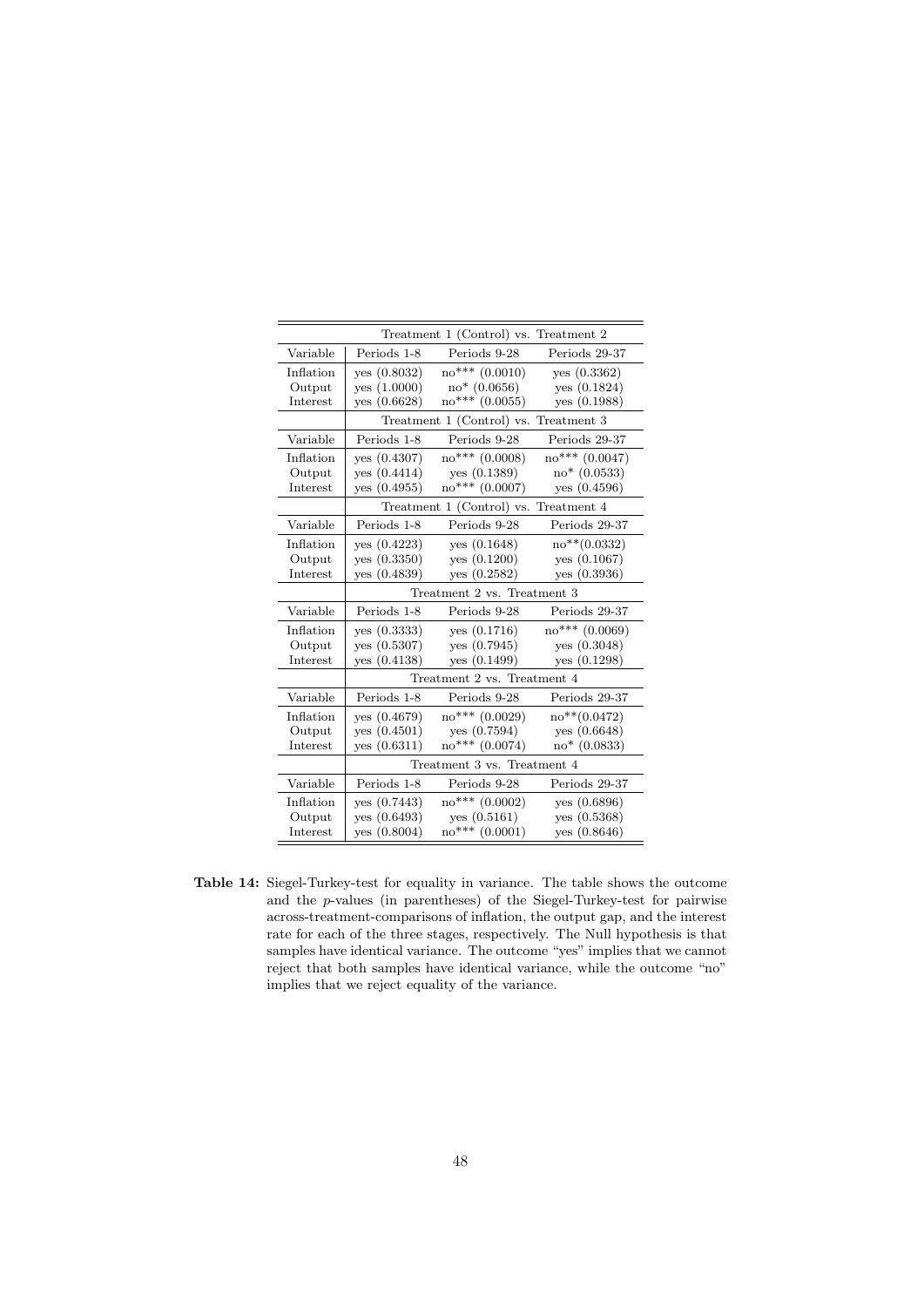| | Treatment 1 (Control) vs. Treatment 2 | | |
|---|---|---|---|
| Variable | Periods 1-8 | Periods 9-28 | Periods 29-37 |
| Inflation | yes (0.8032) | no*** (0.0010) | yes (0.3362) |
| Output | yes (1.0000) | no* (0.0656) | yes (0.1824) |
| Interest | yes (0.6628) | no*** (0.0055) | yes (0.1988) |
| | Treatment 1 (Control) vs. Treatment 3 | | |
| Variable | Periods 1-8 | Periods 9-28 | Periods 29-37 |
| Inflation | yes (0.4307) | no*** (0.0008) | no*** (0.0047) |
| Output | yes (0.4414) | yes (0.1389) | no* (0.0533) |
| Interest | yes (0.4955) | no*** (0.0007) | yes (0.4596) |
| | Treatment 1 (Control) vs. Treatment 4 | | |
| Variable | Periods 1-8 | Periods 9-28 | Periods 29-37 |
| Inflation | yes (0.4223) | yes (0.1648) | no**(0.0332) |
| Output | yes (0.3350) | yes (0.1200) | yes (0.1067) |
| Interest | yes (0.4839) | yes (0.2582) | yes (0.3936) |
| | Treatment 2 vs. Treatment 3 | | |
| Variable | Periods 1-8 | Periods 9-28 | Periods 29-37 |
| Inflation | yes (0.3333) | yes (0.1716) | no*** (0.0069) |
| Output | yes (0.5307) | yes (0.7945) | yes (0.3048) |
| Interest | yes (0.4138) | yes (0.1499) | yes (0.1298) |
| | Treatment 2 vs. Treatment 4 | | |
| Variable | Periods 1-8 | Periods 9-28 | Periods 29-37 |
| Inflation | yes (0.4679) | no*** (0.0029) | no**(0.0472) |
| Output | yes (0.4501) | yes (0.7594) | yes (0.6648) |
| Interest | yes (0.6311) | no*** (0.0074) | no* (0.0833) |
| | Treatment 3 vs. Treatment 4 | | |
| Variable | Periods 1-8 | Periods 9-28 | Periods 29-37 |
| Inflation | yes (0.7443) | no*** (0.0002) | yes (0.6896) |
| Output | yes (0.6493) | yes (0.5161) | yes (0.5368) |
| Interest | yes (0.8004) | no*** (0.0001) | yes (0.8646) |

**Table 14:** Siegel-Turkey-test for equality in variance. The table shows the outcome and the $p$-values (in parentheses) of the Siegel-Turkey-test for pairwise across-treatment-comparisons of inflation, the output gap, and the interest rate for each of the three stages, respectively. The Null hypothesis is that samples have identical variance. The outcome "yes" implies that we cannot reject that both samples have identical variance, while the outcome "no" implies that we reject equality of the variance.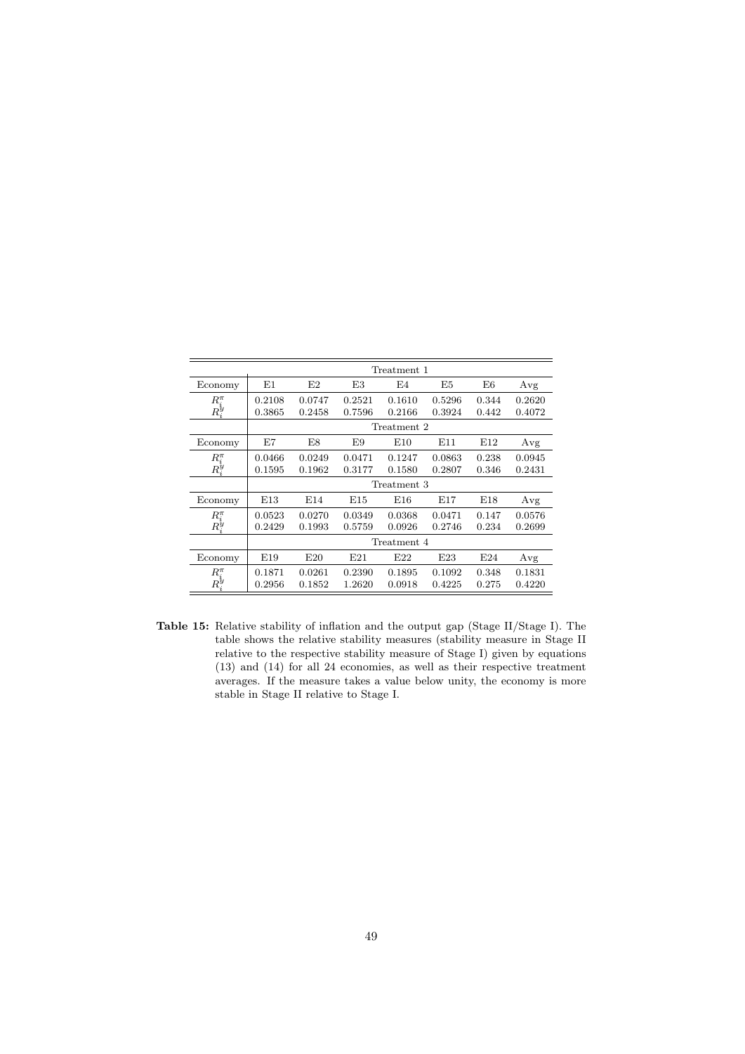| | Treatment 1 | | | | | | |
|---|---|---|---|---|---|---|---|
| Economy | E1 | E2 | E3 | E4 | E5 | E6 | Avg |
| $R_i^{\pi}$ | 0.2108 | 0.0747 | 0.2521 | 0.1610 | 0.5296 | 0.344 | 0.2620 |
| $R_i^{y}$ | 0.3865 | 0.2458 | 0.7596 | 0.2166 | 0.3924 | 0.442 | 0.4072 |
| | Treatment 2 | | | | | | |
| Economy | E7 | E8 | E9 | E10 | E11 | E12 | Avg |
| $R_i^{\pi}$ | 0.0466 | 0.0249 | 0.0471 | 0.1247 | 0.0863 | 0.238 | 0.0945 |
| $R_i^{y}$ | 0.1595 | 0.1962 | 0.3177 | 0.1580 | 0.2807 | 0.346 | 0.2431 |
| | Treatment 3 | | | | | | |
| Economy | E13 | E14 | E15 | E16 | E17 | E18 | Avg |
| $R_i^{\pi}$ | 0.0523 | 0.0270 | 0.0349 | 0.0368 | 0.0471 | 0.147 | 0.0576 |
| $R_i^{y}$ | 0.2429 | 0.1993 | 0.5759 | 0.0926 | 0.2746 | 0.234 | 0.2699 |
| | Treatment 4 | | | | | | |
| Economy | E19 | E20 | E21 | E22 | E23 | E24 | Avg |
| $R_i^{\pi}$ | 0.1871 | 0.0261 | 0.2390 | 0.1895 | 0.1092 | 0.348 | 0.1831 |
| $R_i^{y}$ | 0.2956 | 0.1852 | 1.2620 | 0.0918 | 0.4225 | 0.275 | 0.4220 |

**Table 15:** Relative stability of inflation and the output gap (Stage II/Stage I). The table shows the relative stability measures (stability measure in Stage II relative to the respective stability measure of Stage I) given by equations (13) and (14) for all 24 economies, as well as their respective treatment averages. If the measure takes a value below unity, the economy is more stable in Stage II relative to Stage I.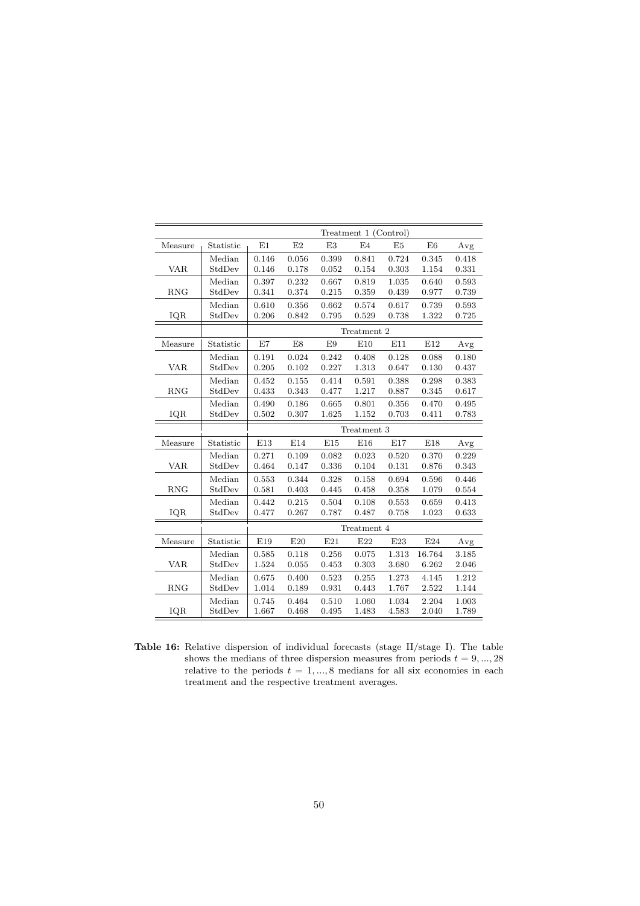| | | Treatment 1 (Control) | | | | | | |
|---|---|---|---|---|---|---|---|---|
| Measure | Statistic | E1 | E2 | E3 | E4 | E5 | E6 | Avg |
| VAR | Median | 0.146 | 0.056 | 0.399 | 0.841 | 0.724 | 0.345 | 0.418 |
| | StdDev | 0.146 | 0.178 | 0.052 | 0.154 | 0.303 | 1.154 | 0.331 |
| RNG | Median | 0.397 | 0.232 | 0.667 | 0.819 | 1.035 | 0.640 | 0.593 |
| | StdDev | 0.341 | 0.374 | 0.215 | 0.359 | 0.439 | 0.977 | 0.739 |
| IQR | Median | 0.610 | 0.356 | 0.662 | 0.574 | 0.617 | 0.739 | 0.593 |
| | StdDev | 0.206 | 0.842 | 0.795 | 0.529 | 0.738 | 1.322 | 0.725 |
| | | Treatment 2 | | | | | | |
| Measure | Statistic | E7 | E8 | E9 | E10 | E11 | E12 | Avg |
| VAR | Median | 0.191 | 0.024 | 0.242 | 0.408 | 0.128 | 0.088 | 0.180 |
| | StdDev | 0.205 | 0.102 | 0.227 | 1.313 | 0.647 | 0.130 | 0.437 |
| RNG | Median | 0.452 | 0.155 | 0.414 | 0.591 | 0.388 | 0.298 | 0.383 |
| | StdDev | 0.433 | 0.343 | 0.477 | 1.217 | 0.887 | 0.345 | 0.617 |
| IQR | Median | 0.490 | 0.186 | 0.665 | 0.801 | 0.356 | 0.470 | 0.495 |
| | StdDev | 0.502 | 0.307 | 1.625 | 1.152 | 0.703 | 0.411 | 0.783 |
| | | Treatment 3 | | | | | | |
| Measure | Statistic | E13 | E14 | E15 | E16 | E17 | E18 | Avg |
| VAR | Median | 0.271 | 0.109 | 0.082 | 0.023 | 0.520 | 0.370 | 0.229 |
| | StdDev | 0.464 | 0.147 | 0.336 | 0.104 | 0.131 | 0.876 | 0.343 |
| RNG | Median | 0.553 | 0.344 | 0.328 | 0.158 | 0.694 | 0.596 | 0.446 |
| | StdDev | 0.581 | 0.403 | 0.445 | 0.458 | 0.358 | 1.079 | 0.554 |
| IQR | Median | 0.442 | 0.215 | 0.504 | 0.108 | 0.553 | 0.659 | 0.413 |
| | StdDev | 0.477 | 0.267 | 0.787 | 0.487 | 0.758 | 1.023 | 0.633 |
| | | Treatment 4 | | | | | | |
| Measure | Statistic | E19 | E20 | E21 | E22 | E23 | E24 | Avg |
| VAR | Median | 0.585 | 0.118 | 0.256 | 0.075 | 1.313 | 16.764 | 3.185 |
| | StdDev | 1.524 | 0.055 | 0.453 | 0.303 | 3.680 | 6.262 | 2.046 |
| RNG | Median | 0.675 | 0.400 | 0.523 | 0.255 | 1.273 | 4.145 | 1.212 |
| | StdDev | 1.014 | 0.189 | 0.931 | 0.443 | 1.767 | 2.522 | 1.144 |
| IQR | Median | 0.745 | 0.464 | 0.510 | 1.060 | 1.034 | 2.204 | 1.003 |
| | StdDev | 1.667 | 0.468 | 0.495 | 1.483 | 4.583 | 2.040 | 1.789 |

**Table 16:** Relative dispersion of individual forecasts (stage II/stage I). The table shows the medians of three dispersion measures from periods $t = 9, ..., 28$ relative to the periods $t = 1, ..., 8$ medians for all six economies in each treatment and the respective treatment averages.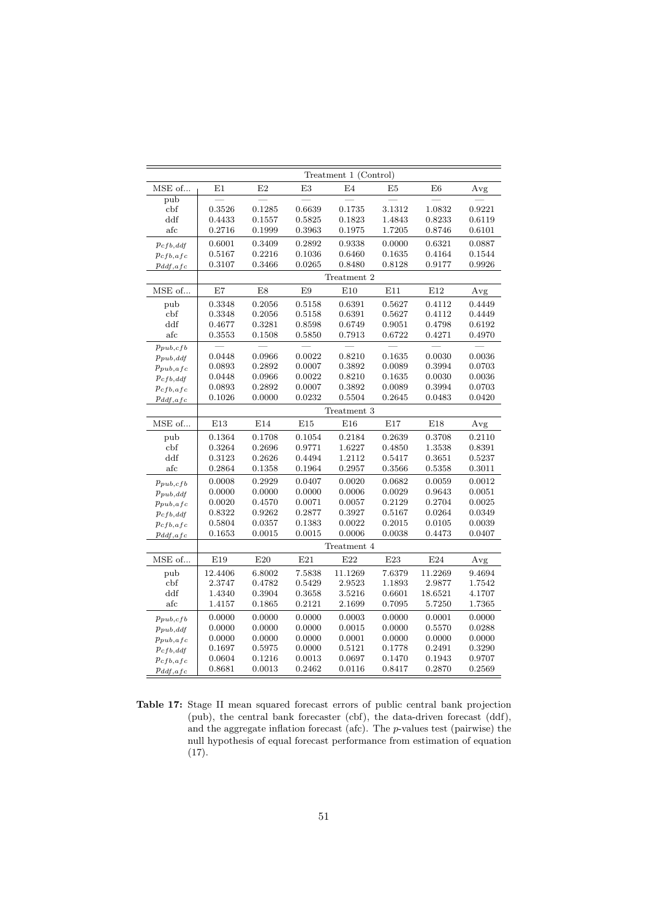| | Treatment 1 (Control) | | | | | | |
|---|---|---|---|---|---|---|---|
| MSE of... | E1 | E2 | E3 | E4 | E5 | E6 | Avg |
| pub | — | — | — | — | — | — | — |
| cbf | 0.3526 | 0.1285 | 0.6639 | 0.1735 | 3.1312 | 1.0832 | 0.9221 |
| ddf | 0.4433 | 0.1557 | 0.5825 | 0.1823 | 1.4843 | 0.8233 | 0.6119 |
| afc | 0.2716 | 0.1999 | 0.3963 | 0.1975 | 1.7205 | 0.8746 | 0.6101 |
| $p_{cfb,ddf}$ | 0.6001 | 0.3409 | 0.2892 | 0.9338 | 0.0000 | 0.6321 | 0.0887 |
| $p_{cfb,afc}$ | 0.5167 | 0.2216 | 0.1036 | 0.6460 | 0.1635 | 0.4164 | 0.1544 |
| $p_{ddf,afc}$ | 0.3107 | 0.3466 | 0.0265 | 0.8480 | 0.8128 | 0.9177 | 0.9926 |
| | Treatment 2 | | | | | | |
| MSE of... | E7 | E8 | E9 | E10 | E11 | E12 | Avg |
| pub | 0.3348 | 0.2056 | 0.5158 | 0.6391 | 0.5627 | 0.4112 | 0.4449 |
| cbf | 0.3348 | 0.2056 | 0.5158 | 0.6391 | 0.5627 | 0.4112 | 0.4449 |
| ddf | 0.4677 | 0.3281 | 0.8598 | 0.6749 | 0.9051 | 0.4798 | 0.6192 |
| afc | 0.3553 | 0.1508 | 0.5850 | 0.7913 | 0.6722 | 0.4271 | 0.4970 |
| $p_{pub,cfb}$ | — | — | — | — | — | — | — |
| $p_{pub,ddf}$ | 0.0448 | 0.0966 | 0.0022 | 0.8210 | 0.1635 | 0.0030 | 0.0036 |
| $p_{pub,afc}$ | 0.0893 | 0.2892 | 0.0007 | 0.3892 | 0.0089 | 0.3994 | 0.0703 |
| $p_{cfb,ddf}$ | 0.0448 | 0.0966 | 0.0022 | 0.8210 | 0.1635 | 0.0030 | 0.0036 |
| $p_{cfb,afc}$ | 0.0893 | 0.2892 | 0.0007 | 0.3892 | 0.0089 | 0.3994 | 0.0703 |
| $p_{ddf,afc}$ | 0.1026 | 0.0000 | 0.0232 | 0.5504 | 0.2645 | 0.0483 | 0.0420 |
| | Treatment 3 | | | | | | |
| MSE of... | E13 | E14 | E15 | E16 | E17 | E18 | Avg |
| pub | 0.1364 | 0.1708 | 0.1054 | 0.2184 | 0.2639 | 0.3708 | 0.2110 |
| cbf | 0.3264 | 0.2696 | 0.9771 | 1.6227 | 0.4850 | 1.3538 | 0.8391 |
| ddf | 0.3123 | 0.2626 | 0.4494 | 1.2112 | 0.5417 | 0.3651 | 0.5237 |
| afc | 0.2864 | 0.1358 | 0.1964 | 0.2957 | 0.3566 | 0.5358 | 0.3011 |
| $p_{pub,cfb}$ | 0.0008 | 0.2929 | 0.0407 | 0.0020 | 0.0682 | 0.0059 | 0.0012 |
| $p_{pub,ddf}$ | 0.0000 | 0.0000 | 0.0000 | 0.0006 | 0.0029 | 0.9643 | 0.0051 |
| $p_{pub,afc}$ | 0.0020 | 0.4570 | 0.0071 | 0.0057 | 0.2129 | 0.2704 | 0.0025 |
| $p_{cfb,ddf}$ | 0.8322 | 0.9262 | 0.2877 | 0.3927 | 0.5167 | 0.0264 | 0.0349 |
| $p_{cfb,afc}$ | 0.5804 | 0.0357 | 0.1383 | 0.0022 | 0.2015 | 0.0105 | 0.0039 |
| $p_{ddf,afc}$ | 0.1653 | 0.0015 | 0.0015 | 0.0006 | 0.0038 | 0.4473 | 0.0407 |
| | Treatment 4 | | | | | | |
| MSE of... | E19 | E20 | E21 | E22 | E23 | E24 | Avg |
| pub | 12.4406 | 6.8002 | 7.5838 | 11.1269 | 7.6379 | 11.2269 | 9.4694 |
| cbf | 2.3747 | 0.4782 | 0.5429 | 2.9523 | 1.1893 | 2.9877 | 1.7542 |
| ddf | 1.4340 | 0.3904 | 0.3658 | 3.5216 | 0.6601 | 18.6521 | 4.1707 |
| afc | 1.4157 | 0.1865 | 0.2121 | 2.1699 | 0.7095 | 5.7250 | 1.7365 |
| $p_{pub,cfb}$ | 0.0000 | 0.0000 | 0.0000 | 0.0003 | 0.0000 | 0.0001 | 0.0000 |
| $p_{pub,ddf}$ | 0.0000 | 0.0000 | 0.0000 | 0.0015 | 0.0000 | 0.5570 | 0.0288 |
| $p_{pub,afc}$ | 0.0000 | 0.0000 | 0.0000 | 0.0001 | 0.0000 | 0.0000 | 0.0000 |
| $p_{cfb,ddf}$ | 0.1697 | 0.5975 | 0.0000 | 0.5121 | 0.1778 | 0.2491 | 0.3290 |
| $p_{cfb,afc}$ | 0.0604 | 0.1216 | 0.0013 | 0.0697 | 0.1470 | 0.1943 | 0.9707 |
| $p_{ddf,afc}$ | 0.8681 | 0.0013 | 0.2462 | 0.0116 | 0.8417 | 0.2870 | 0.2569 |

**Table 17:** Stage II mean squared forecast errors of public central bank projection (pub), the central bank forecaster (cbf), the data-driven forecast (ddf), and the aggregate inflation forecast (afc). The $p$-values test (pairwise) the null hypothesis of equal forecast performance from estimation of equation (17).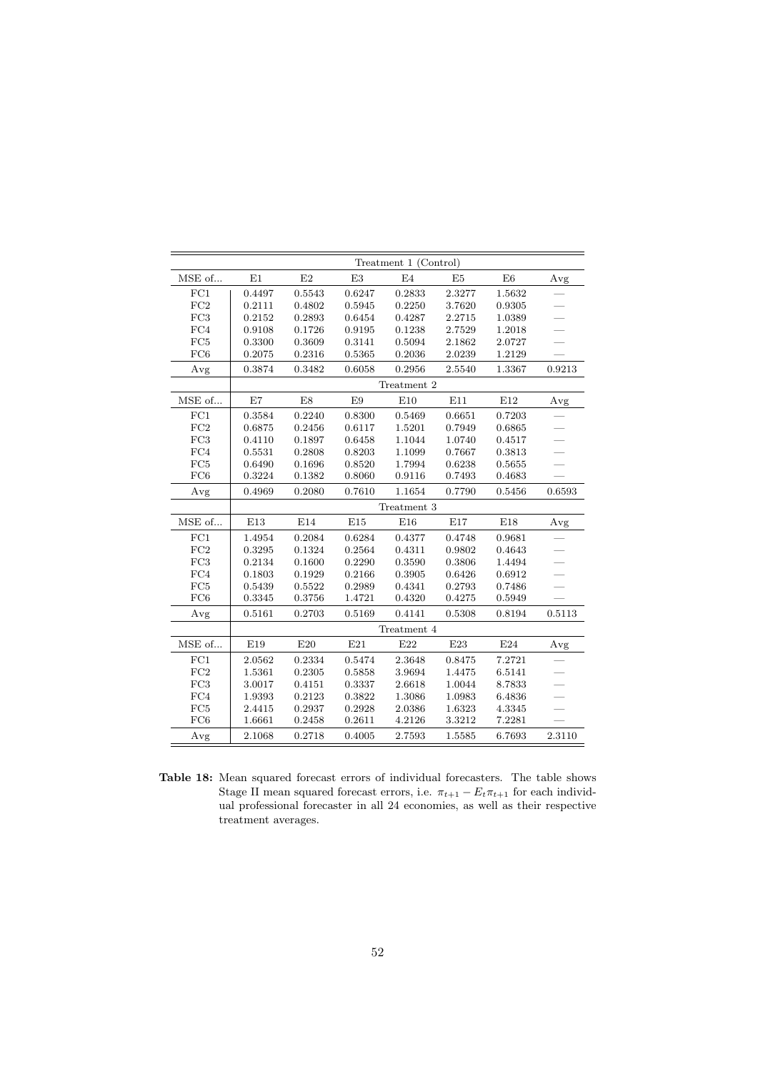| | Treatment 1 (Control) | | | | | | |
|---|---|---|---|---|---|---|---|
| MSE of... | E1 | E2 | E3 | E4 | E5 | E6 | Avg |
| FC1 | 0.4497 | 0.5543 | 0.6247 | 0.2833 | 2.3277 | 1.5632 | — |
| FC2 | 0.2111 | 0.4802 | 0.5945 | 0.2250 | 3.7620 | 0.9305 | — |
| FC3 | 0.2152 | 0.2893 | 0.6454 | 0.4287 | 2.2715 | 1.0389 | — |
| FC4 | 0.9108 | 0.1726 | 0.9195 | 0.1238 | 2.7529 | 1.2018 | — |
| FC5 | 0.3300 | 0.3609 | 0.3141 | 0.5094 | 2.1862 | 2.0727 | — |
| FC6 | 0.2075 | 0.2316 | 0.5365 | 0.2036 | 2.0239 | 1.2129 | — |
| Avg | 0.3874 | 0.3482 | 0.6058 | 0.2956 | 2.5540 | 1.3367 | 0.9213 |
| | Treatment 2 | | | | | | |
| MSE of... | E7 | E8 | E9 | E10 | E11 | E12 | Avg |
| FC1 | 0.3584 | 0.2240 | 0.8300 | 0.5469 | 0.6651 | 0.7203 | — |
| FC2 | 0.6875 | 0.2456 | 0.6117 | 1.5201 | 0.7949 | 0.6865 | — |
| FC3 | 0.4110 | 0.1897 | 0.6458 | 1.1044 | 1.0740 | 0.4517 | — |
| FC4 | 0.5531 | 0.2808 | 0.8203 | 1.1099 | 0.7667 | 0.3813 | — |
| FC5 | 0.6490 | 0.1696 | 0.8520 | 1.7994 | 0.6238 | 0.5655 | — |
| FC6 | 0.3224 | 0.1382 | 0.8060 | 0.9116 | 0.7493 | 0.4683 | — |
| Avg | 0.4969 | 0.2080 | 0.7610 | 1.1654 | 0.7790 | 0.5456 | 0.6593 |
| | Treatment 3 | | | | | | |
| MSE of... | E13 | E14 | E15 | E16 | E17 | E18 | Avg |
| FC1 | 1.4954 | 0.2084 | 0.6284 | 0.4377 | 0.4748 | 0.9681 | — |
| FC2 | 0.3295 | 0.1324 | 0.2564 | 0.4311 | 0.9802 | 0.4643 | — |
| FC3 | 0.2134 | 0.1600 | 0.2290 | 0.3590 | 0.3806 | 1.4494 | — |
| FC4 | 0.1803 | 0.1929 | 0.2166 | 0.3905 | 0.6426 | 0.6912 | — |
| FC5 | 0.5439 | 0.5522 | 0.2989 | 0.4341 | 0.2793 | 0.7486 | — |
| FC6 | 0.3345 | 0.3756 | 1.4721 | 0.4320 | 0.4275 | 0.5949 | — |
| Avg | 0.5161 | 0.2703 | 0.5169 | 0.4141 | 0.5308 | 0.8194 | 0.5113 |
| | Treatment 4 | | | | | | |
| MSE of... | E19 | E20 | E21 | E22 | E23 | E24 | Avg |
| FC1 | 2.0562 | 0.2334 | 0.5474 | 2.3648 | 0.8475 | 7.2721 | — |
| FC2 | 1.5361 | 0.2305 | 0.5858 | 3.9694 | 1.4475 | 6.5141 | — |
| FC3 | 3.0017 | 0.4151 | 0.3337 | 2.6618 | 1.0044 | 8.7833 | — |
| FC4 | 1.9393 | 0.2123 | 0.3822 | 1.3086 | 1.0983 | 6.4836 | — |
| FC5 | 2.4415 | 0.2937 | 0.2928 | 2.0386 | 1.6323 | 4.3345 | — |
| FC6 | 1.6661 | 0.2458 | 0.2611 | 4.2126 | 3.3212 | 7.2281 | — |
| Avg | 2.1068 | 0.2718 | 0.4005 | 2.7593 | 1.5585 | 6.7693 | 2.3110 |

**Table 18:** Mean squared forecast errors of individual forecasters. The table shows Stage II mean squared forecast errors, i.e. $\pi_{t+1} - E_t\pi_{t+1}$ for each individual professional forecaster in all 24 economies, as well as their respective treatment averages.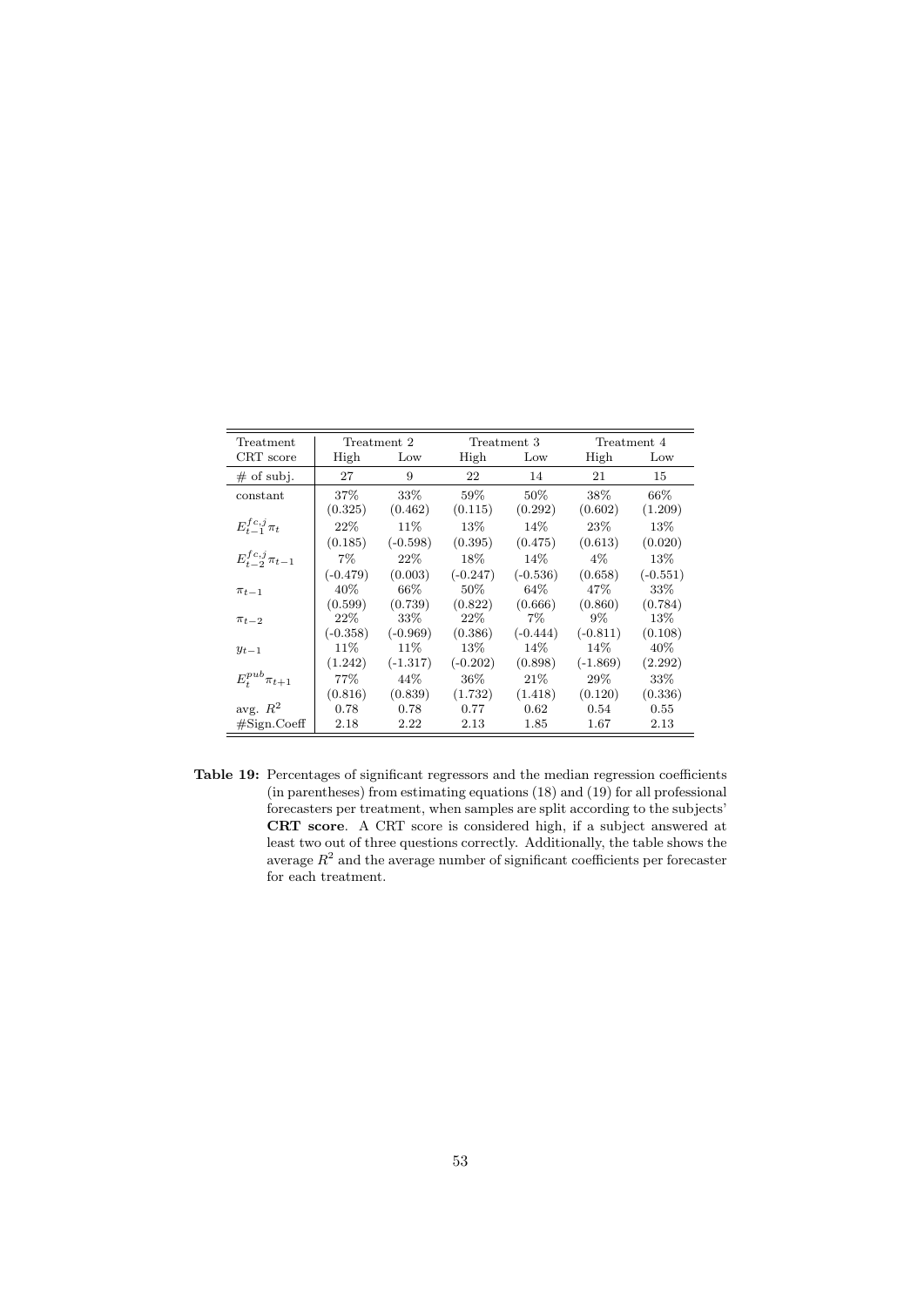| Treatment | Treatment 2 | | Treatment 3 | | Treatment 4 | |
|---|---|---|---|---|---|---|
| CRT score | High | Low | High | Low | High | Low |
| # of subj. | 27 | 9 | 22 | 14 | 21 | 15 |
| constant | 37% | 33% | 59% | 50% | 38% | 66% |
| | (0.325) | (0.462) | (0.115) | (0.292) | (0.602) | (1.209) |
| $E_{t-1}^{fc,j}\pi_t$ | 22% | 11% | 13% | 14% | 23% | 13% |
| | (0.185) | (-0.598) | (0.395) | (0.475) | (0.613) | (0.020) |
| $E_{t-2}^{fc,j}\pi_{t-1}$ | 7% | 22% | 18% | 14% | 4% | 13% |
| | (-0.479) | (0.003) | (-0.247) | (-0.536) | (0.658) | (-0.551) |
| $\pi_{t-1}$ | 40% | 66% | 50% | 64% | 47% | 33% |
| | (0.599) | (0.739) | (0.822) | (0.666) | (0.860) | (0.784) |
| $\pi_{t-2}$ | 22% | 33% | 22% | 7% | 9% | 13% |
| | (-0.358) | (-0.969) | (0.386) | (-0.444) | (-0.811) | (0.108) |
| $y_{t-1}$ | 11% | 11% | 13% | 14% | 14% | 40% |
| | (1.242) | (-1.317) | (-0.202) | (0.898) | (-1.869) | (2.292) |
| $E_t^{pub}\pi_{t+1}$ | 77% | 44% | 36% | 21% | 29% | 33% |
| | (0.816) | (0.839) | (1.732) | (1.418) | (0.120) | (0.336) |
| avg. $R^2$ | 0.78 | 0.78 | 0.77 | 0.62 | 0.54 | 0.55 |
| #Sign.Coeff | 2.18 | 2.22 | 2.13 | 1.85 | 1.67 | 2.13 |

**Table 19:** Percentages of significant regressors and the median regression coefficients (in parentheses) from estimating equations (18) and (19) for all professional forecasters per treatment, when samples are split according to the subjects' **CRT score**. A CRT score is considered high, if a subject answered at least two out of three questions correctly. Additionally, the table shows the average $R^2$ and the average number of significant coefficients per forecaster for each treatment.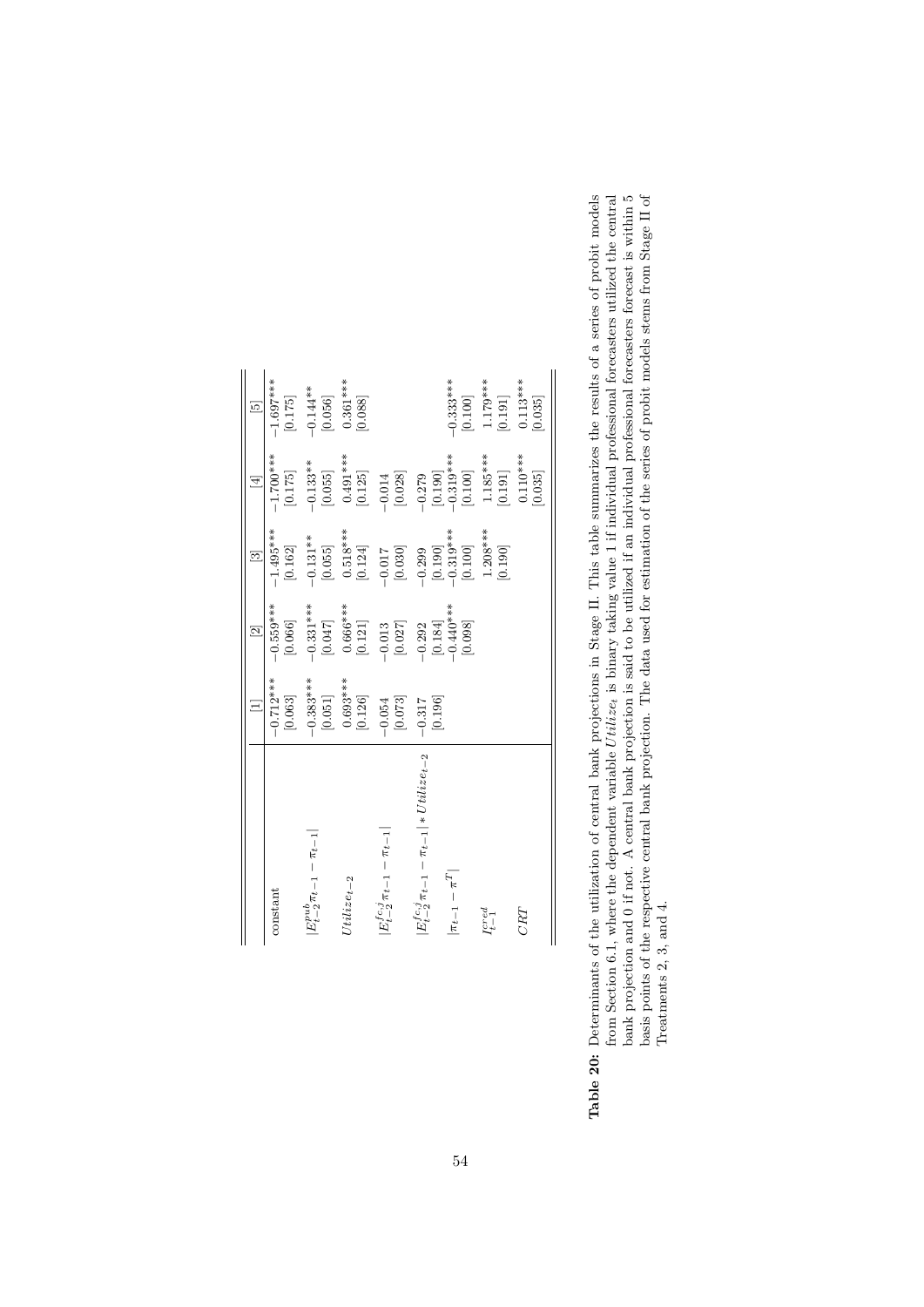| | [1] | [2] | [3] | [4] | [5] |
|---|---|---|---|---|---|
| constant | −0.712*** | −0.559*** | −1.495*** | −1.700*** | −1.697*** |
| | [0.063] | [0.066] | [0.162] | [0.175] | [0.175] |
| $\lvert E^{pub}_{t-2}\pi_{t-1} - \pi_{t-1}\rvert$ | −0.383*** | −0.331*** | −0.131** | −0.133** | −0.144** |
| | [0.051] | [0.047] | [0.055] | [0.055] | [0.056] |
| $Utilize_{t-2}$ | 0.693*** | 0.666*** | 0.518*** | 0.491*** | 0.361*** |
| | [0.126] | [0.121] | [0.124] | [0.125] | [0.088] |
| $\lvert E^{fc_j}_{t-2}\pi_{t-1} - \pi_{t-1}\rvert$ | −0.054 | −0.013 | −0.017 | −0.014 | |
| | [0.073] | [0.027] | [0.030] | [0.028] | |
| $\lvert E^{fc_j}_{t-2}\pi_{t-1} - \pi_{t-1}\rvert * Utilize_{t-2}$ | −0.317 | −0.292 | −0.299 | −0.279 | |
| | [0.196] | [0.184] | [0.190] | [0.190] | |
| $\lvert \pi_{t-1} - \pi^{T}\rvert$ | | −0.440*** | −0.319*** | −0.319*** | −0.333*** |
| | | [0.098] | [0.100] | [0.100] | [0.100] |
| $I^{cred}_{t-1}$ | | | 1.208*** | 1.185*** | 1.179*** |
| | | | [0.190] | [0.191] | [0.191] |
| $CRT$ | | | | 0.110*** | 0.113*** |
| | | | | [0.035] | [0.035] |

**Table 20:** Determinants of the utilization of central bank projections in Stage II. This table summarizes the results of a series of probit models from Section 6.1, where the dependent variable $Utilize_t$ is binary taking value 1 if individual professional forecasters utilized the central bank projection and 0 if not. A central bank projection is said to be utilized if an individual professional forecasters forecast is within 5 basis points of the respective central bank projection. The data used for estimation of the series of probit models stems from Stage II of Treatments 2, 3, and 4.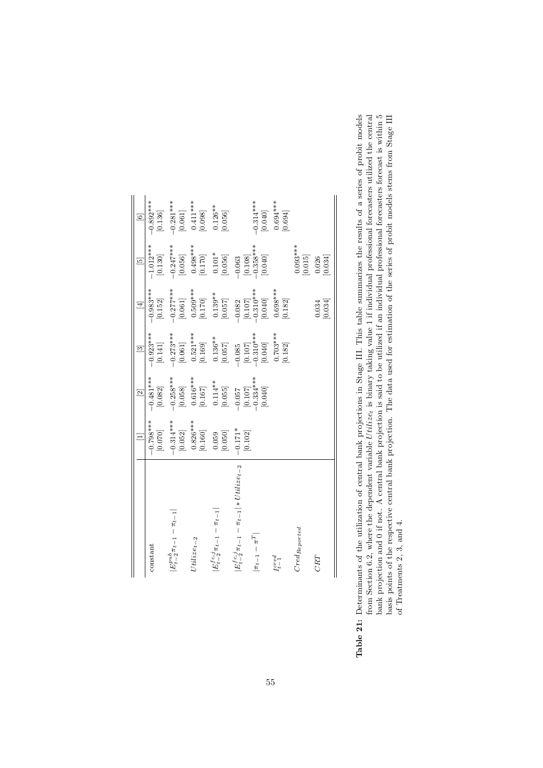| | [1] | [2] | [3] | [4] | [5] | [6] |
|---|---|---|---|---|---|---|
| constant | $-0.798^{***}$ | $-0.481^{***}$ | $-0.923^{***}$ | $-0.983^{***}$ | $-1.012^{***}$ | $-0.892^{***}$ |
| | [0.070] | [0.082] | [0.141] | [0.152] | [0.130] | [0.136] |
| $\lvert E^{pub}_{t-2}\pi_{t-1} - \pi_{t-1}\rvert$ | $-0.314^{***}$ | $-0.258^{***}$ | $-0.273^{***}$ | $-0.277^{***}$ | $-0.247^{***}$ | $-0.281^{***}$ |
| | [0.052] | [0.058] | [0.061] | [0.061] | [0.056] | [0.061] |
| $Utilize_{t-2}$ | $0.826^{***}$ | $0.616^{***}$ | $0.521^{***}$ | $0.509^{***}$ | $0.498^{***}$ | $0.411^{***}$ |
| | [0.160] | [0.167] | [0.169] | [0.170] | [0.170] | [0.098] |
| $\lvert E^{fc,j}_{t-2}\pi_{t-1} - \pi_{t-1}\rvert$ | 0.059 | $0.114^{**}$ | $0.136^{**}$ | $0.139^{**}$ | $0.101^{*}$ | $0.126^{**}$ |
| | [0.050] | [0.055] | [0.057] | [0.057] | [0.056] | [0.056] |
| $\lvert E^{fc,j}_{t-2}\pi_{t-1} - \pi_{t-1}\rvert * Utilize_{t-2}$ | $-0.171^{*}$ | $-0.057$ | $-0.085$ | $-0.082$ | $-0.063$ | |
| | [0.102] | [0.107] | [0.107] | [0.107] | [0.108] | |
| $\lvert \pi_{t-1} - \pi^{T}\rvert$ | | $-0.334^{***}$ | $-0.310^{***}$ | $-0.310^{***}$ | $-0.358^{***}$ | $-0.314^{***}$ |
| | | [0.040] | [0.040] | [0.040] | [0.040] | [0.040] |
| $I^{cred}_{t-1}$ | | | $0.703^{***}$ | $0.698^{***}$ | | $0.694^{***}$ |
| | | | [0.182] | [0.182] | | [0.694] |
| $Cred_{Reported}$ | | | | | $0.093^{***}$ | |
| | | | | | [0.015] | |
| $CRT$ | | | | 0.034 | 0.026 | |
| | | | | [0.034] | [0.034] | |

**Table 21:** Determinants of the utilization of central bank projections in Stage III. This table summarizes the results of a series of probit models from Section 6.2, where the dependent variable $Utilize_t$ is binary taking value 1 if individual professional forecasters utilized the central bank projection and 0 if not. A central bank projection is said to be utilized if an individual professional forecasters forecast is within 5 basis points of the respective central bank projection. The data used for estimation of the series of probit models stems from Stage III of Treatments 2, 3, and 4.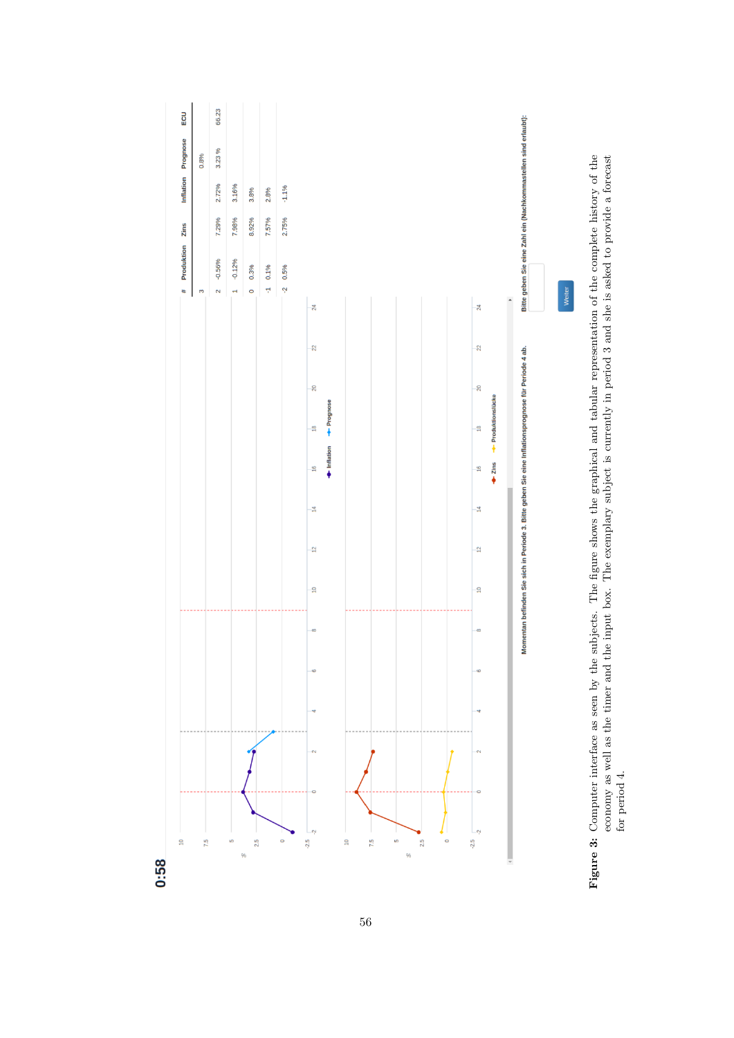0:58

10
7.5
5
2.5
0
-2.5

-2
0
2
4
6
8
10
12
14
16
18
20
22
24

Inflation
Prognose

10
7.5
5
2.5
0
-2.5

-2
0
2
4
6
8
10
12
14
16
18
20
22
24

Zins
Produktionslücke

| # | Produktion | Zins | Inflation | Prognose | ECU |
|---|---|---|---|---|---|
| 3 | | | | 0.8% | |
| 2 | -0.56% | 7.29% | 2.72% | 3.23 % | 66.23 |
| 1 | -0.12% | 7.98% | 3.16% | | |
| 0 | 0.3% | 8.92% | 3.8% | | |
| -1 | 0.1% | 7.57% | 2.8% | | |
| -2 | 0.5% | 2.75% | -1.1% | | |

Momentan befinden Sie sich in Periode 3. Bitte geben Sie eine Inflationsprognose für Periode 4 ab.

Bitte geben Sie eine Zahl ein (Nachkommastellen sind erlaubt):

Weiter

**Figure 3:** Computer interface as seen by the subjects. The figure shows the graphical and tabular representation of the complete history of the economy as well as the timer and the input box. The exemplary subject is currently in period 3 and she is asked to provide a forecast for period 4.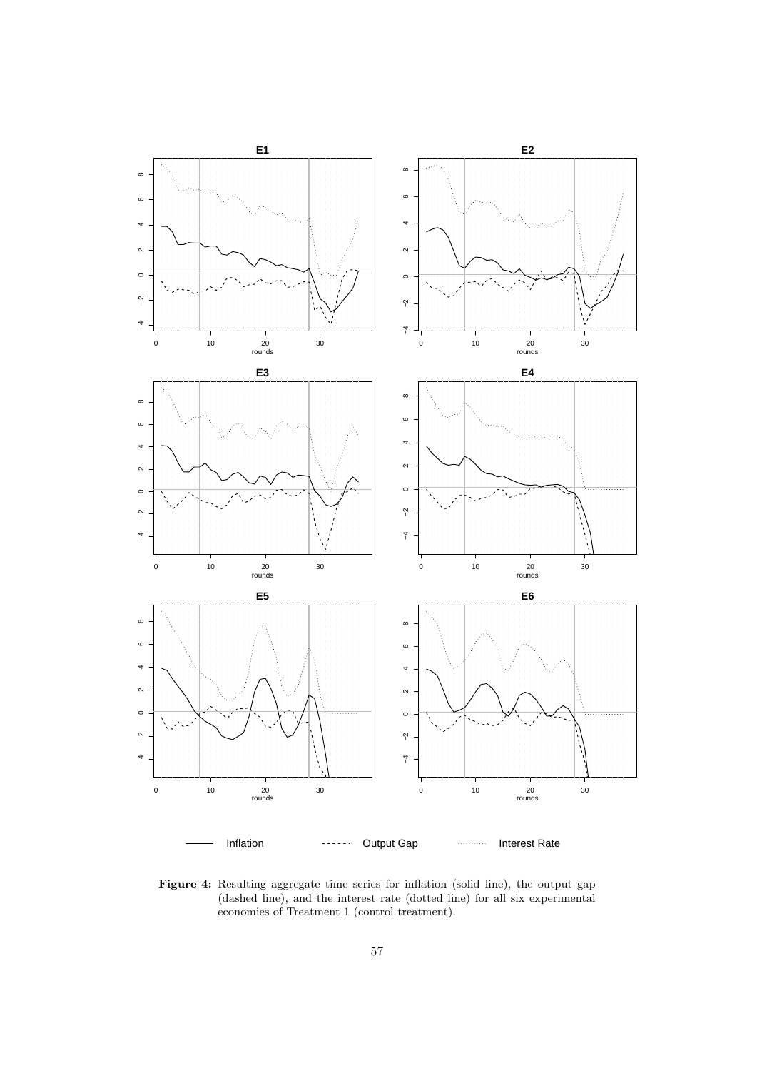E1

E2

E3

E4

E5

E6

rounds

Inflation

Output Gap

Interest Rate

**Figure 4:** Resulting aggregate time series for inflation (solid line), the output gap (dashed line), and the interest rate (dotted line) for all six experimental economies of Treatment 1 (control treatment).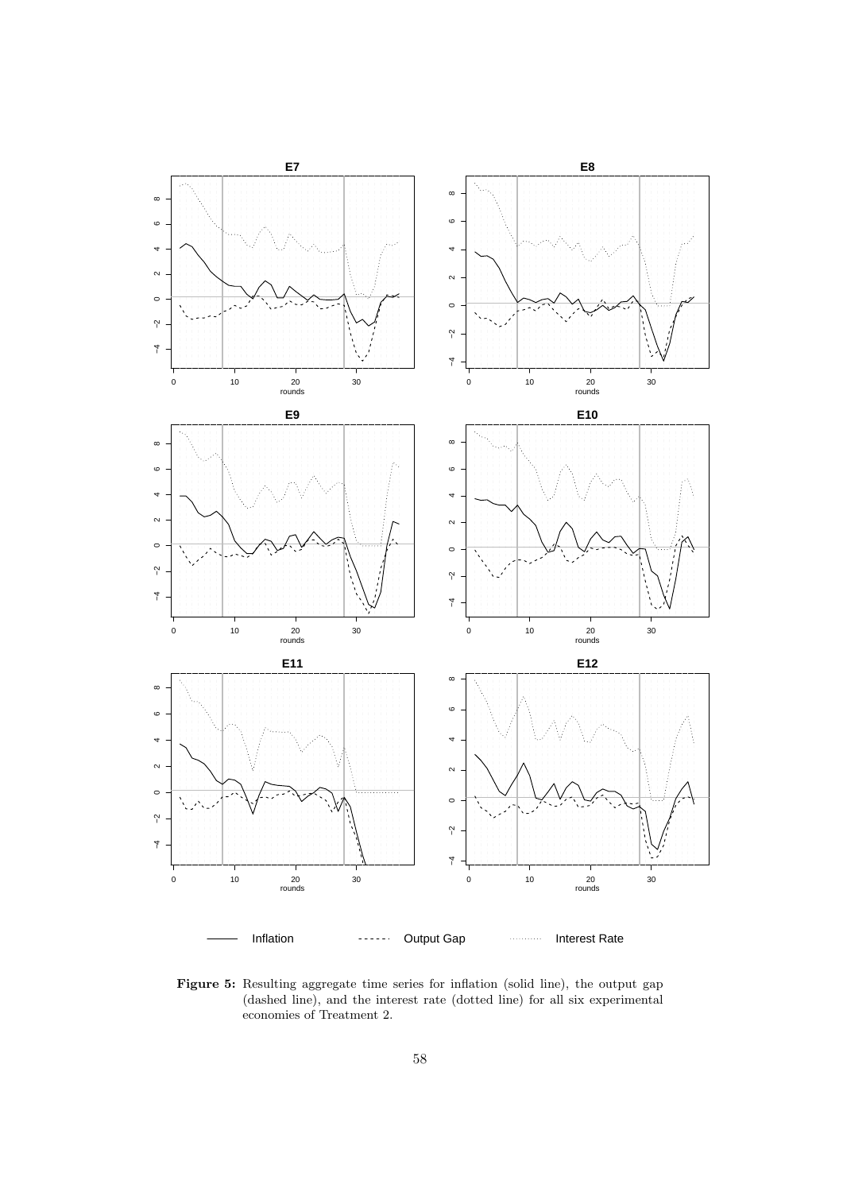E7

8
6
4
2
0
−2
−4

0 10 20 30
rounds

E8

8
6
4
2
0
−2
−4

0 10 20 30
rounds

E9

8
6
4
2
0
−2
−4

0 10 20 30
rounds

E10

8
6
4
2
0
−2
−4

0 10 20 30
rounds

E11

8
6
4
2
0
−2
−4

0 10 20 30
rounds

E12

8
6
4
2
0
−2
−4

0 10 20 30
rounds

Inflation
Output Gap
Interest Rate

**Figure 5:** Resulting aggregate time series for inflation (solid line), the output gap (dashed line), and the interest rate (dotted line) for all six experimental economies of Treatment 2.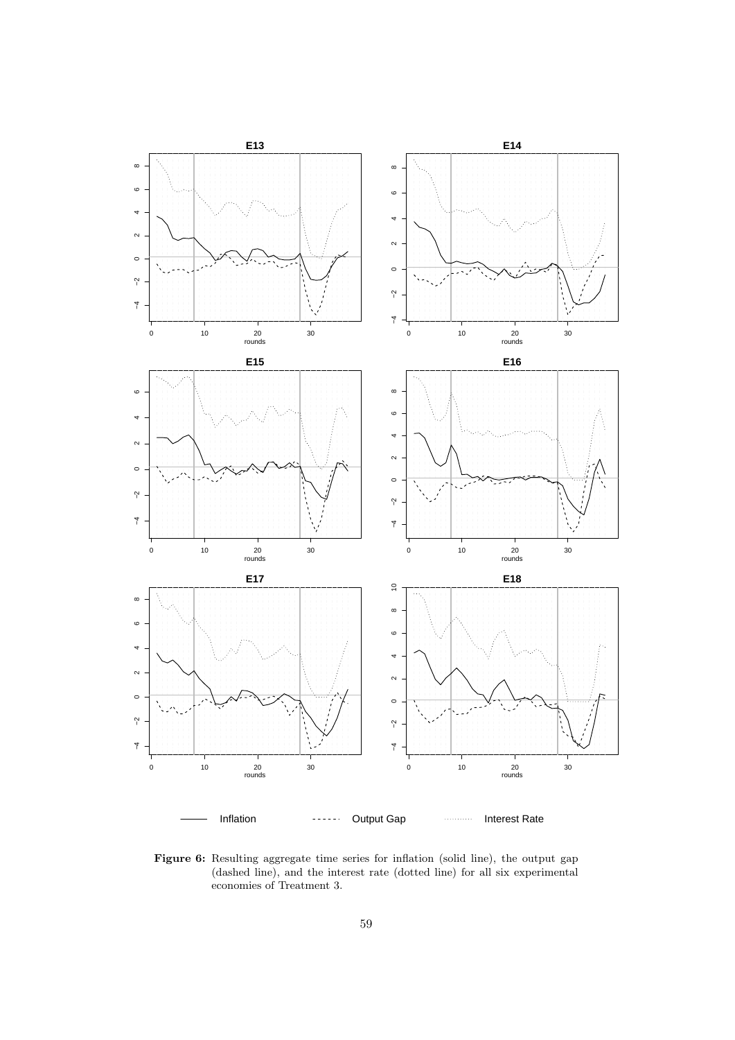**Figure 6:** Resulting aggregate time series for inflation (solid line), the output gap (dashed line), and the interest rate (dotted line) for all six experimental economies of Treatment 3.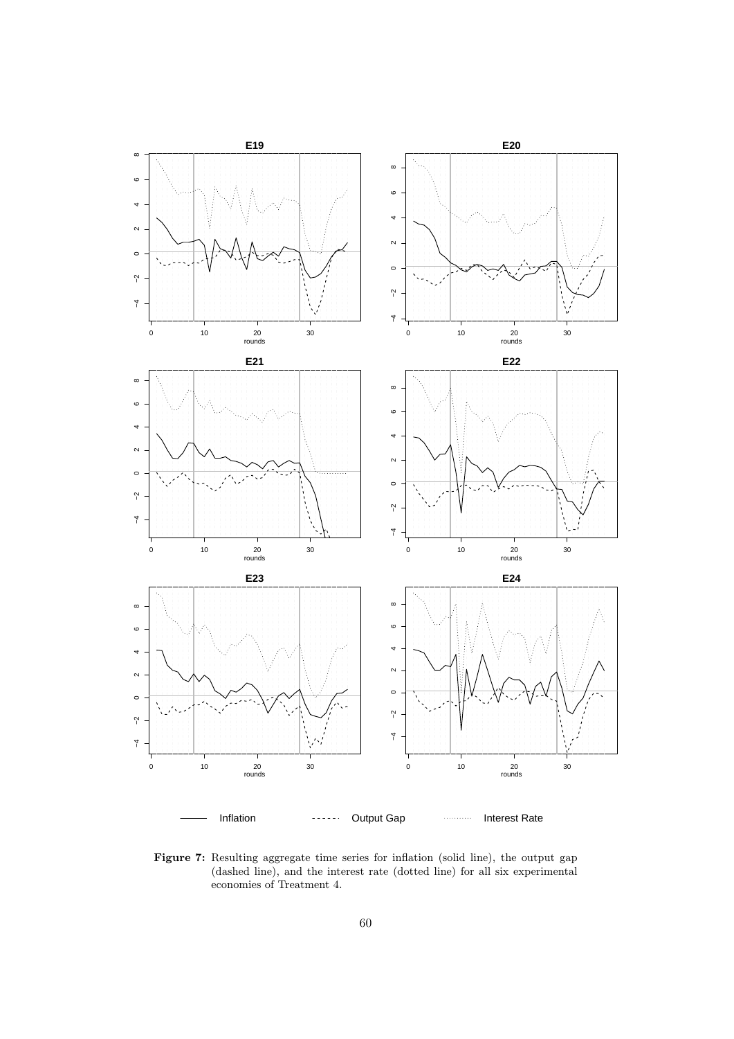E19

E20

E21

E22

E23

E24

rounds

Inflation

Output Gap

Interest Rate

**Figure 7:** Resulting aggregate time series for inflation (solid line), the output gap (dashed line), and the interest rate (dotted line) for all six experimental economies of Treatment 4.